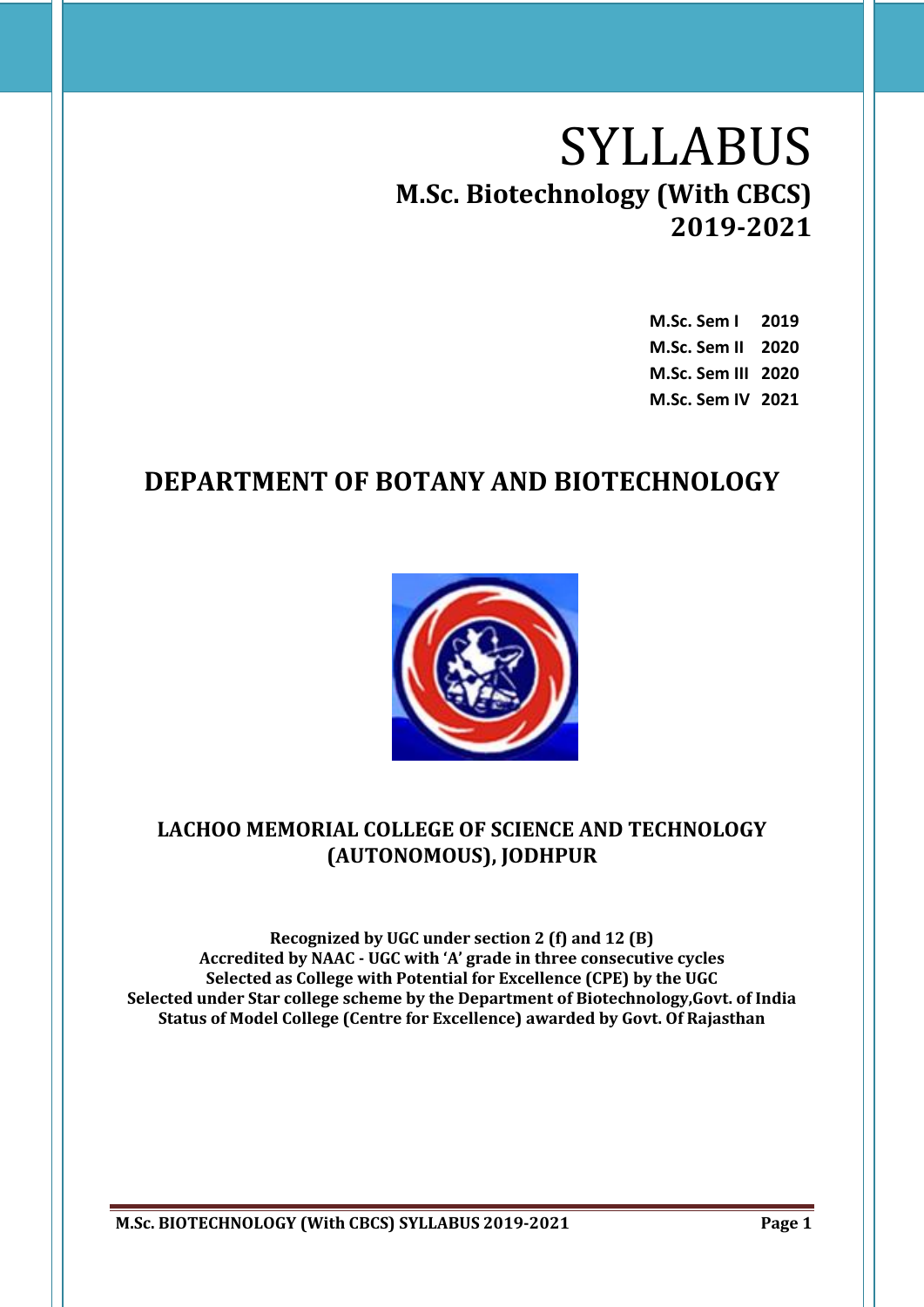# SYLLABUS

## M.Sc. Biotechnology (With CBCS) 2019-2021

**M.Sc. Sem I 2019**
**M.Sc. Sem II 2020**
**M.Sc. Sem III 2020**
**M.Sc. Sem IV 2021**

## DEPARTMENT OF BOTANY AND BIOTECHNOLOGY

### LACHOO MEMORIAL COLLEGE OF SCIENCE AND TECHNOLOGY (AUTONOMOUS), JODHPUR

**Recognized by UGC under section 2 (f) and 12 (B)**
**Accredited by NAAC - UGC with 'A' grade in three consecutive cycles**
**Selected as College with Potential for Excellence (CPE) by the UGC**
**Selected under Star college scheme by the Department of Biotechnology,Govt. of India**
**Status of Model College (Centre for Excellence) awarded by Govt. Of Rajasthan**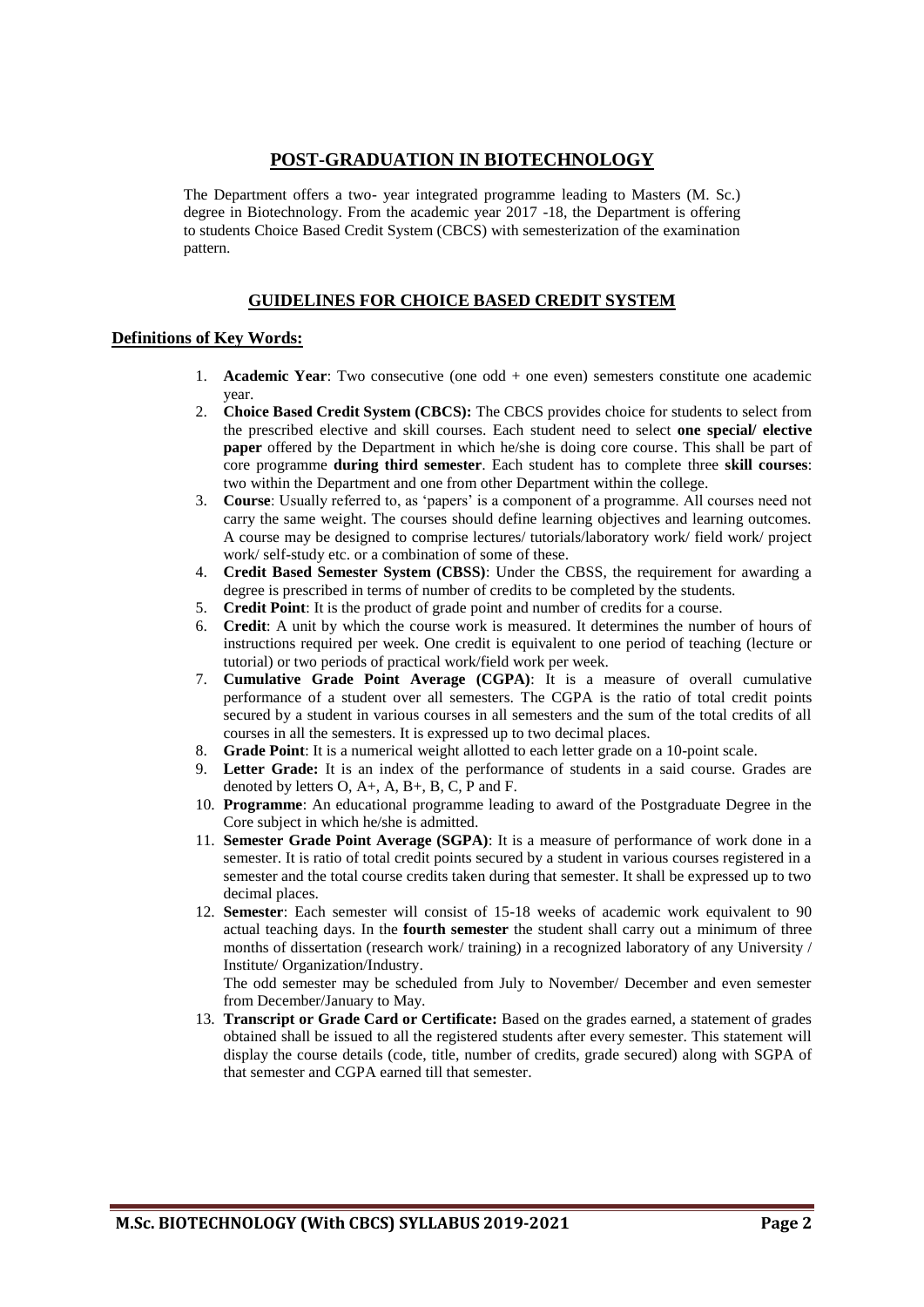## POST-GRADUATION IN BIOTECHNOLOGY

The Department offers a two- year integrated programme leading to Masters (M. Sc.) degree in Biotechnology. From the academic year 2017 -18, the Department is offering to students Choice Based Credit System (CBCS) with semesterization of the examination pattern.

## GUIDELINES FOR CHOICE BASED CREDIT SYSTEM

### Definitions of Key Words:

1. **Academic Year**: Two consecutive (one odd + one even) semesters constitute one academic year.
2. **Choice Based Credit System (CBCS):** The CBCS provides choice for students to select from the prescribed elective and skill courses. Each student need to select **one special/ elective paper** offered by the Department in which he/she is doing core course. This shall be part of core programme **during third semester**. Each student has to complete three **skill courses**: two within the Department and one from other Department within the college.
3. **Course**: Usually referred to, as 'papers' is a component of a programme. All courses need not carry the same weight. The courses should define learning objectives and learning outcomes. A course may be designed to comprise lectures/ tutorials/laboratory work/ field work/ project work/ self-study etc. or a combination of some of these.
4. **Credit Based Semester System (CBSS)**: Under the CBSS, the requirement for awarding a degree is prescribed in terms of number of credits to be completed by the students.
5. **Credit Point**: It is the product of grade point and number of credits for a course.
6. **Credit**: A unit by which the course work is measured. It determines the number of hours of instructions required per week. One credit is equivalent to one period of teaching (lecture or tutorial) or two periods of practical work/field work per week.
7. **Cumulative Grade Point Average (CGPA)**: It is a measure of overall cumulative performance of a student over all semesters. The CGPA is the ratio of total credit points secured by a student in various courses in all semesters and the sum of the total credits of all courses in all the semesters. It is expressed up to two decimal places.
8. **Grade Point**: It is a numerical weight allotted to each letter grade on a 10-point scale.
9. **Letter Grade:** It is an index of the performance of students in a said course. Grades are denoted by letters O, A+, A, B+, B, C, P and F.
10. **Programme**: An educational programme leading to award of the Postgraduate Degree in the Core subject in which he/she is admitted.
11. **Semester Grade Point Average (SGPA)**: It is a measure of performance of work done in a semester. It is ratio of total credit points secured by a student in various courses registered in a semester and the total course credits taken during that semester. It shall be expressed up to two decimal places.
12. **Semester**: Each semester will consist of 15-18 weeks of academic work equivalent to 90 actual teaching days. In the **fourth semester** the student shall carry out a minimum of three months of dissertation (research work/ training) in a recognized laboratory of any University / Institute/ Organization/Industry.

    The odd semester may be scheduled from July to November/ December and even semester from December/January to May.
13. **Transcript or Grade Card or Certificate:** Based on the grades earned, a statement of grades obtained shall be issued to all the registered students after every semester. This statement will display the course details (code, title, number of credits, grade secured) along with SGPA of that semester and CGPA earned till that semester.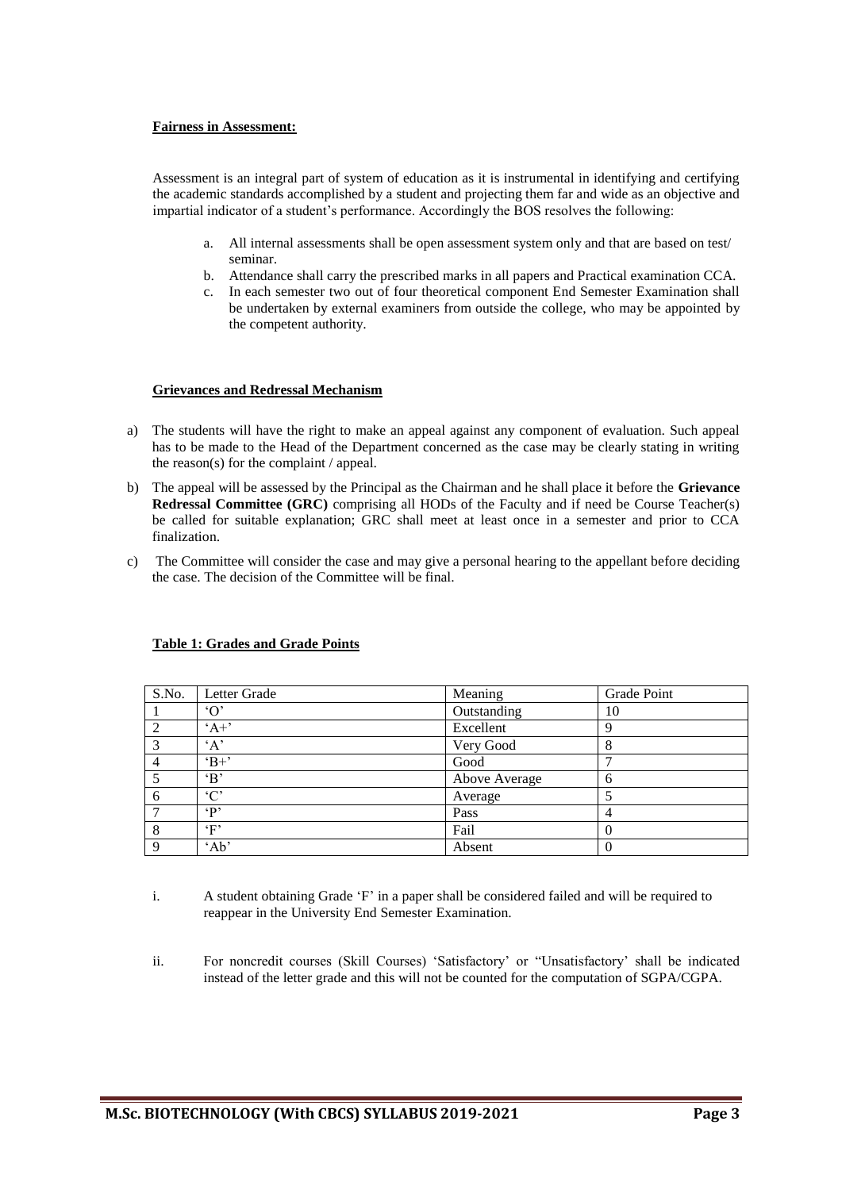**Fairness in Assessment:**

Assessment is an integral part of system of education as it is instrumental in identifying and certifying the academic standards accomplished by a student and projecting them far and wide as an objective and impartial indicator of a student's performance. Accordingly the BOS resolves the following:

a. All internal assessments shall be open assessment system only and that are based on test/ seminar.
b. Attendance shall carry the prescribed marks in all papers and Practical examination CCA.
c. In each semester two out of four theoretical component End Semester Examination shall be undertaken by external examiners from outside the college, who may be appointed by the competent authority.

**Grievances and Redressal Mechanism**

a) The students will have the right to make an appeal against any component of evaluation. Such appeal has to be made to the Head of the Department concerned as the case may be clearly stating in writing the reason(s) for the complaint / appeal.

b) The appeal will be assessed by the Principal as the Chairman and he shall place it before the **Grievance Redressal Committee (GRC)** comprising all HODs of the Faculty and if need be Course Teacher(s) be called for suitable explanation; GRC shall meet at least once in a semester and prior to CCA finalization.

c) The Committee will consider the case and may give a personal hearing to the appellant before deciding the case. The decision of the Committee will be final.

**Table 1: Grades and Grade Points**

| S.No. | Letter Grade | Meaning | Grade Point |
|---|---|---|---|
| 1 | 'O' | Outstanding | 10 |
| 2 | 'A+' | Excellent | 9 |
| 3 | 'A' | Very Good | 8 |
| 4 | 'B+' | Good | 7 |
| 5 | 'B' | Above Average | 6 |
| 6 | 'C' | Average | 5 |
| 7 | 'P' | Pass | 4 |
| 8 | 'F' | Fail | 0 |
| 9 | 'Ab' | Absent | 0 |

i. A student obtaining Grade 'F' in a paper shall be considered failed and will be required to reappear in the University End Semester Examination.

ii. For noncredit courses (Skill Courses) 'Satisfactory' or "Unsatisfactory' shall be indicated instead of the letter grade and this will not be counted for the computation of SGPA/CGPA.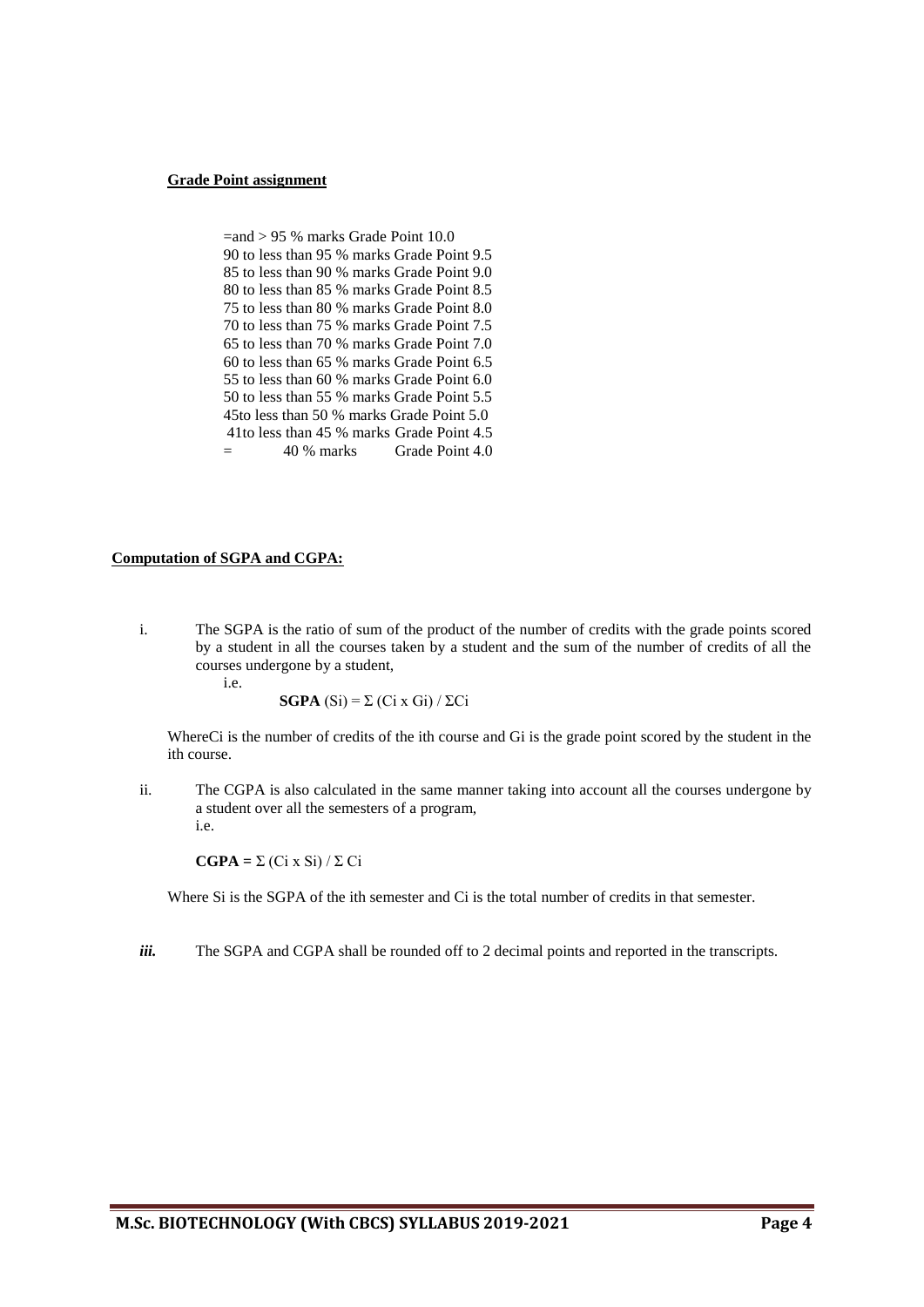**Grade Point assignment**

=and > 95 % marks Grade Point 10.0
90 to less than 95 % marks Grade Point 9.5
85 to less than 90 % marks Grade Point 9.0
80 to less than 85 % marks Grade Point 8.5
75 to less than 80 % marks Grade Point 8.0
70 to less than 75 % marks Grade Point 7.5
65 to less than 70 % marks Grade Point 7.0
60 to less than 65 % marks Grade Point 6.5
55 to less than 60 % marks Grade Point 6.0
50 to less than 55 % marks Grade Point 5.5
45to less than 50 % marks Grade Point 5.0
41to less than 45 % marks Grade Point 4.5
= 40 % marks Grade Point 4.0

**Computation of SGPA and CGPA:**

i. The SGPA is the ratio of sum of the product of the number of credits with the grade points scored by a student in all the courses taken by a student and the sum of the number of credits of all the courses undergone by a student,

i.e.

**SGPA** $(Si) = \Sigma (Ci \times Gi) / \Sigma Ci$

WhereCi is the number of credits of the ith course and Gi is the grade point scored by the student in the ith course.

ii. The CGPA is also calculated in the same manner taking into account all the courses undergone by a student over all the semesters of a program,

i.e.

**CGPA =** $\Sigma (Ci \times Si) / \Sigma Ci$

Where Si is the SGPA of the ith semester and Ci is the total number of credits in that semester.

***iii.*** The SGPA and CGPA shall be rounded off to 2 decimal points and reported in the transcripts.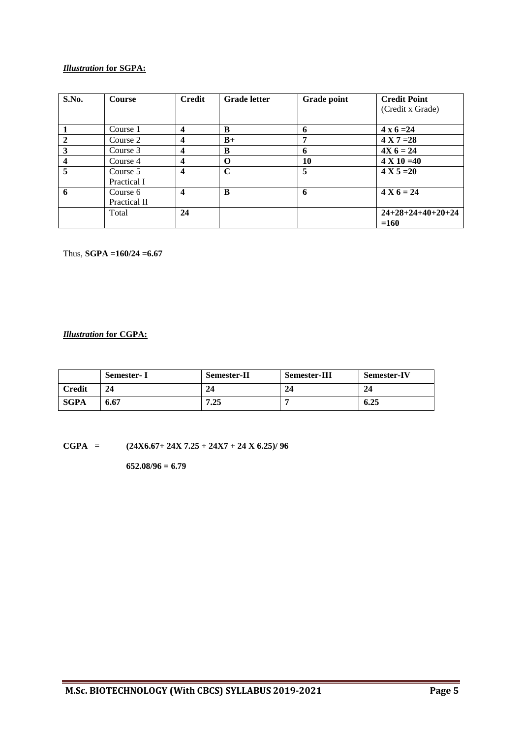***Illustration* for SGPA:**

| S.No. | Course | Credit | Grade letter | Grade point | Credit Point (Credit x Grade) |
|---|---|---|---|---|---|
| **1** | Course 1 | **4** | **B** | **6** | **4 x 6 =24** |
| **2** | Course 2 | **4** | **B+** | **7** | **4 X 7 =28** |
| **3** | Course 3 | **4** | **B** | **6** | **4X 6 = 24** |
| **4** | Course 4 | **4** | **O** | **10** | **4 X 10 =40** |
| **5** | Course 5 Practical I | **4** | **C** | **5** | **4 X 5 =20** |
| **6** | Course 6 Practical II | **4** | **B** | **6** | **4 X 6 = 24** |
| | Total | **24** | | | **24+28+24+40+20+24 =160** |

Thus, **SGPA =160/24 =6.67**

***Illustration* for CGPA:**

| | Semester- I | Semester-II | Semester-III | Semester-IV |
|---|---|---|---|---|
| **Credit** | **24** | **24** | **24** | **24** |
| **SGPA** | **6.67** | **7.25** | **7** | **6.25** |

**CGPA = (24X6.67+ 24X 7.25 + 24X7 + 24 X 6.25)/ 96**

**652.08/96 = 6.79**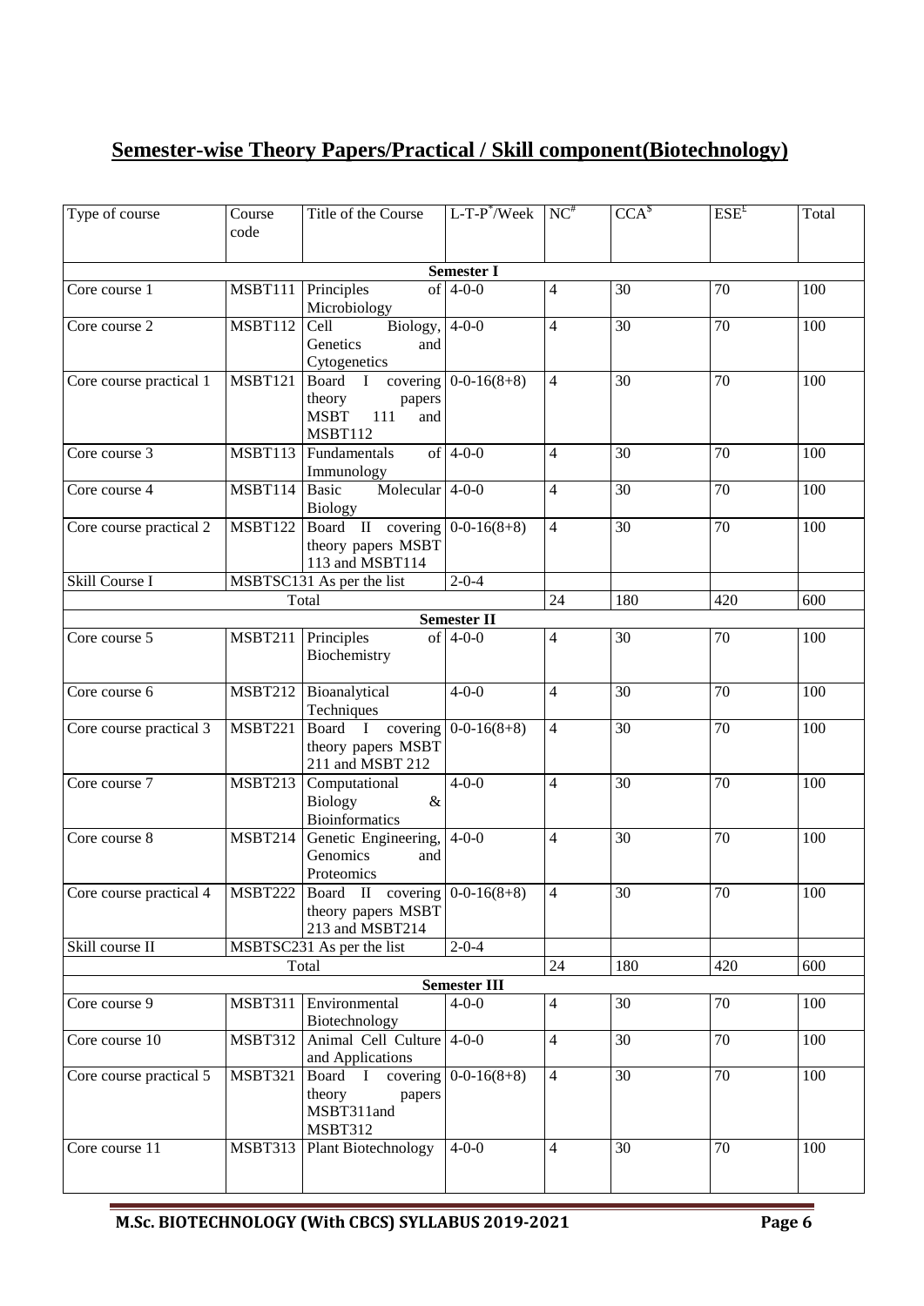# Semester-wise Theory Papers/Practical / Skill component(Biotechnology)

| Type of course | Course code | Title of the Course | L-T-P*/Week | NC# | CCA$ | ESE£ | Total |
|---|---|---|---|---|---|---|---|
| **Semester I** | | | | | | | |
| Core course 1 | MSBT111 | Principles of Microbiology | 4-0-0 | 4 | 30 | 70 | 100 |
| Core course 2 | MSBT112 | Cell Biology, Genetics and Cytogenetics | 4-0-0 | 4 | 30 | 70 | 100 |
| Core course practical 1 | MSBT121 | Board I covering theory papers MSBT 111 and MSBT112 | 0-0-16(8+8) | 4 | 30 | 70 | 100 |
| Core course 3 | MSBT113 | Fundamentals of Immunology | 4-0-0 | 4 | 30 | 70 | 100 |
| Core course 4 | MSBT114 | Basic Molecular Biology | 4-0-0 | 4 | 30 | 70 | 100 |
| Core course practical 2 | MSBT122 | Board II covering theory papers MSBT 113 and MSBT114 | 0-0-16(8+8) | 4 | 30 | 70 | 100 |
| Skill Course I | MSBTSC131 As per the list | | 2-0-4 | | | | |
| Total | | | | 24 | 180 | 420 | 600 |
| **Semester II** | | | | | | | |
| Core course 5 | MSBT211 | Principles of Biochemistry | 4-0-0 | 4 | 30 | 70 | 100 |
| Core course 6 | MSBT212 | Bioanalytical Techniques | 4-0-0 | 4 | 30 | 70 | 100 |
| Core course practical 3 | MSBT221 | Board I covering theory papers MSBT 211 and MSBT 212 | 0-0-16(8+8) | 4 | 30 | 70 | 100 |
| Core course 7 | MSBT213 | Computational Biology & Bioinformatics | 4-0-0 | 4 | 30 | 70 | 100 |
| Core course 8 | MSBT214 | Genetic Engineering, Genomics and Proteomics | 4-0-0 | 4 | 30 | 70 | 100 |
| Core course practical 4 | MSBT222 | Board II covering theory papers MSBT 213 and MSBT214 | 0-0-16(8+8) | 4 | 30 | 70 | 100 |
| Skill course II | MSBTSC231 As per the list | | 2-0-4 | | | | |
| Total | | | | 24 | 180 | 420 | 600 |
| **Semester III** | | | | | | | |
| Core course 9 | MSBT311 | Environmental Biotechnology | 4-0-0 | 4 | 30 | 70 | 100 |
| Core course 10 | MSBT312 | Animal Cell Culture and Applications | 4-0-0 | 4 | 30 | 70 | 100 |
| Core course practical 5 | MSBT321 | Board I covering theory papers MSBT311and MSBT312 | 0-0-16(8+8) | 4 | 30 | 70 | 100 |
| Core course 11 | MSBT313 | Plant Biotechnology | 4-0-0 | 4 | 30 | 70 | 100 |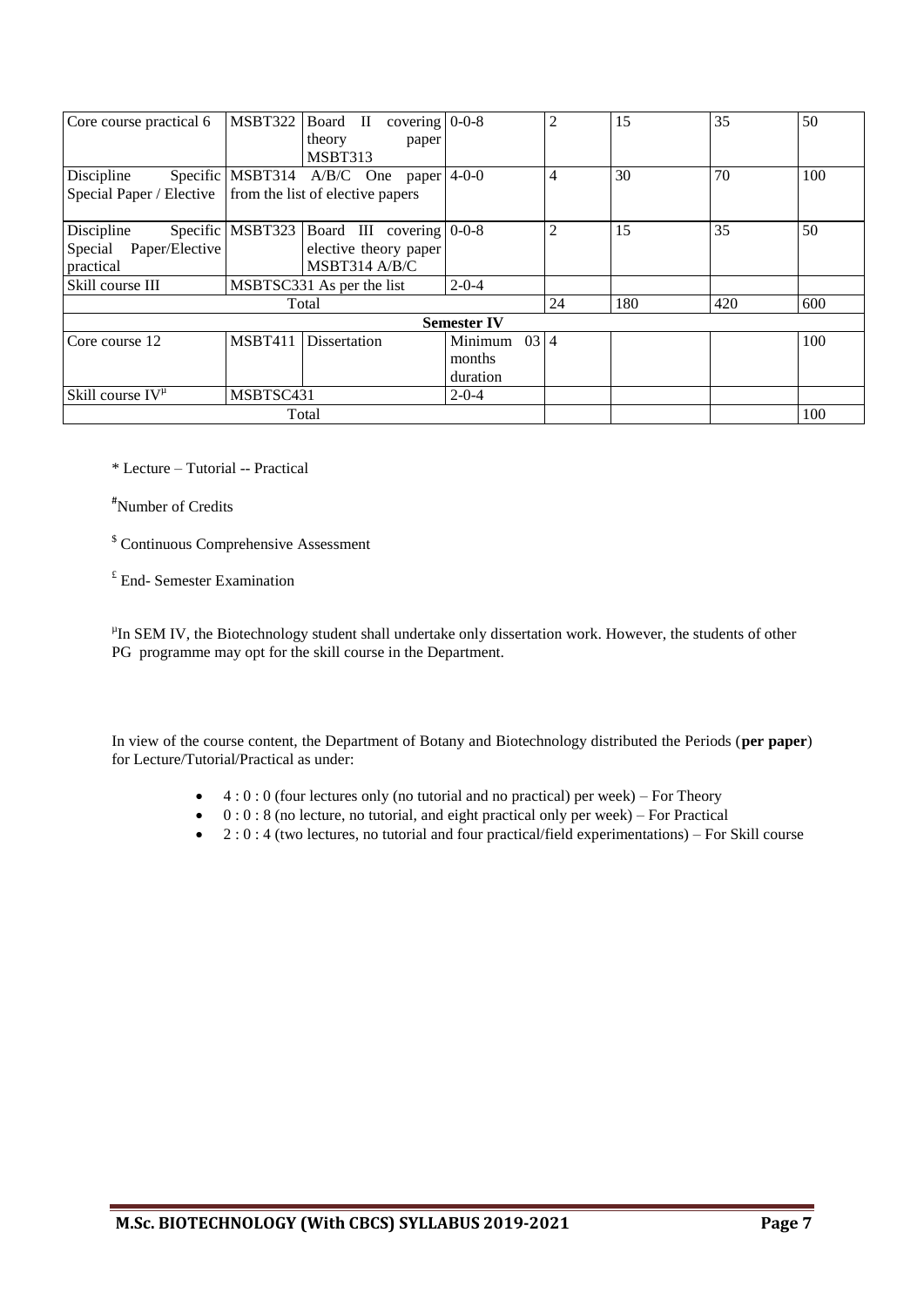| Core course practical 6 | MSBT322 | Board II covering theory paper MSBT313 | 0-0-8 | 2 | 15 | 35 | 50 |
|---|---|---|---|---|---|---|---|
| Discipline Specific Special Paper / Elective | MSBT314 A/B/C One paper from the list of elective papers | | 4-0-0 | 4 | 30 | 70 | 100 |
| Discipline Specific Special Paper/Elective practical | MSBT323 | Board III covering elective theory paper MSBT314 A/B/C | 0-0-8 | 2 | 15 | 35 | 50 |
| Skill course III | MSBTSC331 As per the list | | 2-0-4 | | | | |
| Total | | | | 24 | 180 | 420 | 600 |
| **Semester IV** | | | | | | | |
| Core course 12 | MSBT411 | Dissertation | Minimum 03 months duration | 4 | | | 100 |
| Skill course IV[µ] | MSBTSC431 | | 2-0-4 | | | | |
| Total | | | | | | | 100 |

* Lecture – Tutorial -- Practical

[#]Number of Credits

[$] Continuous Comprehensive Assessment

[£] End- Semester Examination

[µ]In SEM IV, the Biotechnology student shall undertake only dissertation work. However, the students of other PG programme may opt for the skill course in the Department.

In view of the course content, the Department of Botany and Biotechnology distributed the Periods (**per paper**) for Lecture/Tutorial/Practical as under:

- 4 : 0 : 0 (four lectures only (no tutorial and no practical) per week) – For Theory
- 0 : 0 : 8 (no lecture, no tutorial, and eight practical only per week) – For Practical
- 2 : 0 : 4 (two lectures, no tutorial and four practical/field experimentations) – For Skill course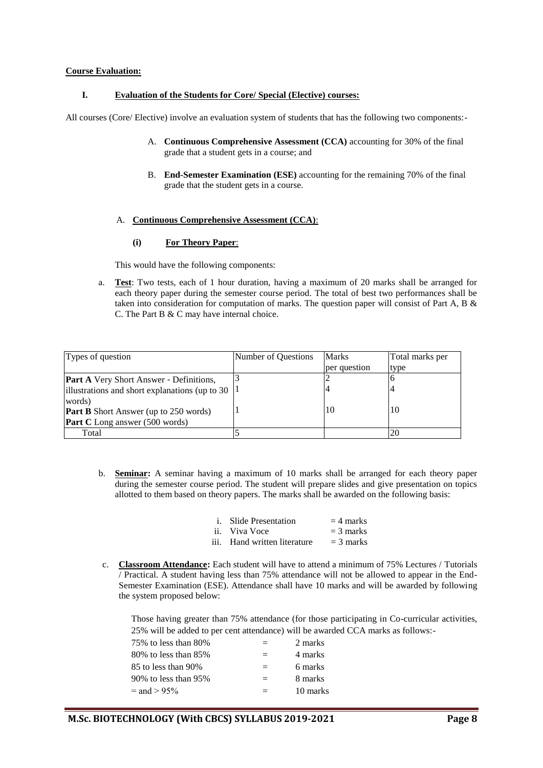**Course Evaluation:**

**I. Evaluation of the Students for Core/ Special (Elective) courses:**

All courses (Core/ Elective) involve an evaluation system of students that has the following two components:-

A. **Continuous Comprehensive Assessment (CCA)** accounting for 30% of the final grade that a student gets in a course; and

B. **End-Semester Examination (ESE)** accounting for the remaining 70% of the final grade that the student gets in a course.

A. **Continuous Comprehensive Assessment (CCA)**:

**(i) For Theory Paper**:

This would have the following components:

a. **Test**: Two tests, each of 1 hour duration, having a maximum of 20 marks shall be arranged for each theory paper during the semester course period. The total of best two performances shall be taken into consideration for computation of marks. The question paper will consist of Part A, B & C. The Part B & C may have internal choice.

| Types of question | Number of Questions | Marks per question | Total marks per type |
|---|---|---|---|
| **Part A** Very Short Answer - Definitions, | 3 | 2 | 6 |
| illustrations and short explanations (up to 30 words) | 1 | 4 | 4 |
| **Part B** Short Answer (up to 250 words) | 1 | 10 | 10 |
| **Part C** Long answer (500 words) | | | |
| Total | 5 | | 20 |

b. **Seminar:** A seminar having a maximum of 10 marks shall be arranged for each theory paper during the semester course period. The student will prepare slides and give presentation on topics allotted to them based on theory papers. The marks shall be awarded on the following basis:

i. Slide Presentation = 4 marks
ii. Viva Voce = 3 marks
iii. Hand written literature = 3 marks

c. **Classroom Attendance:** Each student will have to attend a minimum of 75% Lectures / Tutorials / Practical. A student having less than 75% attendance will not be allowed to appear in the End-Semester Examination (ESE). Attendance shall have 10 marks and will be awarded by following the system proposed below:

Those having greater than 75% attendance (for those participating in Co-curricular activities, 25% will be added to per cent attendance) will be awarded CCA marks as follows:-

| | | |
|---|---|---|
| 75% to less than 80% | = | 2 marks |
| 80% to less than 85% | = | 4 marks |
| 85 to less than 90% | = | 6 marks |
| 90% to less than 95% | = | 8 marks |
| = and > 95% | = | 10 marks |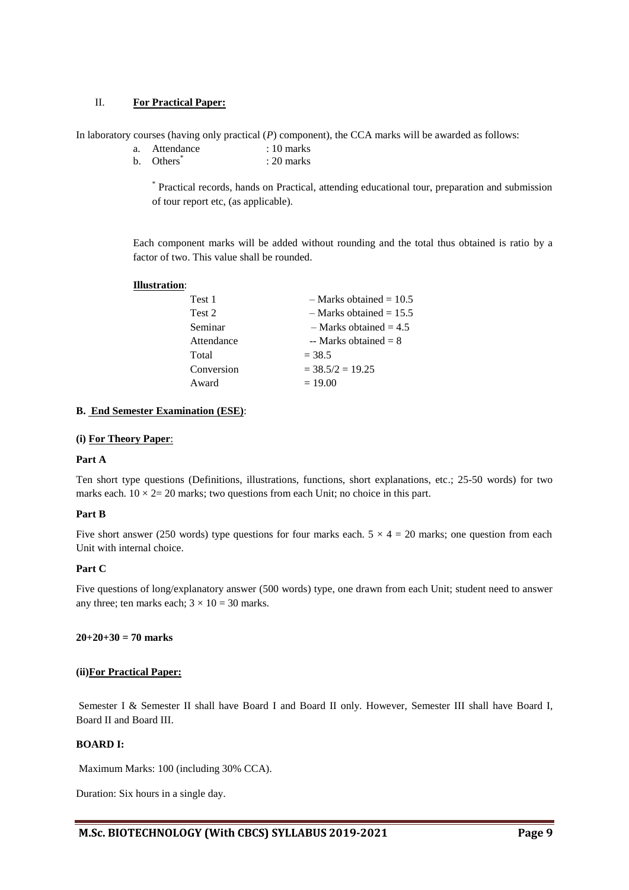## II. **For Practical Paper:**

In laboratory courses (having only practical (*P*) component), the CCA marks will be awarded as follows:

a. Attendance : 10 marks
b. Others* : 20 marks

\* Practical records, hands on Practical, attending educational tour, preparation and submission of tour report etc, (as applicable).

Each component marks will be added without rounding and the total thus obtained is ratio by a factor of two. This value shall be rounded.

**Illustration**:

| | |
|---|---|
| Test 1 | – Marks obtained = 10.5 |
| Test 2 | – Marks obtained = 15.5 |
| Seminar | – Marks obtained = 4.5 |
| Attendance | -- Marks obtained = 8 |
| Total | = 38.5 |
| Conversion | = 38.5/2 = 19.25 |
| Award | = 19.00 |

### B. End Semester Examination (ESE):

**(i) For Theory Paper**:

**Part A**

Ten short type questions (Definitions, illustrations, functions, short explanations, etc.; 25-50 words) for two marks each. $10 \times 2= 20$ marks; two questions from each Unit; no choice in this part.

**Part B**

Five short answer (250 words) type questions for four marks each. $5 \times 4 = 20$ marks; one question from each Unit with internal choice.

**Part C**

Five questions of long/explanatory answer (500 words) type, one drawn from each Unit; student need to answer any three; ten marks each; $3 \times 10 = 30$ marks.

**20+20+30 = 70 marks**

**(ii)For Practical Paper:**

Semester I & Semester II shall have Board I and Board II only. However, Semester III shall have Board I, Board II and Board III.

**BOARD I:**

Maximum Marks: 100 (including 30% CCA).

Duration: Six hours in a single day.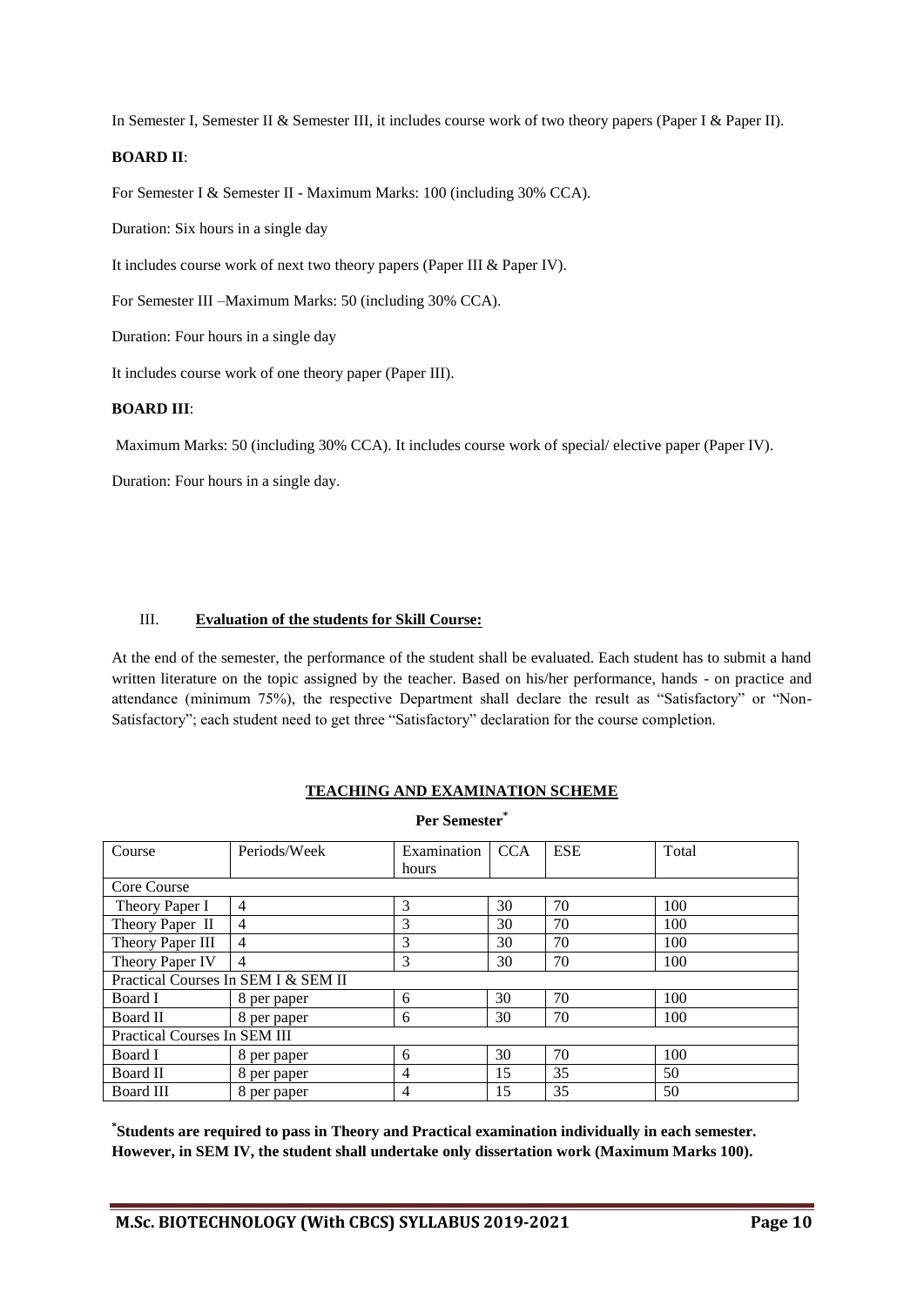In Semester I, Semester II & Semester III, it includes course work of two theory papers (Paper I & Paper II).

**BOARD II**:

For Semester I & Semester II - Maximum Marks: 100 (including 30% CCA).

Duration: Six hours in a single day

It includes course work of next two theory papers (Paper III & Paper IV).

For Semester III –Maximum Marks: 50 (including 30% CCA).

Duration: Four hours in a single day

It includes course work of one theory paper (Paper III).

**BOARD III**:

Maximum Marks: 50 (including 30% CCA). It includes course work of special/ elective paper (Paper IV).

Duration: Four hours in a single day.

III. **Evaluation of the students for Skill Course:**

At the end of the semester, the performance of the student shall be evaluated. Each student has to submit a hand written literature on the topic assigned by the teacher. Based on his/her performance, hands - on practice and attendance (minimum 75%), the respective Department shall declare the result as "Satisfactory" or "Non-Satisfactory"; each student need to get three "Satisfactory" declaration for the course completion.

## TEACHING AND EXAMINATION SCHEME

**Per Semester***

| Course | Periods/Week | Examination hours | CCA | ESE | Total |
|---|---|---|---|---|---|
| Core Course | | | | | |
| Theory Paper I | 4 | 3 | 30 | 70 | 100 |
| Theory Paper II | 4 | 3 | 30 | 70 | 100 |
| Theory Paper III | 4 | 3 | 30 | 70 | 100 |
| Theory Paper IV | 4 | 3 | 30 | 70 | 100 |
| Practical Courses In SEM I & SEM II | | | | | |
| Board I | 8 per paper | 6 | 30 | 70 | 100 |
| Board II | 8 per paper | 6 | 30 | 70 | 100 |
| Practical Courses In SEM III | | | | | |
| Board I | 8 per paper | 6 | 30 | 70 | 100 |
| Board II | 8 per paper | 4 | 15 | 35 | 50 |
| Board III | 8 per paper | 4 | 15 | 35 | 50 |

***Students are required to pass in Theory and Practical examination individually in each semester. However, in SEM IV, the student shall undertake only dissertation work (Maximum Marks 100).**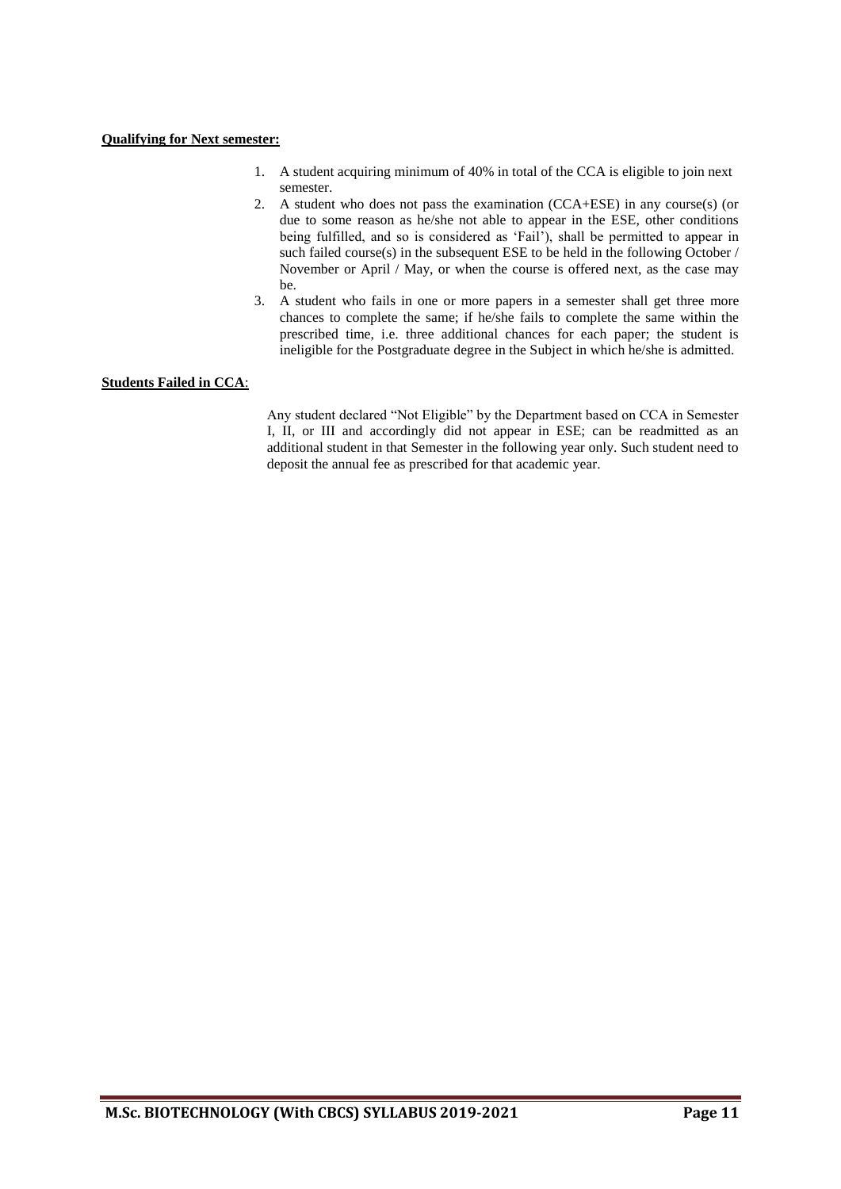**Qualifying for Next semester:**

1. A student acquiring minimum of 40% in total of the CCA is eligible to join next semester.
2. A student who does not pass the examination (CCA+ESE) in any course(s) (or due to some reason as he/she not able to appear in the ESE, other conditions being fulfilled, and so is considered as 'Fail'), shall be permitted to appear in such failed course(s) in the subsequent ESE to be held in the following October / November or April / May, or when the course is offered next, as the case may be.
3. A student who fails in one or more papers in a semester shall get three more chances to complete the same; if he/she fails to complete the same within the prescribed time, i.e. three additional chances for each paper; the student is ineligible for the Postgraduate degree in the Subject in which he/she is admitted.

**Students Failed in CCA**:

Any student declared "Not Eligible" by the Department based on CCA in Semester I, II, or III and accordingly did not appear in ESE; can be readmitted as an additional student in that Semester in the following year only. Such student need to deposit the annual fee as prescribed for that academic year.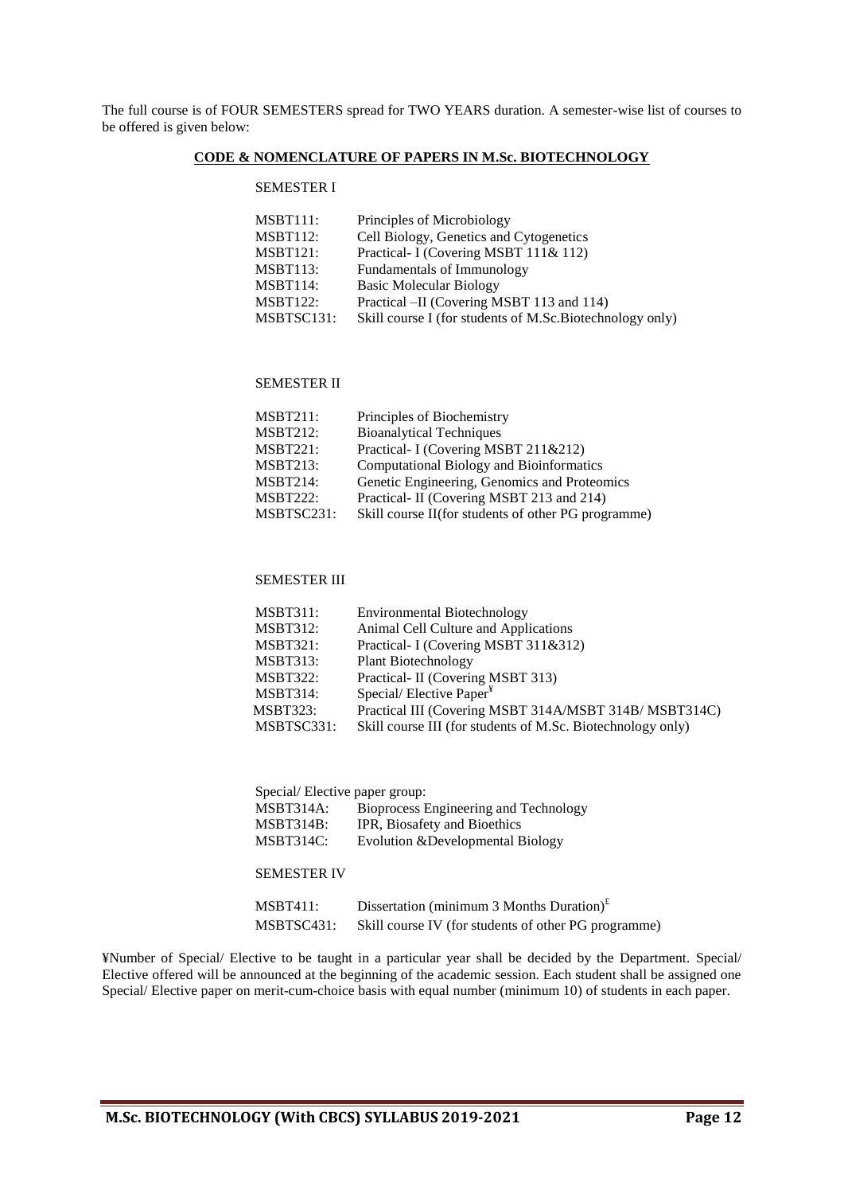The full course is of FOUR SEMESTERS spread for TWO YEARS duration. A semester-wise list of courses to be offered is given below:

## CODE & NOMENCLATURE OF PAPERS IN M.Sc. BIOTECHNOLOGY

### SEMESTER I

| | |
|---|---|
| MSBT111: | Principles of Microbiology |
| MSBT112: | Cell Biology, Genetics and Cytogenetics |
| MSBT121: | Practical- I (Covering MSBT 111& 112) |
| MSBT113: | Fundamentals of Immunology |
| MSBT114: | Basic Molecular Biology |
| MSBT122: | Practical –II (Covering MSBT 113 and 114) |
| MSBTSC131: | Skill course I (for students of M.Sc.Biotechnology only) |

### SEMESTER II

| | |
|---|---|
| MSBT211: | Principles of Biochemistry |
| MSBT212: | Bioanalytical Techniques |
| MSBT221: | Practical- I (Covering MSBT 211&212) |
| MSBT213: | Computational Biology and Bioinformatics |
| MSBT214: | Genetic Engineering, Genomics and Proteomics |
| MSBT222: | Practical- II (Covering MSBT 213 and 214) |
| MSBTSC231: | Skill course II(for students of other PG programme) |

### SEMESTER III

| | |
|---|---|
| MSBT311: | Environmental Biotechnology |
| MSBT312: | Animal Cell Culture and Applications |
| MSBT321: | Practical- I (Covering MSBT 311&312) |
| MSBT313: | Plant Biotechnology |
| MSBT322: | Practical- II (Covering MSBT 313) |
| MSBT314: | Special/ Elective Paper[¥] |
| MSBT323: | Practical III (Covering MSBT 314A/MSBT 314B/ MSBT314C) |
| MSBTSC331: | Skill course III (for students of M.Sc. Biotechnology only) |

Special/ Elective paper group:

| | |
|---|---|
| MSBT314A: | Bioprocess Engineering and Technology |
| MSBT314B: | IPR, Biosafety and Bioethics |
| MSBT314C: | Evolution &Developmental Biology |

### SEMESTER IV

| | |
|---|---|
| MSBT411: | Dissertation (minimum 3 Months Duration)[£] |
| MSBTSC431: | Skill course IV (for students of other PG programme) |

¥Number of Special/ Elective to be taught in a particular year shall be decided by the Department. Special/ Elective offered will be announced at the beginning of the academic session. Each student shall be assigned one Special/ Elective paper on merit-cum-choice basis with equal number (minimum 10) of students in each paper.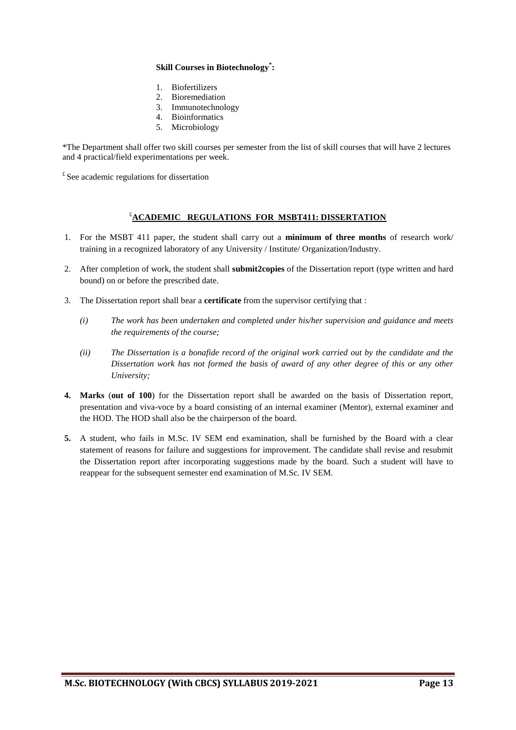**Skill Courses in Biotechnology*:**

1. Biofertilizers
2. Bioremediation
3. Immunotechnology
4. Bioinformatics
5. Microbiology

*The Department shall offer two skill courses per semester from the list of skill courses that will have 2 lectures and 4 practical/field experimentations per week.

£ See academic regulations for dissertation

## £ACADEMIC REGULATIONS FOR MSBT411: DISSERTATION

1. For the MSBT 411 paper, the student shall carry out a **minimum of three months** of research work/ training in a recognized laboratory of any University / Institute/ Organization/Industry.
2. After completion of work, the student shall **submit2copies** of the Dissertation report (type written and hard bound) on or before the prescribed date.
3. The Dissertation report shall bear a **certificate** from the supervisor certifying that :
   *(i) The work has been undertaken and completed under his/her supervision and guidance and meets the requirements of the course;*
   *(ii) The Dissertation is a bonafide record of the original work carried out by the candidate and the Dissertation work has not formed the basis of award of any other degree of this or any other University;*
4. **Marks** (**out of 100**) for the Dissertation report shall be awarded on the basis of Dissertation report, presentation and viva-voce by a board consisting of an internal examiner (Mentor), external examiner and the HOD. The HOD shall also be the chairperson of the board.
5. A student, who fails in M.Sc. IV SEM end examination, shall be furnished by the Board with a clear statement of reasons for failure and suggestions for improvement. The candidate shall revise and resubmit the Dissertation report after incorporating suggestions made by the board. Such a student will have to reappear for the subsequent semester end examination of M.Sc. IV SEM.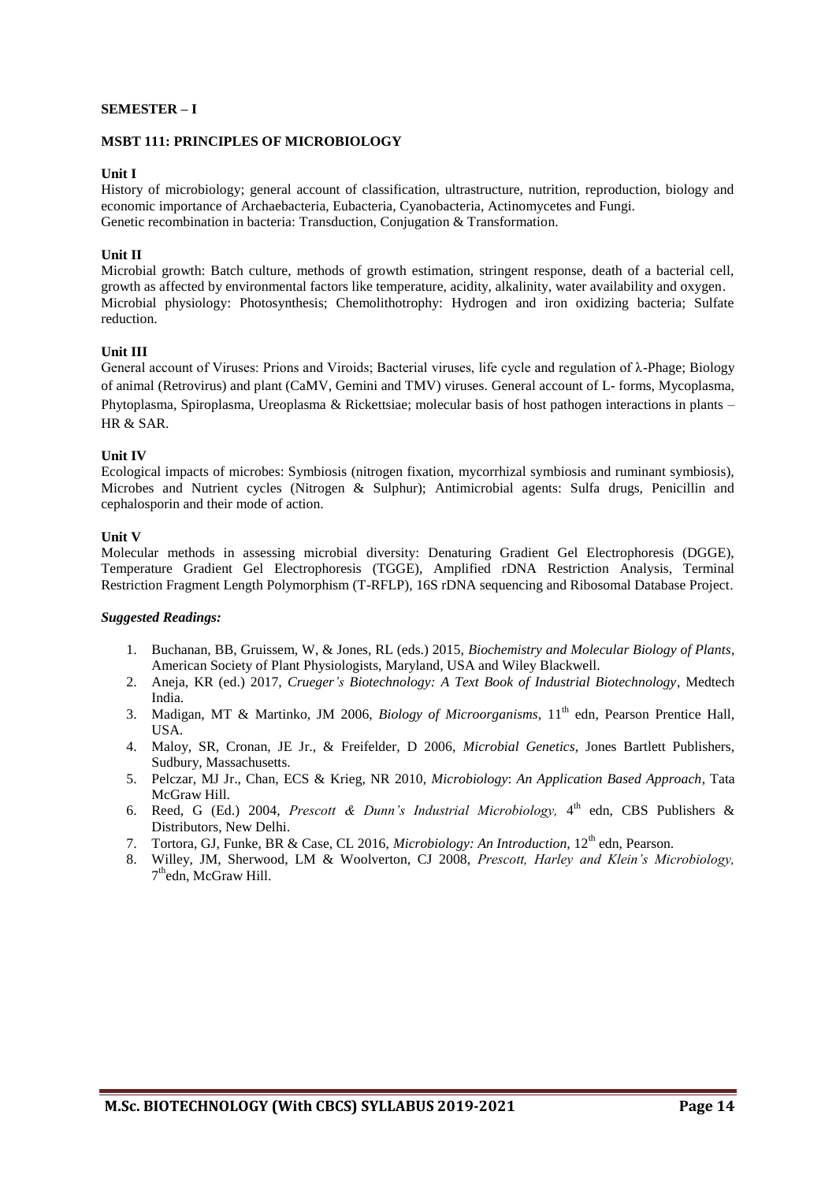**SEMESTER – I**

**MSBT 111: PRINCIPLES OF MICROBIOLOGY**

**Unit I**

History of microbiology; general account of classification, ultrastructure, nutrition, reproduction, biology and economic importance of Archaebacteria, Eubacteria, Cyanobacteria, Actinomycetes and Fungi.
Genetic recombination in bacteria: Transduction, Conjugation & Transformation.

**Unit II**

Microbial growth: Batch culture, methods of growth estimation, stringent response, death of a bacterial cell, growth as affected by environmental factors like temperature, acidity, alkalinity, water availability and oxygen.
Microbial physiology: Photosynthesis; Chemolithotrophy: Hydrogen and iron oxidizing bacteria; Sulfate reduction.

**Unit III**

General account of Viruses: Prions and Viroids; Bacterial viruses, life cycle and regulation of λ-Phage; Biology of animal (Retrovirus) and plant (CaMV, Gemini and TMV) viruses. General account of L- forms, Mycoplasma, Phytoplasma, Spiroplasma, Ureoplasma & Rickettsiae; molecular basis of host pathogen interactions in plants – HR & SAR.

**Unit IV**

Ecological impacts of microbes: Symbiosis (nitrogen fixation, mycorrhizal symbiosis and ruminant symbiosis), Microbes and Nutrient cycles (Nitrogen & Sulphur); Antimicrobial agents: Sulfa drugs, Penicillin and cephalosporin and their mode of action.

**Unit V**

Molecular methods in assessing microbial diversity: Denaturing Gradient Gel Electrophoresis (DGGE), Temperature Gradient Gel Electrophoresis (TGGE), Amplified rDNA Restriction Analysis, Terminal Restriction Fragment Length Polymorphism (T-RFLP), 16S rDNA sequencing and Ribosomal Database Project.

***Suggested Readings:***

1. Buchanan, BB, Gruissem, W, & Jones, RL (eds.) 2015, *Biochemistry and Molecular Biology of Plants*, American Society of Plant Physiologists, Maryland, USA and Wiley Blackwell.
2. Aneja, KR (ed.) 2017, *Crueger's Biotechnology: A Text Book of Industrial Biotechnology*, Medtech India.
3. Madigan, MT & Martinko, JM 2006, *Biology of Microorganisms*, 11th edn, Pearson Prentice Hall, USA.
4. Maloy, SR, Cronan, JE Jr., & Freifelder, D 2006, *Microbial Genetics*, Jones Bartlett Publishers, Sudbury, Massachusetts.
5. Pelczar, MJ Jr., Chan, ECS & Krieg, NR 2010, *Microbiology*: *An Application Based Approach*, Tata McGraw Hill.
6. Reed, G (Ed.) 2004, *Prescott & Dunn's Industrial Microbiology,* 4th edn, CBS Publishers & Distributors, New Delhi.
7. Tortora, GJ, Funke, BR & Case, CL 2016, *Microbiology: An Introduction*, 12th edn, Pearson.
8. Willey, JM, Sherwood, LM & Woolverton, CJ 2008, *Prescott, Harley and Klein's Microbiology,* 7th edn, McGraw Hill.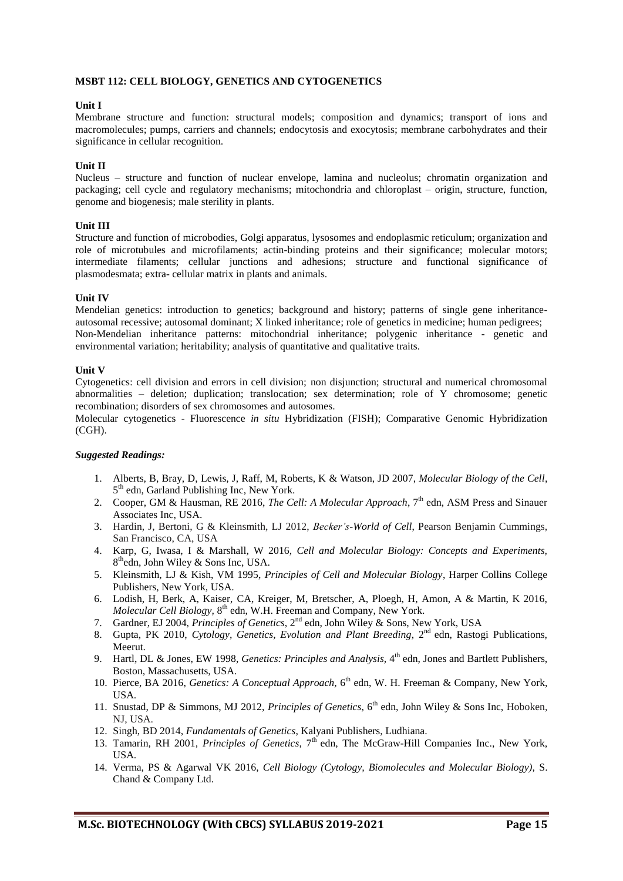## MSBT 112: CELL BIOLOGY, GENETICS AND CYTOGENETICS

### Unit I

Membrane structure and function: structural models; composition and dynamics; transport of ions and macromolecules; pumps, carriers and channels; endocytosis and exocytosis; membrane carbohydrates and their significance in cellular recognition.

### Unit II

Nucleus – structure and function of nuclear envelope, lamina and nucleolus; chromatin organization and packaging; cell cycle and regulatory mechanisms; mitochondria and chloroplast – origin, structure, function, genome and biogenesis; male sterility in plants.

### Unit III

Structure and function of microbodies, Golgi apparatus, lysosomes and endoplasmic reticulum; organization and role of microtubules and microfilaments; actin-binding proteins and their significance; molecular motors; intermediate filaments; cellular junctions and adhesions; structure and functional significance of plasmodesmata; extra- cellular matrix in plants and animals.

### Unit IV

Mendelian genetics: introduction to genetics; background and history; patterns of single gene inheritance-autosomal recessive; autosomal dominant; X linked inheritance; role of genetics in medicine; human pedigrees; Non-Mendelian inheritance patterns: mitochondrial inheritance; polygenic inheritance - genetic and environmental variation; heritability; analysis of quantitative and qualitative traits.

### Unit V

Cytogenetics: cell division and errors in cell division; non disjunction; structural and numerical chromosomal abnormalities – deletion; duplication; translocation; sex determination; role of Y chromosome; genetic recombination; disorders of sex chromosomes and autosomes.

Molecular cytogenetics - Fluorescence *in situ* Hybridization (FISH); Comparative Genomic Hybridization (CGH).

### *Suggested Readings:*

1. Alberts, B, Bray, D, Lewis, J, Raff, M, Roberts, K & Watson, JD 2007, *Molecular Biology of the Cell*, 5th edn, Garland Publishing Inc, New York.
2. Cooper, GM & Hausman, RE 2016, *The Cell: A Molecular Approach*, 7th edn, ASM Press and Sinauer Associates Inc, USA.
3. Hardin, J, Bertoni, G & Kleinsmith, LJ 2012, *Becker's-World of Cell*, Pearson Benjamin Cummings, San Francisco, CA, USA
4. Karp, G, Iwasa, I & Marshall, W 2016, *Cell and Molecular Biology: Concepts and Experiments,* 8th edn, John Wiley & Sons Inc, USA.
5. Kleinsmith, LJ & Kish, VM 1995, *Principles of Cell and Molecular Biology*, Harper Collins College Publishers, New York, USA.
6. Lodish, H, Berk, A, Kaiser, CA, Kreiger, M, Bretscher, A, Ploegh, H, Amon, A & Martin, K 2016, *Molecular Cell Biology*, 8th edn, W.H. Freeman and Company, New York.
7. Gardner, EJ 2004, *Principles of Genetics*, 2nd edn, John Wiley & Sons, New York, USA
8. Gupta, PK 2010, *Cytology, Genetics, Evolution and Plant Breeding*, 2nd edn, Rastogi Publications, Meerut.
9. Hartl, DL & Jones, EW 1998, *Genetics: Principles and Analysis*, 4th edn, Jones and Bartlett Publishers, Boston, Massachusetts, USA.
10. Pierce, BA 2016, *Genetics: A Conceptual Approach*, 6th edn, W. H. Freeman & Company, New York, USA.
11. Snustad, DP & Simmons, MJ 2012, *Principles of Genetics*, 6th edn, John Wiley & Sons Inc, Hoboken, NJ, USA.
12. Singh, BD 2014, *Fundamentals of Genetics*, Kalyani Publishers, Ludhiana.
13. Tamarin, RH 2001, *Principles of Genetics*, 7th edn, The McGraw-Hill Companies Inc., New York, USA.
14. Verma, PS & Agarwal VK 2016, *Cell Biology (Cytology, Biomolecules and Molecular Biology)*, S. Chand & Company Ltd.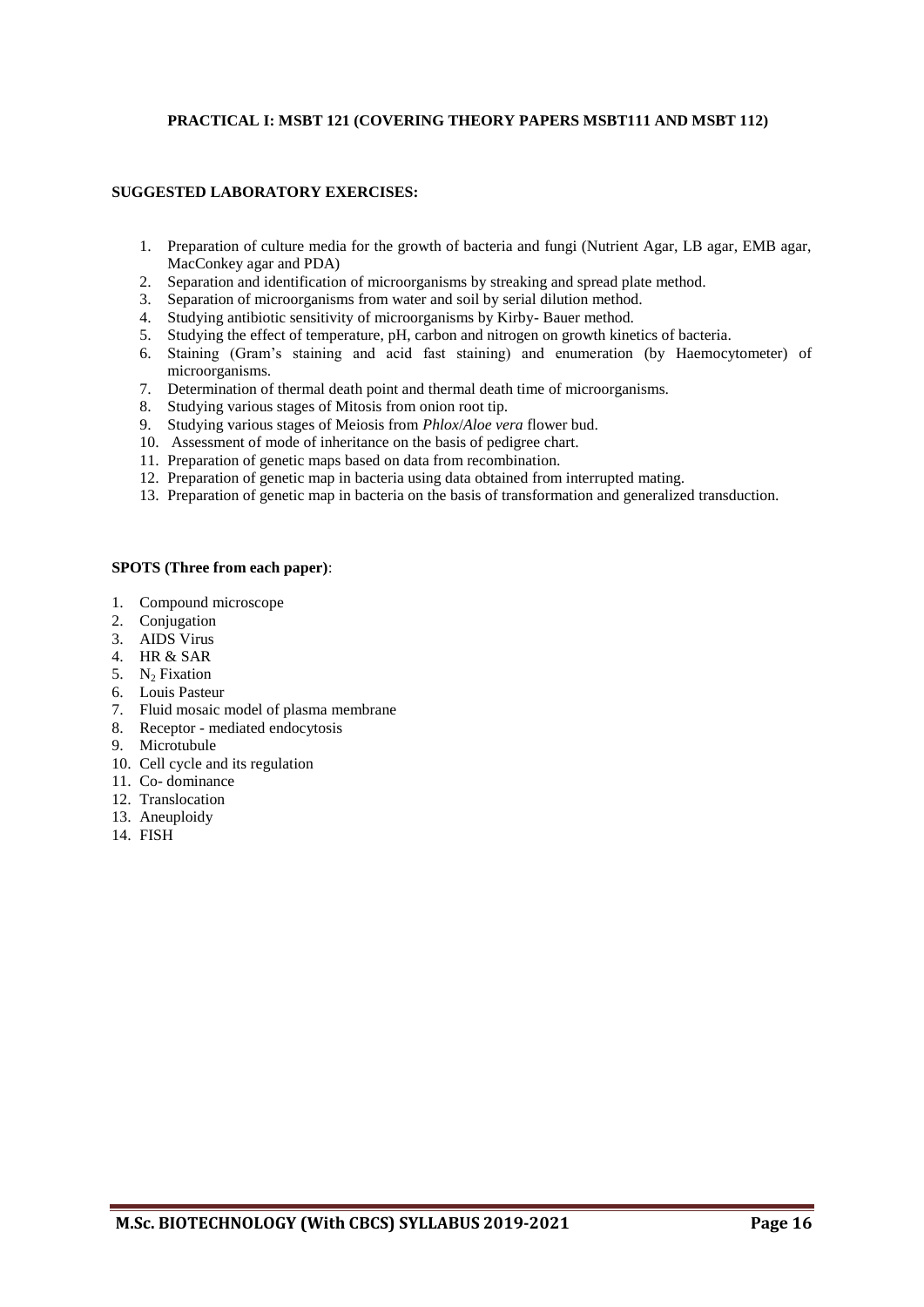**PRACTICAL I: MSBT 121 (COVERING THEORY PAPERS MSBT111 AND MSBT 112)**

**SUGGESTED LABORATORY EXERCISES:**

1. Preparation of culture media for the growth of bacteria and fungi (Nutrient Agar, LB agar, EMB agar, MacConkey agar and PDA)
2. Separation and identification of microorganisms by streaking and spread plate method.
3. Separation of microorganisms from water and soil by serial dilution method.
4. Studying antibiotic sensitivity of microorganisms by Kirby- Bauer method.
5. Studying the effect of temperature, pH, carbon and nitrogen on growth kinetics of bacteria.
6. Staining (Gram's staining and acid fast staining) and enumeration (by Haemocytometer) of microorganisms.
7. Determination of thermal death point and thermal death time of microorganisms.
8. Studying various stages of Mitosis from onion root tip.
9. Studying various stages of Meiosis from *Phlox*/*Aloe vera* flower bud.
10. Assessment of mode of inheritance on the basis of pedigree chart.
11. Preparation of genetic maps based on data from recombination.
12. Preparation of genetic map in bacteria using data obtained from interrupted mating.
13. Preparation of genetic map in bacteria on the basis of transformation and generalized transduction.

**SPOTS (Three from each paper)**:

1. Compound microscope
2. Conjugation
3. AIDS Virus
4. HR & SAR
5. $N_2$ Fixation
6. Louis Pasteur
7. Fluid mosaic model of plasma membrane
8. Receptor - mediated endocytosis
9. Microtubule
10. Cell cycle and its regulation
11. Co- dominance
12. Translocation
13. Aneuploidy
14. FISH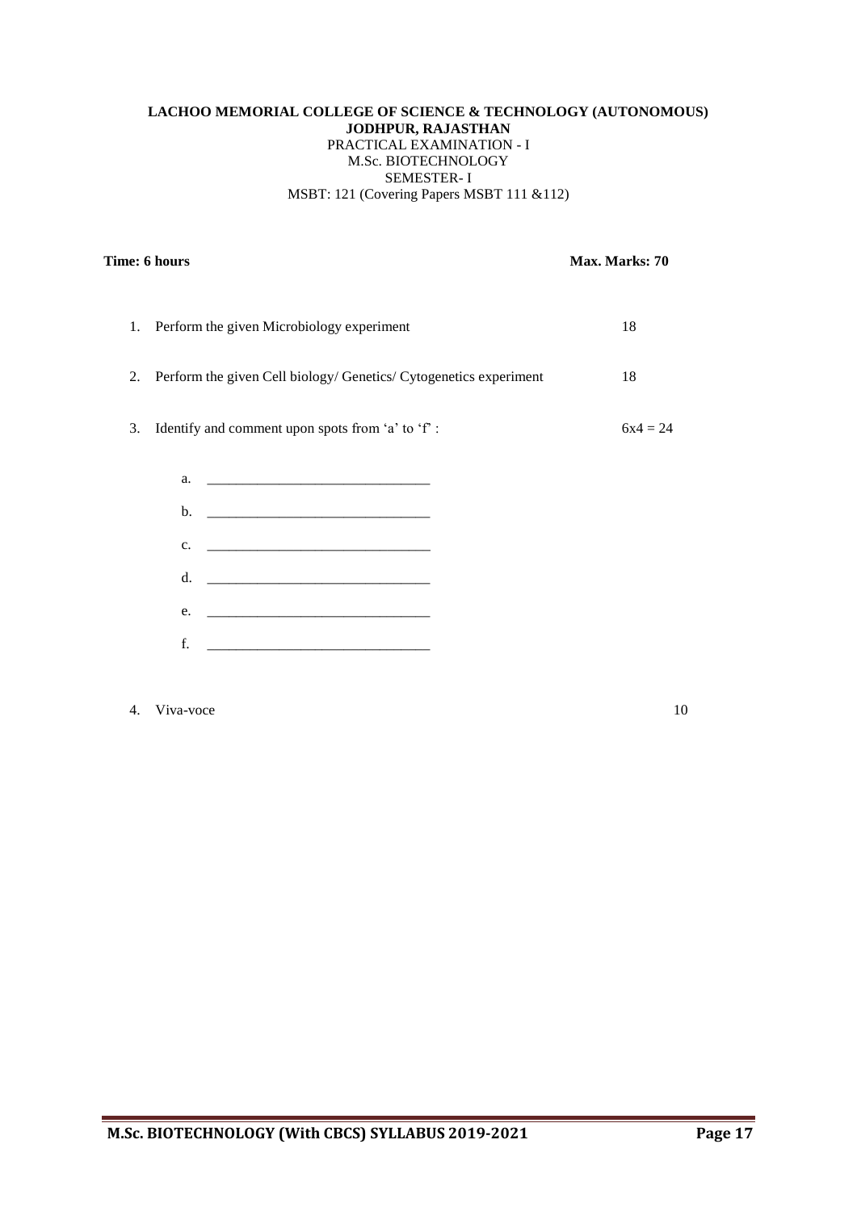**LACHOO MEMORIAL COLLEGE OF SCIENCE & TECHNOLOGY (AUTONOMOUS)**
**JODHPUR, RAJASTHAN**
PRACTICAL EXAMINATION - I
M.Sc. BIOTECHNOLOGY
SEMESTER- I
MSBT: 121 (Covering Papers MSBT 111 &112)

**Time: 6 hours** **Max. Marks: 70**

1. Perform the given Microbiology experiment 18

2. Perform the given Cell biology/ Genetics/ Cytogenetics experiment 18

3. Identify and comment upon spots from 'a' to 'f' : 6x4 = 24

   a. _______________________________

   b. _______________________________

   c. _______________________________

   d. _______________________________

   e. _______________________________

   f. _______________________________

4. Viva-voce 10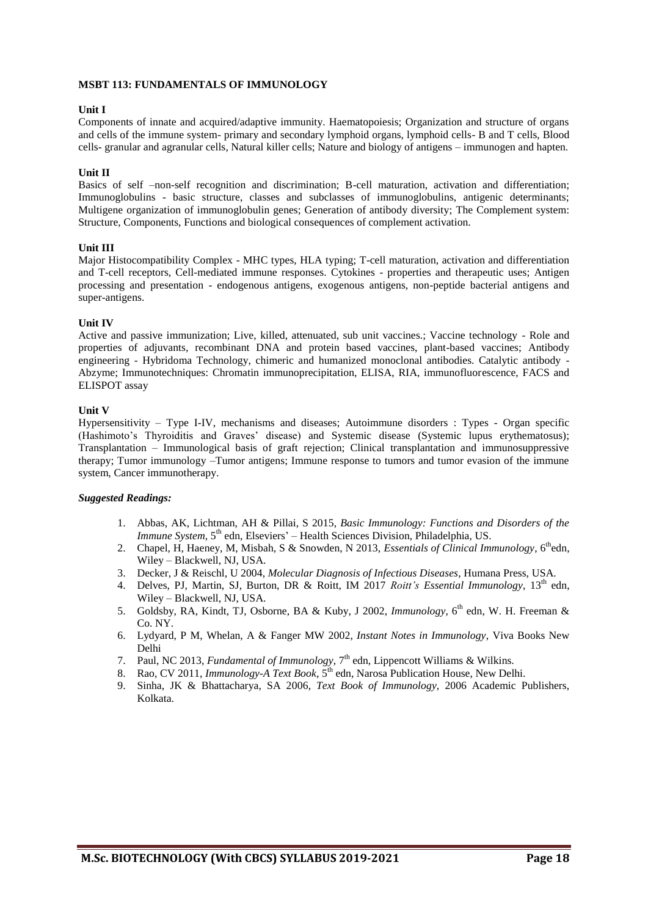**MSBT 113: FUNDAMENTALS OF IMMUNOLOGY**

**Unit I**

Components of innate and acquired/adaptive immunity. Haematopoiesis; Organization and structure of organs and cells of the immune system- primary and secondary lymphoid organs, lymphoid cells- B and T cells, Blood cells- granular and agranular cells, Natural killer cells; Nature and biology of antigens – immunogen and hapten.

**Unit II**

Basics of self –non-self recognition and discrimination; B-cell maturation, activation and differentiation; Immunoglobulins - basic structure, classes and subclasses of immunoglobulins, antigenic determinants; Multigene organization of immunoglobulin genes; Generation of antibody diversity; The Complement system: Structure, Components, Functions and biological consequences of complement activation.

**Unit III**

Major Histocompatibility Complex - MHC types, HLA typing; T-cell maturation, activation and differentiation and T-cell receptors, Cell-mediated immune responses. Cytokines - properties and therapeutic uses; Antigen processing and presentation - endogenous antigens, exogenous antigens, non-peptide bacterial antigens and super-antigens.

**Unit IV**

Active and passive immunization; Live, killed, attenuated, sub unit vaccines.; Vaccine technology - Role and properties of adjuvants, recombinant DNA and protein based vaccines, plant-based vaccines; Antibody engineering - Hybridoma Technology, chimeric and humanized monoclonal antibodies. Catalytic antibody - Abzyme; Immunotechniques: Chromatin immunoprecipitation, ELISA, RIA, immunofluorescence, FACS and ELISPOT assay

**Unit V**

Hypersensitivity – Type I-IV, mechanisms and diseases; Autoimmune disorders : Types - Organ specific (Hashimoto's Thyroiditis and Graves' disease) and Systemic disease (Systemic lupus erythematosus); Transplantation – Immunological basis of graft rejection; Clinical transplantation and immunosuppressive therapy; Tumor immunology –Tumor antigens; Immune response to tumors and tumor evasion of the immune system, Cancer immunotherapy.

***Suggested Readings:***

1. Abbas, AK, Lichtman, AH & Pillai, S 2015, *Basic Immunology: Functions and Disorders of the Immune System*, 5th edn, Elseviers' – Health Sciences Division, Philadelphia, US.
2. Chapel, H, Haeney, M, Misbah, S & Snowden, N 2013, *Essentials of Clinical Immunology*, 6th edn, Wiley – Blackwell, NJ, USA.
3. Decker, J & Reischl, U 2004, *Molecular Diagnosis of Infectious Diseases*, Humana Press, USA.
4. Delves, PJ, Martin, SJ, Burton, DR & Roitt, IM 2017 *Roitt's Essential Immunology*, 13th edn, Wiley – Blackwell, NJ, USA.
5. Goldsby, RA, Kindt, TJ, Osborne, BA & Kuby, J 2002, *Immunology*, 6th edn, W. H. Freeman & Co. NY.
6. Lydyard, P M, Whelan, A & Fanger MW 2002, *Instant Notes in Immunology*, Viva Books New Delhi
7. Paul, NC 2013, *Fundamental of Immunology*, 7th edn, Lippencott Williams & Wilkins.
8. Rao, CV 2011, *Immunology-A Text Book*, 5th edn, Narosa Publication House, New Delhi.
9. Sinha, JK & Bhattacharya, SA 2006, *Text Book of Immunology*, 2006 Academic Publishers, Kolkata.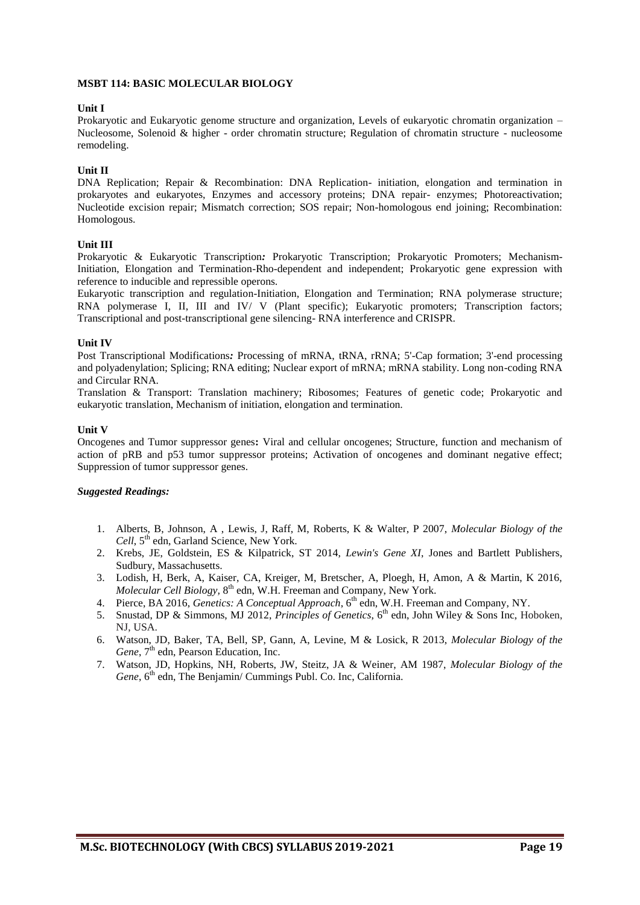## MSBT 114: BASIC MOLECULAR BIOLOGY

**Unit I**

Prokaryotic and Eukaryotic genome structure and organization, Levels of eukaryotic chromatin organization – Nucleosome, Solenoid & higher - order chromatin structure; Regulation of chromatin structure - nucleosome remodeling.

**Unit II**

DNA Replication; Repair & Recombination: DNA Replication- initiation, elongation and termination in prokaryotes and eukaryotes, Enzymes and accessory proteins; DNA repair- enzymes; Photoreactivation; Nucleotide excision repair; Mismatch correction; SOS repair; Non-homologous end joining; Recombination: Homologous.

**Unit III**

Prokaryotic & Eukaryotic Transcription*:* Prokaryotic Transcription; Prokaryotic Promoters; Mechanism-Initiation, Elongation and Termination-Rho-dependent and independent; Prokaryotic gene expression with reference to inducible and repressible operons.

Eukaryotic transcription and regulation-Initiation, Elongation and Termination; RNA polymerase structure; RNA polymerase I, II, III and IV/ V (Plant specific); Eukaryotic promoters; Transcription factors; Transcriptional and post-transcriptional gene silencing- RNA interference and CRISPR.

**Unit IV**

Post Transcriptional Modifications*:* Processing of mRNA, tRNA, rRNA; 5'-Cap formation; 3'-end processing and polyadenylation; Splicing; RNA editing; Nuclear export of mRNA; mRNA stability. Long non-coding RNA and Circular RNA.

Translation & Transport: Translation machinery; Ribosomes; Features of genetic code; Prokaryotic and eukaryotic translation, Mechanism of initiation, elongation and termination.

**Unit V**

Oncogenes and Tumor suppressor genes**:** Viral and cellular oncogenes; Structure, function and mechanism of action of pRB and p53 tumor suppressor proteins; Activation of oncogenes and dominant negative effect; Suppression of tumor suppressor genes.

***Suggested Readings:***

1. Alberts, B, Johnson, A , Lewis, J, Raff, M, Roberts, K & Walter, P 2007, *Molecular Biology of the Cell*, 5th edn, Garland Science, New York.
2. Krebs, JE, Goldstein, ES & Kilpatrick, ST 2014, *Lewin's Gene XI*, Jones and Bartlett Publishers, Sudbury, Massachusetts.
3. Lodish, H, Berk, A, Kaiser, CA, Kreiger, M, Bretscher, A, Ploegh, H, Amon, A & Martin, K 2016, *Molecular Cell Biology*, 8th edn, W.H. Freeman and Company, New York.
4. Pierce, BA 2016, *Genetics: A Conceptual Approach*, 6th edn, W.H. Freeman and Company, NY.
5. Snustad, DP & Simmons, MJ 2012, *Principles of Genetics*, 6th edn, John Wiley & Sons Inc, Hoboken, NJ, USA.
6. Watson, JD, Baker, TA, Bell, SP, Gann, A, Levine, M & Losick, R 2013, *Molecular Biology of the Gene*, 7th edn, Pearson Education, Inc.
7. Watson, JD, Hopkins, NH, Roberts, JW, Steitz, JA & Weiner, AM 1987, *Molecular Biology of the Gene*, 6th edn, The Benjamin/ Cummings Publ. Co. Inc, California.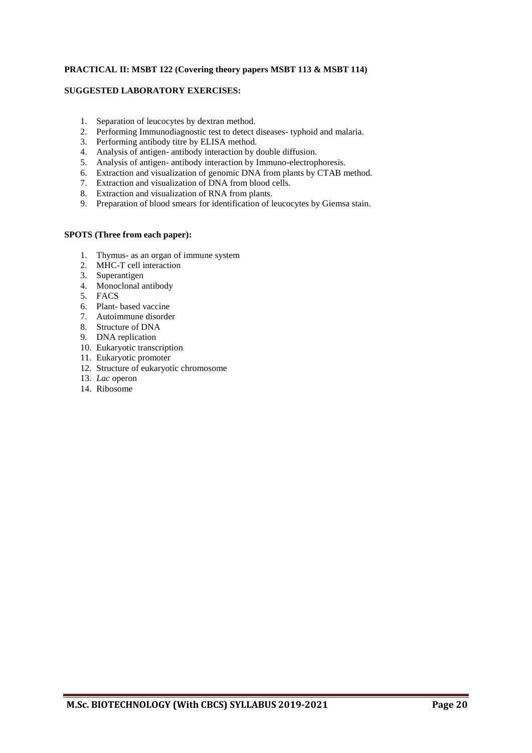**PRACTICAL II: MSBT 122 (Covering theory papers MSBT 113 & MSBT 114)**

**SUGGESTED LABORATORY EXERCISES:**

1. Separation of leucocytes by dextran method.
2. Performing Immunodiagnostic test to detect diseases- typhoid and malaria.
3. Performing antibody titre by ELISA method.
4. Analysis of antigen- antibody interaction by double diffusion.
5. Analysis of antigen- antibody interaction by Immuno-electrophoresis.
6. Extraction and visualization of genomic DNA from plants by CTAB method.
7. Extraction and visualization of DNA from blood cells.
8. Extraction and visualization of RNA from plants.
9. Preparation of blood smears for identification of leucocytes by Giemsa stain.

**SPOTS (Three from each paper):**

1. Thymus- as an organ of immune system
2. MHC-T cell interaction
3. Superantigen
4. Monoclonal antibody
5. FACS
6. Plant- based vaccine
7. Autoimmune disorder
8. Structure of DNA
9. DNA replication
10. Eukaryotic transcription
11. Eukaryotic promoter
12. Structure of eukaryotic chromosome
13. *Lac* operon
14. Ribosome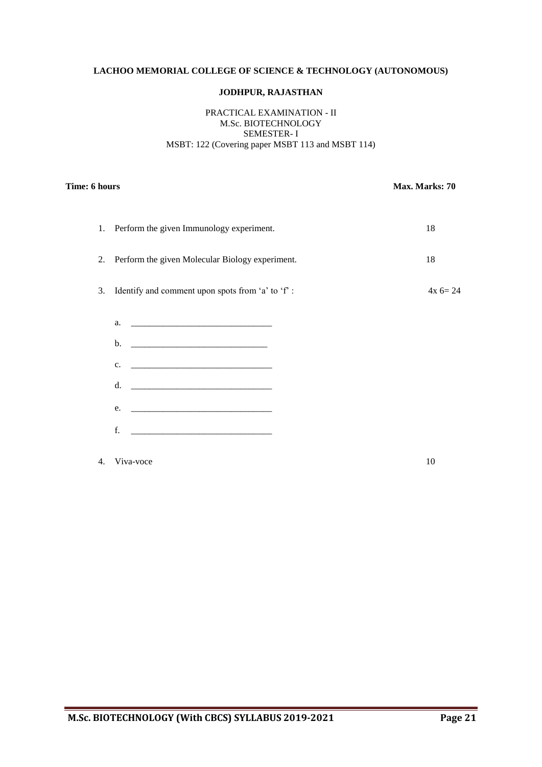**LACHOO MEMORIAL COLLEGE OF SCIENCE & TECHNOLOGY (AUTONOMOUS)**

**JODHPUR, RAJASTHAN**

PRACTICAL EXAMINATION - II
M.Sc. BIOTECHNOLOGY
SEMESTER- I
MSBT: 122 (Covering paper MSBT 113 and MSBT 114)

**Time: 6 hours** **Max. Marks: 70**

1. Perform the given Immunology experiment. 18

2. Perform the given Molecular Biology experiment. 18

3. Identify and comment upon spots from 'a' to 'f' : 4x 6= 24

   a. ______________________________

   b. ______________________________

   c. ______________________________

   d. ______________________________

   e. ______________________________

   f. ______________________________

4. Viva-voce 10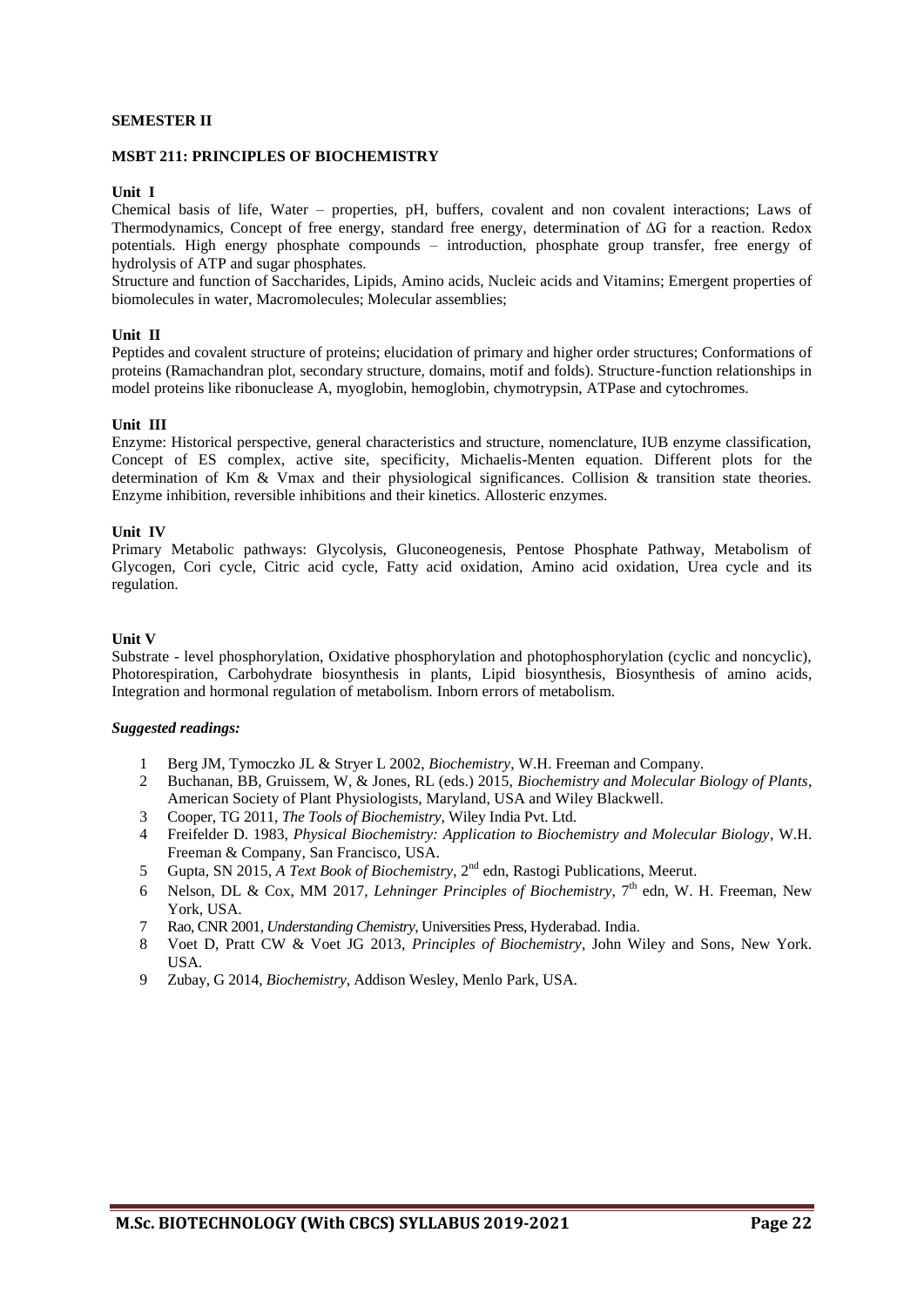## SEMESTER II

### MSBT 211: PRINCIPLES OF BIOCHEMISTRY

**Unit I**

Chemical basis of life, Water – properties, pH, buffers, covalent and non covalent interactions; Laws of Thermodynamics, Concept of free energy, standard free energy, determination of $\Delta G$ for a reaction. Redox potentials. High energy phosphate compounds – introduction, phosphate group transfer, free energy of hydrolysis of ATP and sugar phosphates.

Structure and function of Saccharides, Lipids, Amino acids, Nucleic acids and Vitamins; Emergent properties of biomolecules in water, Macromolecules; Molecular assemblies;

**Unit II**

Peptides and covalent structure of proteins; elucidation of primary and higher order structures; Conformations of proteins (Ramachandran plot, secondary structure, domains, motif and folds). Structure-function relationships in model proteins like ribonuclease A, myoglobin, hemoglobin, chymotrypsin, ATPase and cytochromes.

**Unit III**

Enzyme: Historical perspective, general characteristics and structure, nomenclature, IUB enzyme classification, Concept of ES complex, active site, specificity, Michaelis-Menten equation. Different plots for the determination of Km & Vmax and their physiological significances. Collision & transition state theories. Enzyme inhibition, reversible inhibitions and their kinetics. Allosteric enzymes.

**Unit IV**

Primary Metabolic pathways: Glycolysis, Gluconeogenesis, Pentose Phosphate Pathway, Metabolism of Glycogen, Cori cycle, Citric acid cycle, Fatty acid oxidation, Amino acid oxidation, Urea cycle and its regulation.

**Unit V**

Substrate - level phosphorylation, Oxidative phosphorylation and photophosphorylation (cyclic and noncyclic), Photorespiration, Carbohydrate biosynthesis in plants, Lipid biosynthesis, Biosynthesis of amino acids, Integration and hormonal regulation of metabolism. Inborn errors of metabolism.

***Suggested readings:***

1. Berg JM, Tymoczko JL & Stryer L 2002, *Biochemistry*, W.H. Freeman and Company.
2. Buchanan, BB, Gruissem, W, & Jones, RL (eds.) 2015, *Biochemistry and Molecular Biology of Plants*, American Society of Plant Physiologists, Maryland, USA and Wiley Blackwell.
3. Cooper, TG 2011, *The Tools of Biochemistry*, Wiley India Pvt. Ltd.
4. Freifelder D. 1983, *Physical Biochemistry: Application to Biochemistry and Molecular Biology*, W.H. Freeman & Company, San Francisco, USA.
5. Gupta, SN 2015, *A Text Book of Biochemistry*, 2nd edn, Rastogi Publications, Meerut.
6. Nelson, DL & Cox, MM 2017, *Lehninger Principles of Biochemistry*, 7th edn, W. H. Freeman, New York, USA.
7. Rao, CNR 2001, *Understanding Chemistry*, Universities Press, Hyderabad. India.
8. Voet D, Pratt CW & Voet JG 2013, *Principles of Biochemistry*, John Wiley and Sons, New York. USA.
9. Zubay, G 2014, *Biochemistry*, Addison Wesley, Menlo Park, USA.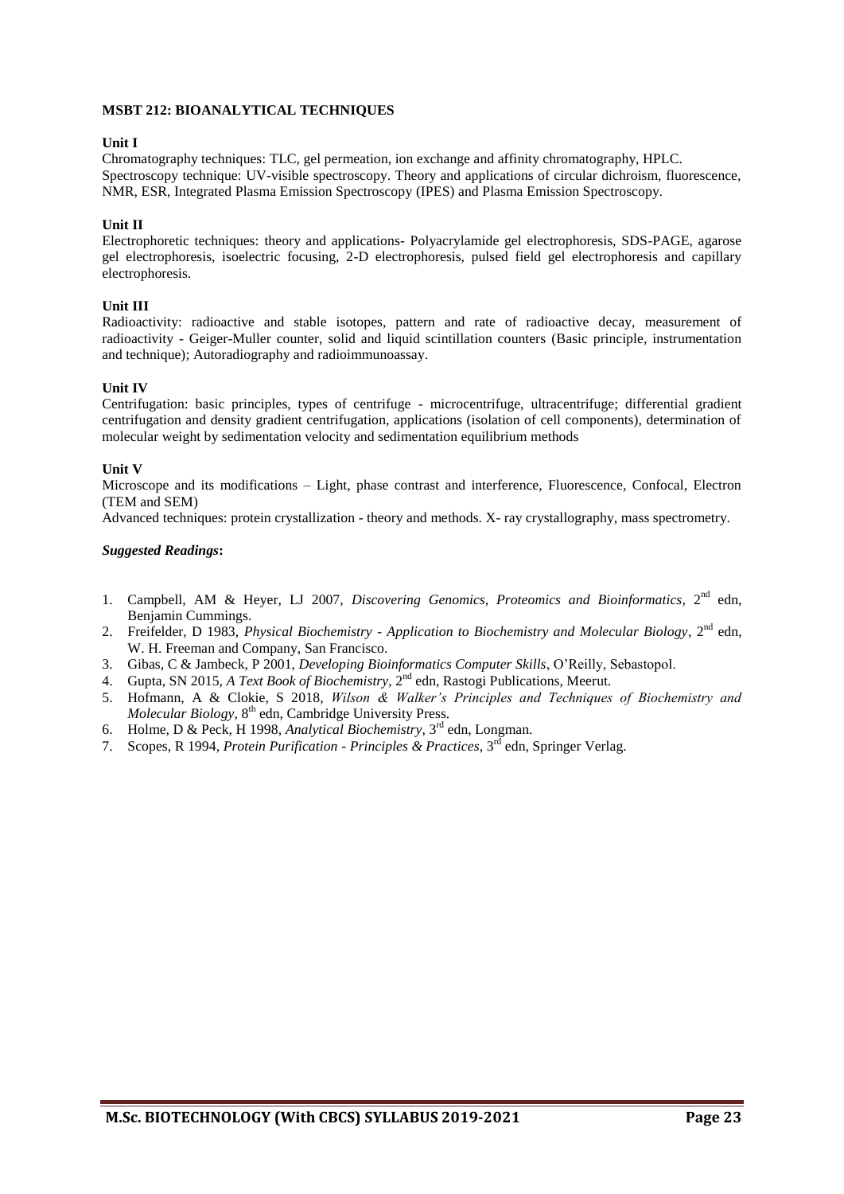**MSBT 212: BIOANALYTICAL TECHNIQUES**

**Unit I**

Chromatography techniques: TLC, gel permeation, ion exchange and affinity chromatography, HPLC. Spectroscopy technique: UV-visible spectroscopy. Theory and applications of circular dichroism, fluorescence, NMR, ESR, Integrated Plasma Emission Spectroscopy (IPES) and Plasma Emission Spectroscopy.

**Unit II**

Electrophoretic techniques: theory and applications- Polyacrylamide gel electrophoresis, SDS-PAGE, agarose gel electrophoresis, isoelectric focusing, 2-D electrophoresis, pulsed field gel electrophoresis and capillary electrophoresis.

**Unit III**

Radioactivity: radioactive and stable isotopes, pattern and rate of radioactive decay, measurement of radioactivity - Geiger-Muller counter, solid and liquid scintillation counters (Basic principle, instrumentation and technique); Autoradiography and radioimmunoassay.

**Unit IV**

Centrifugation: basic principles, types of centrifuge - microcentrifuge, ultracentrifuge; differential gradient centrifugation and density gradient centrifugation, applications (isolation of cell components), determination of molecular weight by sedimentation velocity and sedimentation equilibrium methods

**Unit V**

Microscope and its modifications – Light, phase contrast and interference, Fluorescence, Confocal, Electron (TEM and SEM)

Advanced techniques: protein crystallization - theory and methods. X- ray crystallography, mass spectrometry.

***Suggested Readings*:**

1. Campbell, AM & Heyer, LJ 2007, *Discovering Genomics, Proteomics and Bioinformatics*, 2nd edn, Benjamin Cummings.
2. Freifelder, D 1983, *Physical Biochemistry - Application to Biochemistry and Molecular Biology*, 2nd edn, W. H. Freeman and Company, San Francisco.
3. Gibas, C & Jambeck, P 2001, *Developing Bioinformatics Computer Skills*, O'Reilly, Sebastopol.
4. Gupta, SN 2015, *A Text Book of Biochemistry*, 2nd edn, Rastogi Publications, Meerut.
5. Hofmann, A & Clokie, S 2018, *Wilson & Walker's Principles and Techniques of Biochemistry and Molecular Biology*, 8th edn, Cambridge University Press.
6. Holme, D & Peck, H 1998, *Analytical Biochemistry*, 3rd edn, Longman.
7. Scopes, R 1994, *Protein Purification - Principles & Practices*, 3rd edn, Springer Verlag.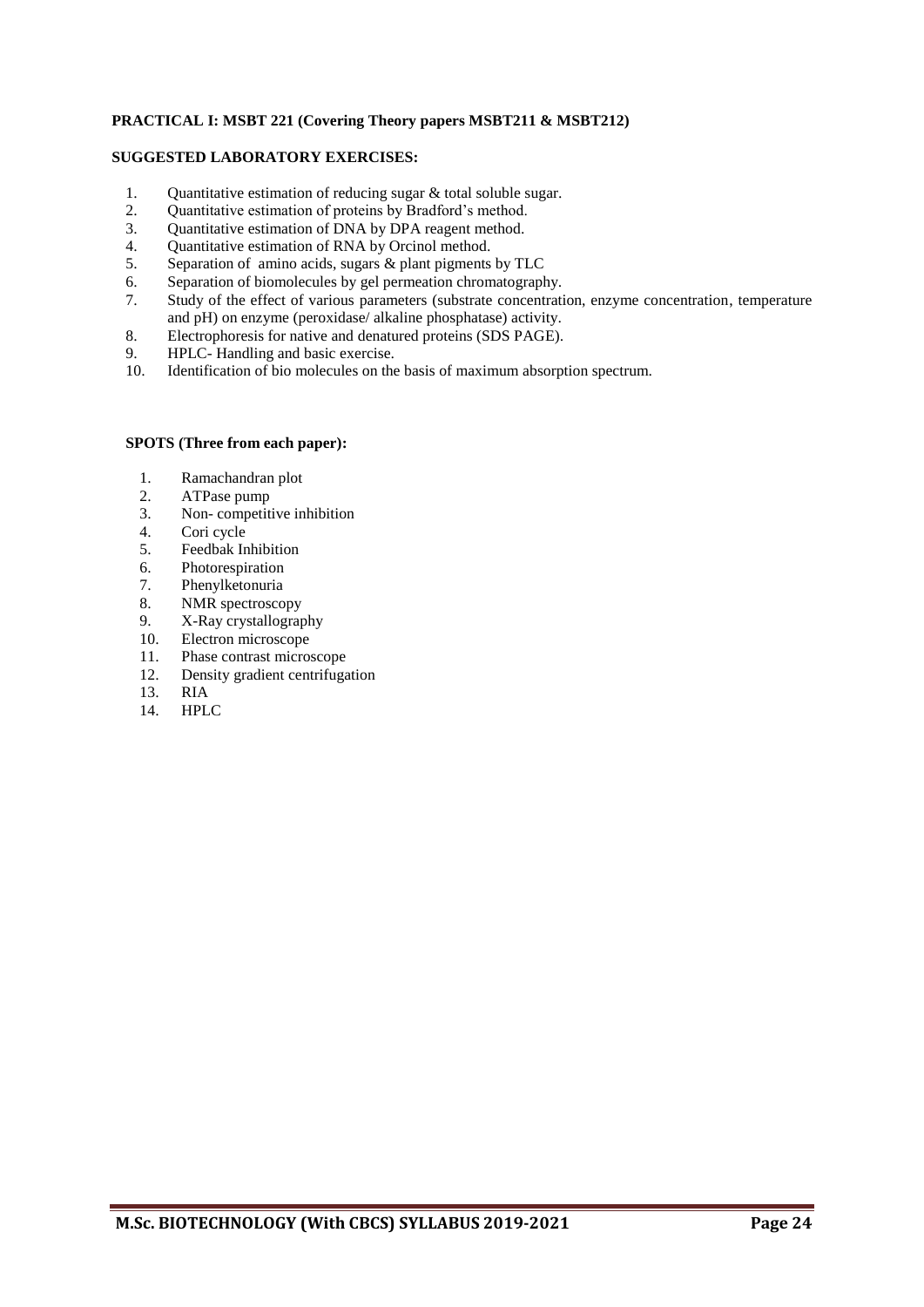**PRACTICAL I: MSBT 221 (Covering Theory papers MSBT211 & MSBT212)**

**SUGGESTED LABORATORY EXERCISES:**

1. Quantitative estimation of reducing sugar & total soluble sugar.
2. Quantitative estimation of proteins by Bradford's method.
3. Quantitative estimation of DNA by DPA reagent method.
4. Quantitative estimation of RNA by Orcinol method.
5. Separation of amino acids, sugars & plant pigments by TLC
6. Separation of biomolecules by gel permeation chromatography.
7. Study of the effect of various parameters (substrate concentration, enzyme concentration, temperature and pH) on enzyme (peroxidase/ alkaline phosphatase) activity.
8. Electrophoresis for native and denatured proteins (SDS PAGE).
9. HPLC- Handling and basic exercise.
10. Identification of bio molecules on the basis of maximum absorption spectrum.

**SPOTS (Three from each paper):**

1. Ramachandran plot
2. ATPase pump
3. Non- competitive inhibition
4. Cori cycle
5. Feedbak Inhibition
6. Photorespiration
7. Phenylketonuria
8. NMR spectroscopy
9. X-Ray crystallography
10. Electron microscope
11. Phase contrast microscope
12. Density gradient centrifugation
13. RIA
14. HPLC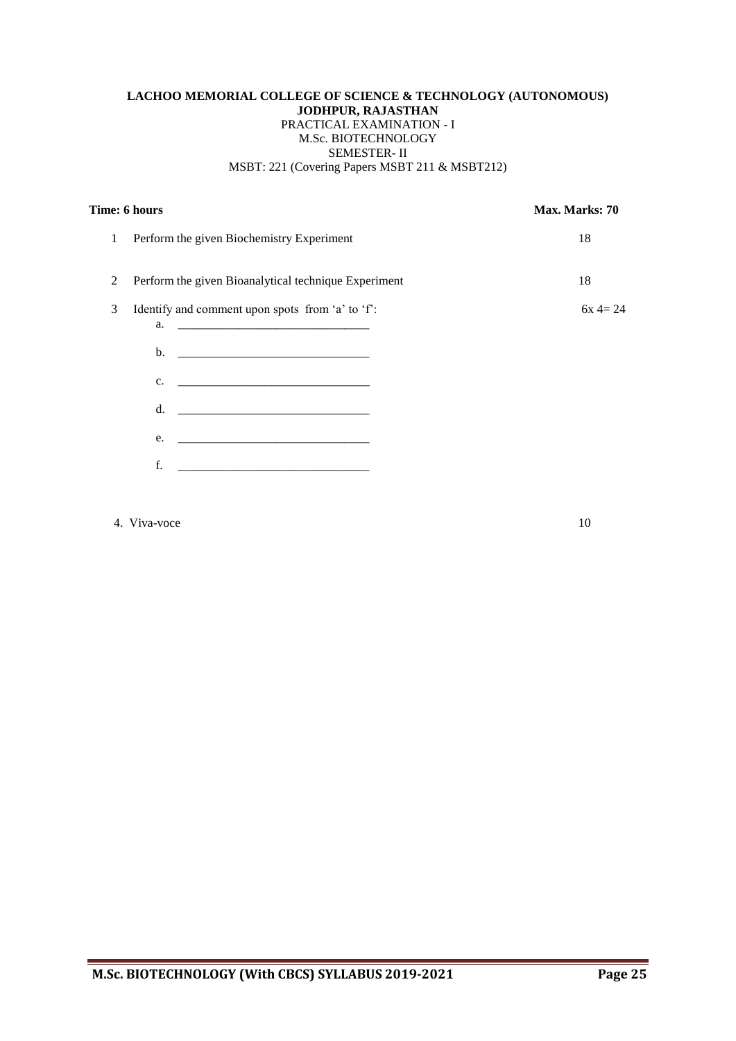**LACHOO MEMORIAL COLLEGE OF SCIENCE & TECHNOLOGY (AUTONOMOUS)**
**JODHPUR, RAJASTHAN**
PRACTICAL EXAMINATION - I
M.Sc. BIOTECHNOLOGY
SEMESTER- II
MSBT: 221 (Covering Papers MSBT 211 & MSBT212)

**Time: 6 hours** | **Max. Marks: 70**

| | | |
|---|---|---|
| 1 | Perform the given Biochemistry Experiment | 18 |
| 2 | Perform the given Bioanalytical technique Experiment | 18 |
| 3 | Identify and comment upon spots from 'a' to 'f': | 6x 4= 24 |

a. ______________________________

b. ______________________________

c. ______________________________

d. ______________________________

e. ______________________________

f. ______________________________

4. Viva-voce 10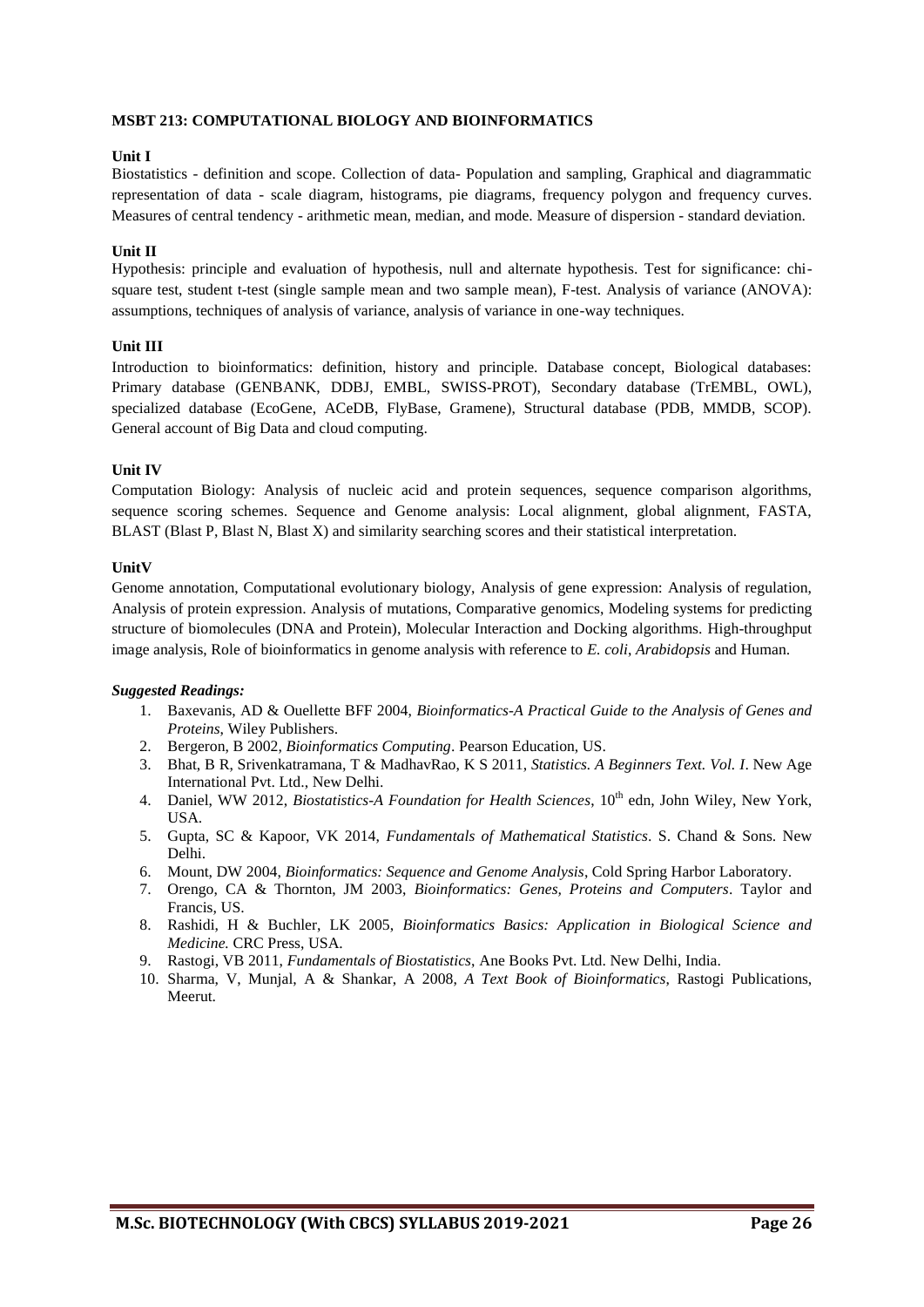**MSBT 213: COMPUTATIONAL BIOLOGY AND BIOINFORMATICS**

**Unit I**

Biostatistics - definition and scope. Collection of data- Population and sampling, Graphical and diagrammatic representation of data - scale diagram, histograms, pie diagrams, frequency polygon and frequency curves. Measures of central tendency - arithmetic mean, median, and mode. Measure of dispersion - standard deviation.

**Unit II**

Hypothesis: principle and evaluation of hypothesis, null and alternate hypothesis. Test for significance: chi-square test, student t-test (single sample mean and two sample mean), F-test. Analysis of variance (ANOVA): assumptions, techniques of analysis of variance, analysis of variance in one-way techniques.

**Unit III**

Introduction to bioinformatics: definition, history and principle. Database concept, Biological databases: Primary database (GENBANK, DDBJ, EMBL, SWISS-PROT), Secondary database (TrEMBL, OWL), specialized database (EcoGene, ACeDB, FlyBase, Gramene), Structural database (PDB, MMDB, SCOP). General account of Big Data and cloud computing.

**Unit IV**

Computation Biology: Analysis of nucleic acid and protein sequences, sequence comparison algorithms, sequence scoring schemes. Sequence and Genome analysis: Local alignment, global alignment, FASTA, BLAST (Blast P, Blast N, Blast X) and similarity searching scores and their statistical interpretation.

**UnitV**

Genome annotation, Computational evolutionary biology, Analysis of gene expression: Analysis of regulation, Analysis of protein expression. Analysis of mutations, Comparative genomics, Modeling systems for predicting structure of biomolecules (DNA and Protein), Molecular Interaction and Docking algorithms. High-throughput image analysis, Role of bioinformatics in genome analysis with reference to *E. coli*, *Arabidopsis* and Human.

***Suggested Readings:***

1. Baxevanis, AD & Ouellette BFF 2004, *Bioinformatics-A Practical Guide to the Analysis of Genes and Proteins*, Wiley Publishers.
2. Bergeron, B 2002, *Bioinformatics Computing*. Pearson Education, US.
3. Bhat, B R, Srivenkatramana, T & MadhavRao, K S 2011, *Statistics. A Beginners Text. Vol. I*. New Age International Pvt. Ltd., New Delhi.
4. Daniel, WW 2012, *Biostatistics-A Foundation for Health Sciences*, 10th edn, John Wiley, New York, USA.
5. Gupta, SC & Kapoor, VK 2014, *Fundamentals of Mathematical Statistics*. S. Chand & Sons. New Delhi.
6. Mount, DW 2004, *Bioinformatics: Sequence and Genome Analysis*, Cold Spring Harbor Laboratory.
7. Orengo, CA & Thornton, JM 2003, *Bioinformatics: Genes, Proteins and Computers*. Taylor and Francis, US.
8. Rashidi, H & Buchler, LK 2005, *Bioinformatics Basics: Application in Biological Science and Medicine.* CRC Press, USA.
9. Rastogi, VB 2011, *Fundamentals of Biostatistics*, Ane Books Pvt. Ltd. New Delhi, India.
10. Sharma, V, Munjal, A & Shankar, A 2008, *A Text Book of Bioinformatics*, Rastogi Publications, Meerut.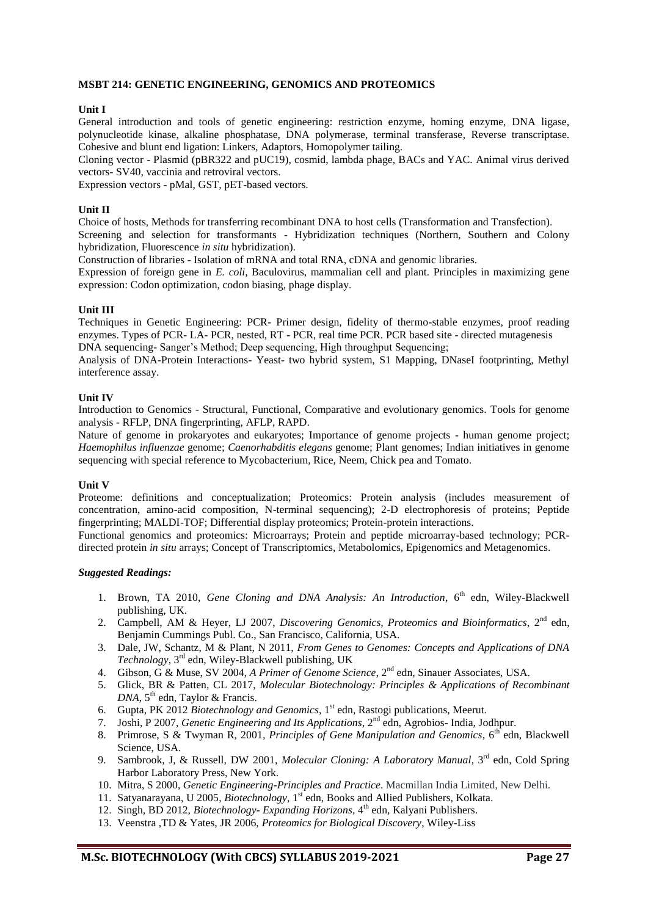**MSBT 214: GENETIC ENGINEERING, GENOMICS AND PROTEOMICS**

**Unit I**

General introduction and tools of genetic engineering: restriction enzyme, homing enzyme, DNA ligase, polynucleotide kinase, alkaline phosphatase, DNA polymerase, terminal transferase, Reverse transcriptase. Cohesive and blunt end ligation: Linkers, Adaptors, Homopolymer tailing.

Cloning vector - Plasmid (pBR322 and pUC19), cosmid, lambda phage, BACs and YAC. Animal virus derived vectors- SV40, vaccinia and retroviral vectors.

Expression vectors - pMal, GST, pET-based vectors.

**Unit II**

Choice of hosts, Methods for transferring recombinant DNA to host cells (Transformation and Transfection).

Screening and selection for transformants - Hybridization techniques (Northern, Southern and Colony hybridization, Fluorescence *in situ* hybridization).

Construction of libraries - Isolation of mRNA and total RNA, cDNA and genomic libraries.

Expression of foreign gene in *E. coli*, Baculovirus, mammalian cell and plant. Principles in maximizing gene expression: Codon optimization, codon biasing, phage display.

**Unit III**

Techniques in Genetic Engineering: PCR- Primer design, fidelity of thermo-stable enzymes, proof reading enzymes. Types of PCR- LA- PCR, nested, RT - PCR, real time PCR. PCR based site - directed mutagenesis

DNA sequencing- Sanger's Method; Deep sequencing, High throughput Sequencing;

Analysis of DNA-Protein Interactions- Yeast- two hybrid system, S1 Mapping, DNaseI footprinting, Methyl interference assay.

**Unit IV**

Introduction to Genomics - Structural, Functional, Comparative and evolutionary genomics. Tools for genome analysis - RFLP, DNA fingerprinting, AFLP, RAPD.

Nature of genome in prokaryotes and eukaryotes; Importance of genome projects - human genome project; *Haemophilus influenzae* genome; *Caenorhabditis elegans* genome; Plant genomes; Indian initiatives in genome sequencing with special reference to Mycobacterium, Rice, Neem, Chick pea and Tomato.

**Unit V**

Proteome: definitions and conceptualization; Proteomics: Protein analysis (includes measurement of concentration, amino-acid composition, N-terminal sequencing); 2-D electrophoresis of proteins; Peptide fingerprinting; MALDI-TOF; Differential display proteomics; Protein-protein interactions.

Functional genomics and proteomics: Microarrays; Protein and peptide microarray-based technology; PCR-directed protein *in situ* arrays; Concept of Transcriptomics, Metabolomics, Epigenomics and Metagenomics.

***Suggested Readings:***

1. Brown, TA 2010, *Gene Cloning and DNA Analysis: An Introduction*, 6th edn, Wiley-Blackwell publishing, UK.
2. Campbell, AM & Heyer, LJ 2007, *Discovering Genomics, Proteomics and Bioinformatics*, 2nd edn, Benjamin Cummings Publ. Co., San Francisco, California, USA.
3. Dale, JW, Schantz, M & Plant, N 2011, *From Genes to Genomes: Concepts and Applications of DNA Technology*, 3rd edn, Wiley-Blackwell publishing, UK
4. Gibson, G & Muse, SV 2004, *A Primer of Genome Science*, 2nd edn, Sinauer Associates, USA.
5. Glick, BR & Patten, CL 2017, *Molecular Biotechnology: Principles & Applications of Recombinant DNA*, 5th edn, Taylor & Francis.
6. Gupta, PK 2012 *Biotechnology and Genomics*, 1st edn, Rastogi publications, Meerut.
7. Joshi, P 2007, *Genetic Engineering and Its Applications*, 2nd edn, Agrobios- India, Jodhpur.
8. Primrose, S & Twyman R, 2001, *Principles of Gene Manipulation and Genomics*, 6th edn, Blackwell Science, USA.
9. Sambrook, J, & Russell, DW 2001, *Molecular Cloning: A Laboratory Manual*, 3rd edn, Cold Spring Harbor Laboratory Press, New York.
10. Mitra, S 2000, *Genetic Engineering-Principles and Practice*. Macmillan India Limited, New Delhi.
11. Satyanarayana, U 2005, *Biotechnology*, 1st edn, Books and Allied Publishers, Kolkata.
12. Singh, BD 2012, *Biotechnology- Expanding Horizons*, 4th edn, Kalyani Publishers.
13. Veenstra ,TD & Yates, JR 2006, *Proteomics for Biological Discovery*, Wiley-Liss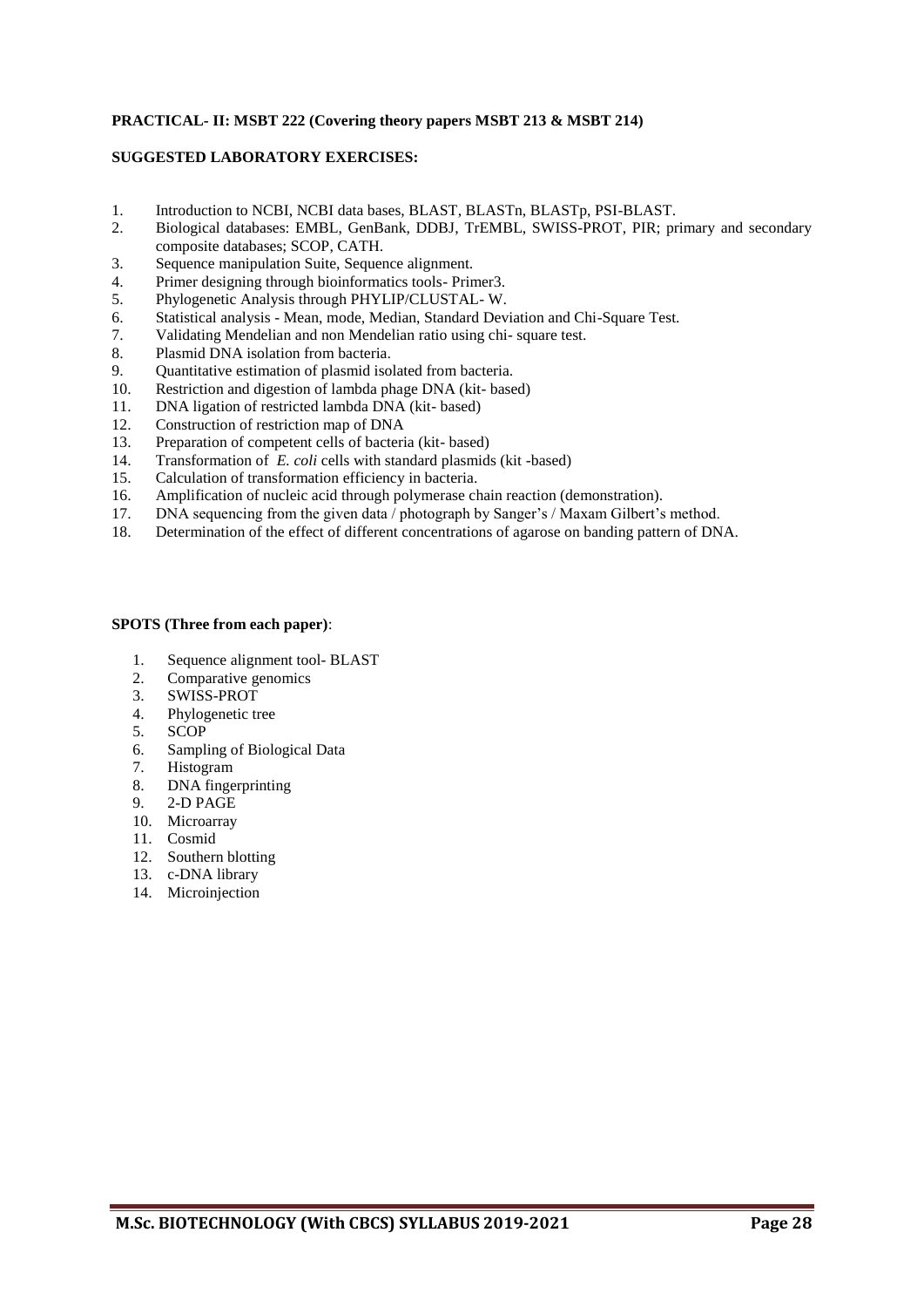**PRACTICAL- II: MSBT 222 (Covering theory papers MSBT 213 & MSBT 214)**

**SUGGESTED LABORATORY EXERCISES:**

1. Introduction to NCBI, NCBI data bases, BLAST, BLASTn, BLASTp, PSI-BLAST.
2. Biological databases: EMBL, GenBank, DDBJ, TrEMBL, SWISS-PROT, PIR; primary and secondary composite databases; SCOP, CATH.
3. Sequence manipulation Suite, Sequence alignment.
4. Primer designing through bioinformatics tools- Primer3.
5. Phylogenetic Analysis through PHYLIP/CLUSTAL- W.
6. Statistical analysis - Mean, mode, Median, Standard Deviation and Chi-Square Test.
7. Validating Mendelian and non Mendelian ratio using chi- square test.
8. Plasmid DNA isolation from bacteria.
9. Quantitative estimation of plasmid isolated from bacteria.
10. Restriction and digestion of lambda phage DNA (kit- based)
11. DNA ligation of restricted lambda DNA (kit- based)
12. Construction of restriction map of DNA
13. Preparation of competent cells of bacteria (kit- based)
14. Transformation of *E. coli* cells with standard plasmids (kit -based)
15. Calculation of transformation efficiency in bacteria.
16. Amplification of nucleic acid through polymerase chain reaction (demonstration).
17. DNA sequencing from the given data / photograph by Sanger's / Maxam Gilbert's method.
18. Determination of the effect of different concentrations of agarose on banding pattern of DNA.

**SPOTS (Three from each paper)**:

1. Sequence alignment tool- BLAST
2. Comparative genomics
3. SWISS-PROT
4. Phylogenetic tree
5. SCOP
6. Sampling of Biological Data
7. Histogram
8. DNA fingerprinting
9. 2-D PAGE
10. Microarray
11. Cosmid
12. Southern blotting
13. c-DNA library
14. Microinjection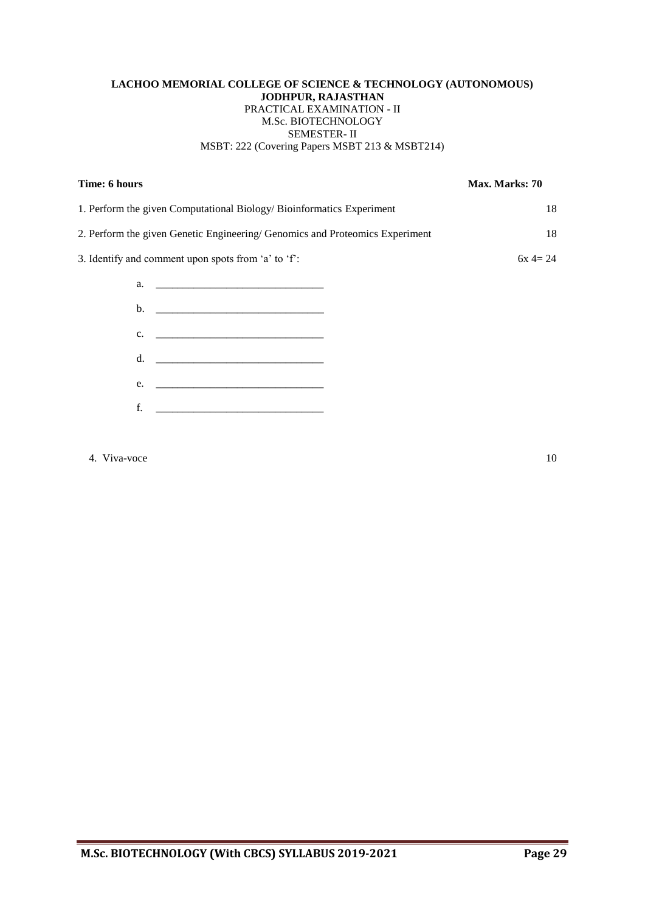**LACHOO MEMORIAL COLLEGE OF SCIENCE & TECHNOLOGY (AUTONOMOUS)**
**JODHPUR, RAJASTHAN**
PRACTICAL EXAMINATION - II
M.Sc. BIOTECHNOLOGY
SEMESTER- II
MSBT: 222 (Covering Papers MSBT 213 & MSBT214)

**Time: 6 hours** **Max. Marks: 70**

1. Perform the given Computational Biology/ Bioinformatics Experiment 18

2. Perform the given Genetic Engineering/ Genomics and Proteomics Experiment 18

3. Identify and comment upon spots from 'a' to 'f': 6x 4= 24

   a. _______________________________
   
   b. _______________________________
   
   c. _______________________________
   
   d. _______________________________
   
   e. _______________________________
   
   f. _______________________________

4. Viva-voce 10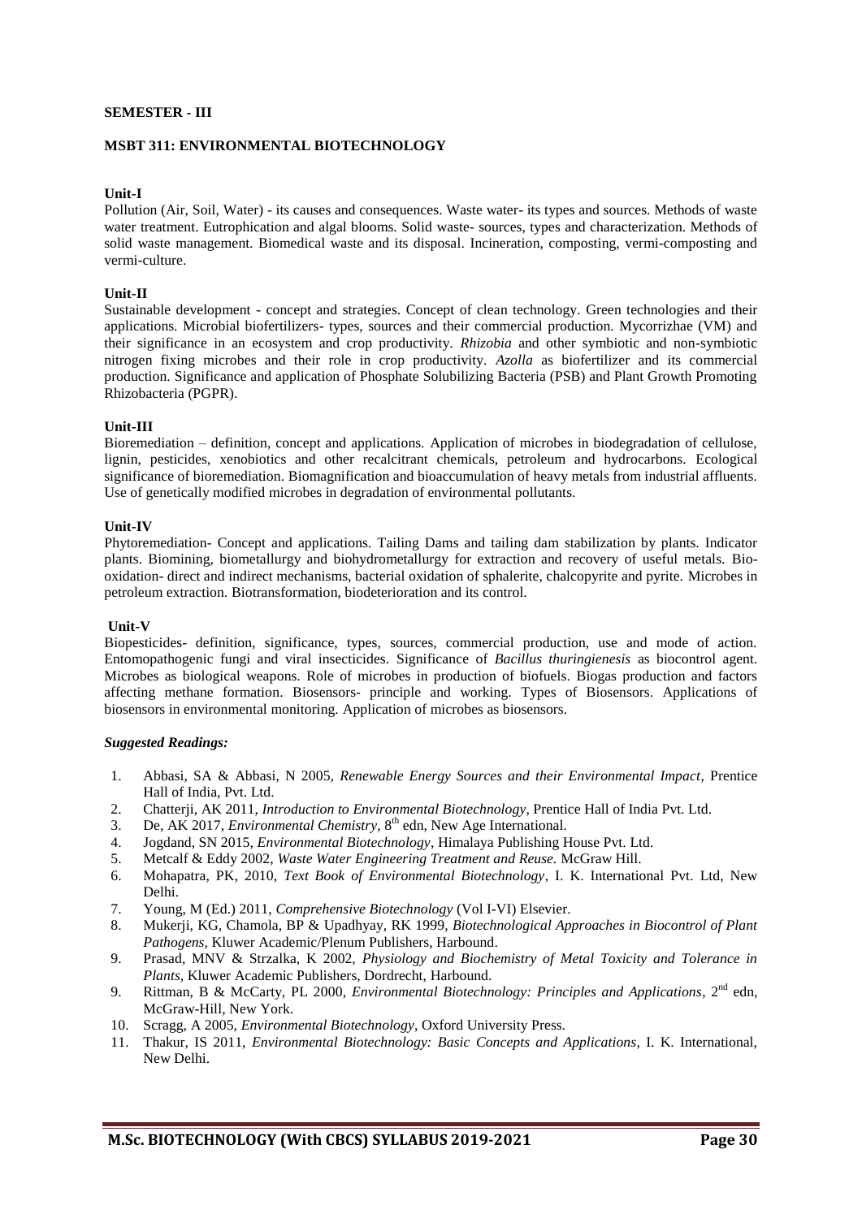**SEMESTER - III**

**MSBT 311: ENVIRONMENTAL BIOTECHNOLOGY**

**Unit-I**

Pollution (Air, Soil, Water) - its causes and consequences. Waste water- its types and sources. Methods of waste water treatment. Eutrophication and algal blooms. Solid waste- sources, types and characterization. Methods of solid waste management. Biomedical waste and its disposal. Incineration, composting, vermi-composting and vermi-culture.

**Unit-II**

Sustainable development - concept and strategies. Concept of clean technology. Green technologies and their applications. Microbial biofertilizers- types, sources and their commercial production. Mycorrizhae (VM) and their significance in an ecosystem and crop productivity. *Rhizobia* and other symbiotic and non-symbiotic nitrogen fixing microbes and their role in crop productivity. *Azolla* as biofertilizer and its commercial production. Significance and application of Phosphate Solubilizing Bacteria (PSB) and Plant Growth Promoting Rhizobacteria (PGPR).

**Unit-III**

Bioremediation – definition, concept and applications. Application of microbes in biodegradation of cellulose, lignin, pesticides, xenobiotics and other recalcitrant chemicals, petroleum and hydrocarbons. Ecological significance of bioremediation. Biomagnification and bioaccumulation of heavy metals from industrial affluents. Use of genetically modified microbes in degradation of environmental pollutants.

**Unit-IV**

Phytoremediation- Concept and applications. Tailing Dams and tailing dam stabilization by plants. Indicator plants. Biomining, biometallurgy and biohydrometallurgy for extraction and recovery of useful metals. Bio-oxidation- direct and indirect mechanisms, bacterial oxidation of sphalerite, chalcopyrite and pyrite. Microbes in petroleum extraction. Biotransformation, biodeterioration and its control.

**Unit-V**

Biopesticides- definition, significance, types, sources, commercial production, use and mode of action. Entomopathogenic fungi and viral insecticides. Significance of *Bacillus thuringienesis* as biocontrol agent. Microbes as biological weapons. Role of microbes in production of biofuels. Biogas production and factors affecting methane formation. Biosensors- principle and working. Types of Biosensors. Applications of biosensors in environmental monitoring. Application of microbes as biosensors.

***Suggested Readings:***

1. Abbasi, SA & Abbasi, N 2005, *Renewable Energy Sources and their Environmental Impact*, Prentice Hall of India, Pvt. Ltd.
2. Chatterji, AK 2011, *Introduction to Environmental Biotechnology*, Prentice Hall of India Pvt. Ltd.
3. De, AK 2017, *Environmental Chemistry*, 8th edn, New Age International.
4. Jogdand, SN 2015, *Environmental Biotechnology*, Himalaya Publishing House Pvt. Ltd.
5. Metcalf & Eddy 2002, *Waste Water Engineering Treatment and Reuse*. McGraw Hill.
6. Mohapatra, PK, 2010, *Text Book of Environmental Biotechnology*, I. K. International Pvt. Ltd, New Delhi.
7. Young, M (Ed.) 2011, *Comprehensive Biotechnology* (Vol I-VI) Elsevier.
8. Mukerji, KG, Chamola, BP & Upadhyay, RK 1999, *Biotechnological Approaches in Biocontrol of Plant Pathogens*, Kluwer Academic/Plenum Publishers, Harbound.
9. Prasad, MNV & Strzalka, K 2002, *Physiology and Biochemistry of Metal Toxicity and Tolerance in Plants*, Kluwer Academic Publishers, Dordrecht, Harbound.
9. Rittman, B & McCarty, PL 2000, *Environmental Biotechnology: Principles and Applications*, 2nd edn, McGraw-Hill, New York.
10. Scragg, A 2005, *Environmental Biotechnology*, Oxford University Press.
11. Thakur, IS 2011, *Environmental Biotechnology: Basic Concepts and Applications*, I. K. International, New Delhi.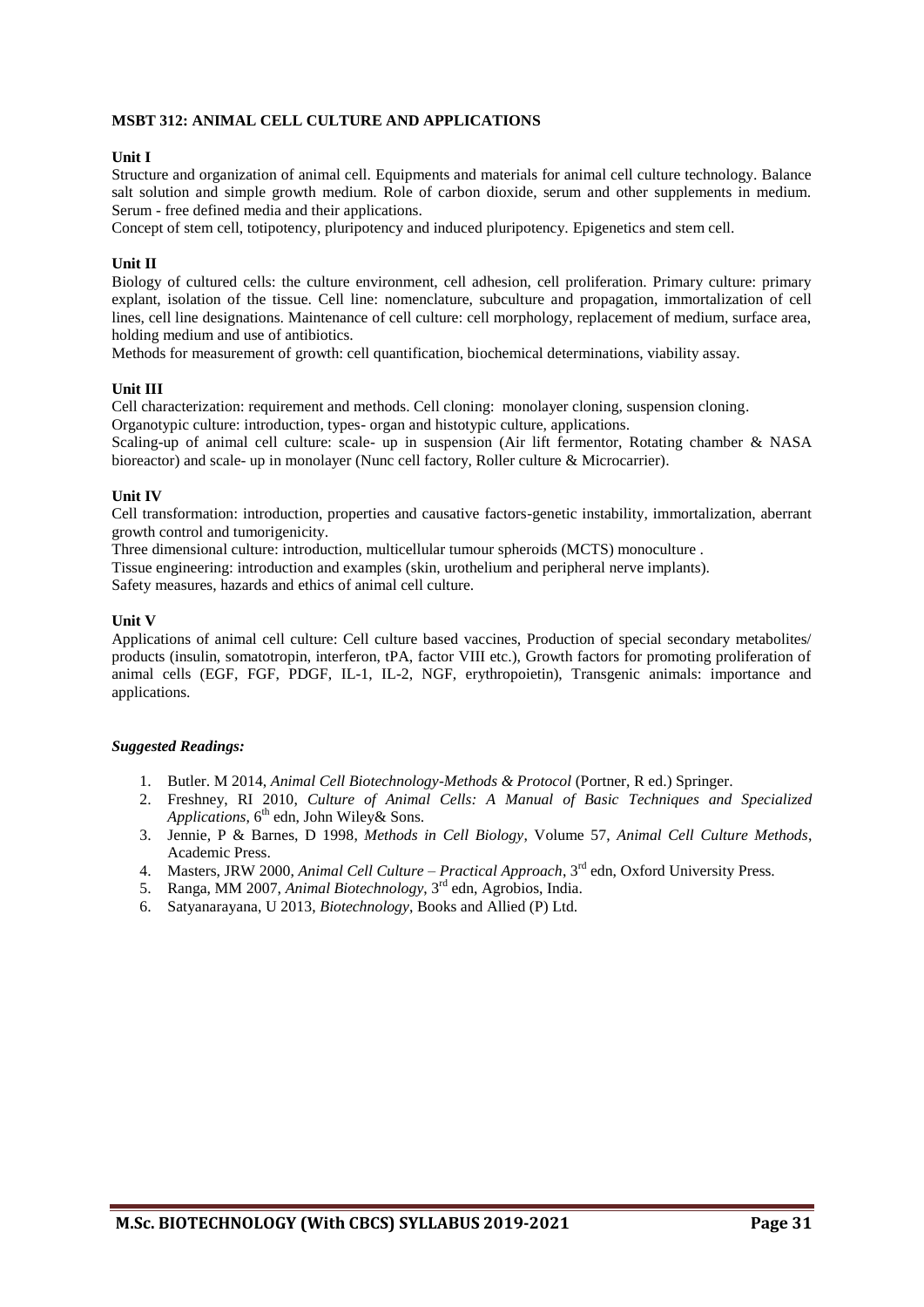**MSBT 312: ANIMAL CELL CULTURE AND APPLICATIONS**

**Unit I**

Structure and organization of animal cell. Equipments and materials for animal cell culture technology. Balance salt solution and simple growth medium. Role of carbon dioxide, serum and other supplements in medium. Serum - free defined media and their applications.

Concept of stem cell, totipotency, pluripotency and induced pluripotency. Epigenetics and stem cell.

**Unit II**

Biology of cultured cells: the culture environment, cell adhesion, cell proliferation. Primary culture: primary explant, isolation of the tissue. Cell line: nomenclature, subculture and propagation, immortalization of cell lines, cell line designations. Maintenance of cell culture: cell morphology, replacement of medium, surface area, holding medium and use of antibiotics.

Methods for measurement of growth: cell quantification, biochemical determinations, viability assay.

**Unit III**

Cell characterization: requirement and methods. Cell cloning: monolayer cloning, suspension cloning.

Organotypic culture: introduction, types- organ and histotypic culture, applications.

Scaling-up of animal cell culture: scale- up in suspension (Air lift fermentor, Rotating chamber & NASA bioreactor) and scale- up in monolayer (Nunc cell factory, Roller culture & Microcarrier).

**Unit IV**

Cell transformation: introduction, properties and causative factors-genetic instability, immortalization, aberrant growth control and tumorigenicity.

Three dimensional culture: introduction, multicellular tumour spheroids (MCTS) monoculture .

Tissue engineering: introduction and examples (skin, urothelium and peripheral nerve implants).

Safety measures, hazards and ethics of animal cell culture.

**Unit V**

Applications of animal cell culture: Cell culture based vaccines, Production of special secondary metabolites/ products (insulin, somatotropin, interferon, tPA, factor VIII etc.), Growth factors for promoting proliferation of animal cells (EGF, FGF, PDGF, IL-1, IL-2, NGF, erythropoietin), Transgenic animals: importance and applications.

***Suggested Readings:***

1. Butler. M 2014, *Animal Cell Biotechnology-Methods & Protocol* (Portner, R ed.) Springer.
2. Freshney, RI 2010, *Culture of Animal Cells: A Manual of Basic Techniques and Specialized Applications*, 6th edn, John Wiley& Sons.
3. Jennie, P & Barnes, D 1998, *Methods in Cell Biology*, Volume 57, *Animal Cell Culture Methods*, Academic Press.
4. Masters, JRW 2000, *Animal Cell Culture – Practical Approach*, 3rd edn, Oxford University Press.
5. Ranga, MM 2007, *Animal Biotechnology*, 3rd edn, Agrobios, India.
6. Satyanarayana, U 2013, *Biotechnology*, Books and Allied (P) Ltd.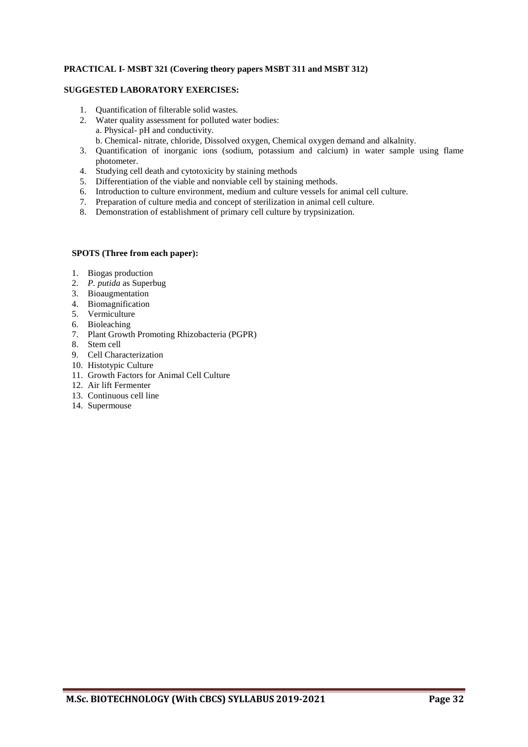**PRACTICAL I- MSBT 321 (Covering theory papers MSBT 311 and MSBT 312)**

**SUGGESTED LABORATORY EXERCISES:**

1. Quantification of filterable solid wastes.
2. Water quality assessment for polluted water bodies:
   a. Physical- pH and conductivity.
   b. Chemical- nitrate, chloride, Dissolved oxygen, Chemical oxygen demand and alkalnity.
3. Quantification of inorganic ions (sodium, potassium and calcium) in water sample using flame photometer.
4. Studying cell death and cytotoxicity by staining methods
5. Differentiation of the viable and nonviable cell by staining methods.
6. Introduction to culture environment, medium and culture vessels for animal cell culture.
7. Preparation of culture media and concept of sterilization in animal cell culture.
8. Demonstration of establishment of primary cell culture by trypsinization.

**SPOTS (Three from each paper):**

1. Biogas production
2. *P. putida* as Superbug
3. Bioaugmentation
4. Biomagnification
5. Vermiculture
6. Bioleaching
7. Plant Growth Promoting Rhizobacteria (PGPR)
8. Stem cell
9. Cell Characterization
10. Histotypic Culture
11. Growth Factors for Animal Cell Culture
12. Air lift Fermenter
13. Continuous cell line
14. Supermouse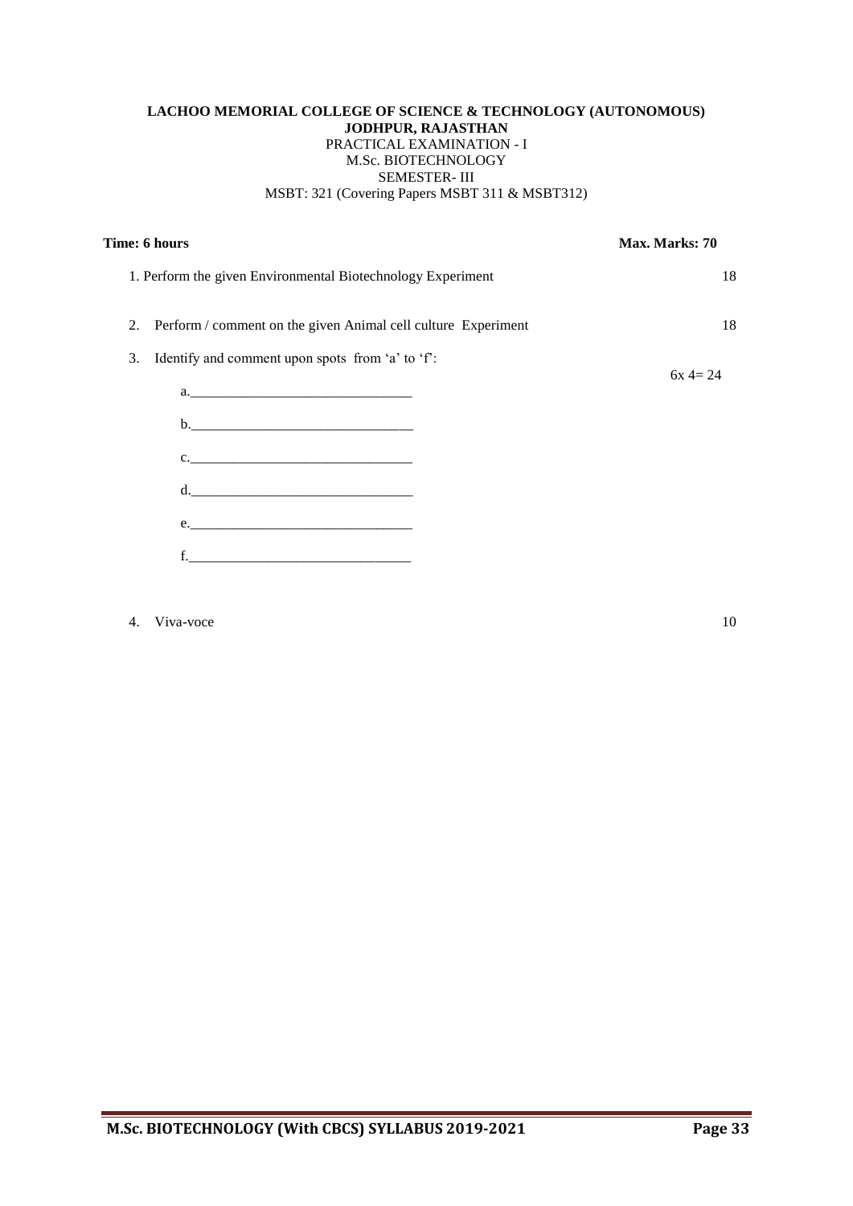**LACHOO MEMORIAL COLLEGE OF SCIENCE & TECHNOLOGY (AUTONOMOUS)**
**JODHPUR, RAJASTHAN**
PRACTICAL EXAMINATION - I
M.Sc. BIOTECHNOLOGY
SEMESTER- III
MSBT: 321 (Covering Papers MSBT 311 & MSBT312)

**Time: 6 hours** **Max. Marks: 70**

1. Perform the given Environmental Biotechnology Experiment 18

2. Perform / comment on the given Animal cell culture Experiment 18

3. Identify and comment upon spots from 'a' to 'f': 6x 4= 24

   a.________________________________

   b.________________________________

   c.________________________________

   d.________________________________

   e.________________________________

   f.________________________________

4. Viva-voce 10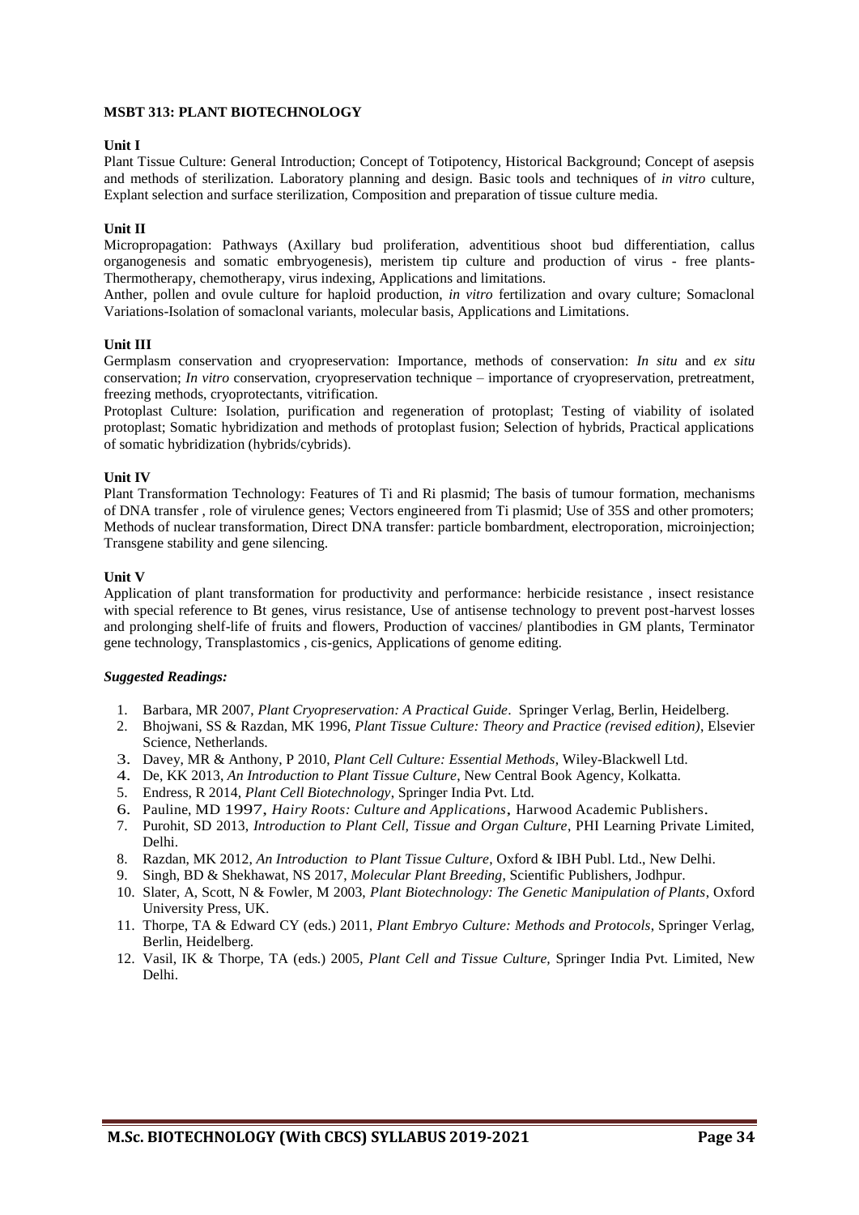## MSBT 313: PLANT BIOTECHNOLOGY

### Unit I

Plant Tissue Culture: General Introduction; Concept of Totipotency, Historical Background; Concept of asepsis and methods of sterilization. Laboratory planning and design. Basic tools and techniques of *in vitro* culture, Explant selection and surface sterilization, Composition and preparation of tissue culture media.

### Unit II

Micropropagation: Pathways (Axillary bud proliferation, adventitious shoot bud differentiation, callus organogenesis and somatic embryogenesis), meristem tip culture and production of virus - free plants-Thermotherapy, chemotherapy, virus indexing, Applications and limitations.

Anther, pollen and ovule culture for haploid production, *in vitro* fertilization and ovary culture; Somaclonal Variations-Isolation of somaclonal variants, molecular basis, Applications and Limitations.

### Unit III

Germplasm conservation and cryopreservation: Importance, methods of conservation: *In situ* and *ex situ* conservation; *In vitro* conservation, cryopreservation technique – importance of cryopreservation, pretreatment, freezing methods, cryoprotectants, vitrification.

Protoplast Culture: Isolation, purification and regeneration of protoplast; Testing of viability of isolated protoplast; Somatic hybridization and methods of protoplast fusion; Selection of hybrids, Practical applications of somatic hybridization (hybrids/cybrids).

### Unit IV

Plant Transformation Technology: Features of Ti and Ri plasmid; The basis of tumour formation, mechanisms of DNA transfer , role of virulence genes; Vectors engineered from Ti plasmid; Use of 35S and other promoters; Methods of nuclear transformation, Direct DNA transfer: particle bombardment, electroporation, microinjection; Transgene stability and gene silencing.

### Unit V

Application of plant transformation for productivity and performance: herbicide resistance , insect resistance with special reference to Bt genes, virus resistance, Use of antisense technology to prevent post-harvest losses and prolonging shelf-life of fruits and flowers, Production of vaccines/ plantibodies in GM plants, Terminator gene technology, Transplastomics , cis-genics, Applications of genome editing.

***Suggested Readings:***

1. Barbara, MR 2007, *Plant Cryopreservation: A Practical Guide*. Springer Verlag, Berlin, Heidelberg.
2. Bhojwani, SS & Razdan, MK 1996, *Plant Tissue Culture: Theory and Practice (revised edition)*, Elsevier Science, Netherlands.
3. Davey, MR & Anthony, P 2010, *Plant Cell Culture: Essential Methods*, Wiley-Blackwell Ltd.
4. De, KK 2013, *An Introduction to Plant Tissue Culture*, New Central Book Agency, Kolkatta.
5. Endress, R 2014, *Plant Cell Biotechnology*, Springer India Pvt. Ltd.
6. Pauline, MD 1997, *Hairy Roots: Culture and Applications*, Harwood Academic Publishers.
7. Purohit, SD 2013, *Introduction to Plant Cell, Tissue and Organ Culture*, PHI Learning Private Limited, Delhi.
8. Razdan, MK 2012, *An Introduction to Plant Tissue Culture*, Oxford & IBH Publ. Ltd., New Delhi.
9. Singh, BD & Shekhawat, NS 2017, *Molecular Plant Breeding*, Scientific Publishers, Jodhpur.
10. Slater, A, Scott, N & Fowler, M 2003, *Plant Biotechnology: The Genetic Manipulation of Plants*, Oxford University Press, UK.
11. Thorpe, TA & Edward CY (eds.) 2011, *Plant Embryo Culture: Methods and Protocols*, Springer Verlag, Berlin, Heidelberg.
12. Vasil, IK & Thorpe, TA (eds.) 2005, *Plant Cell and Tissue Culture*, Springer India Pvt. Limited, New Delhi.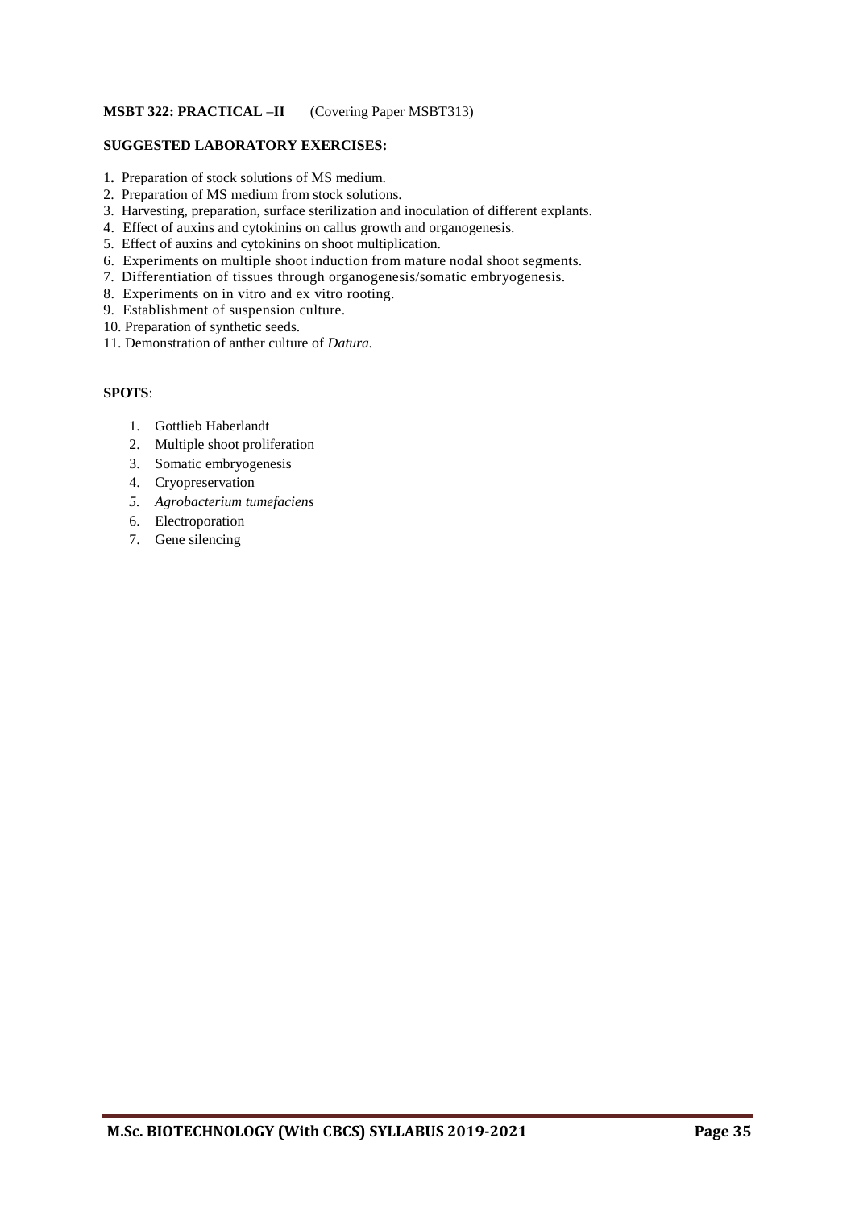**MSBT 322: PRACTICAL –II** (Covering Paper MSBT313)

**SUGGESTED LABORATORY EXERCISES:**

1. Preparation of stock solutions of MS medium.
2. Preparation of MS medium from stock solutions.
3. Harvesting, preparation, surface sterilization and inoculation of different explants.
4. Effect of auxins and cytokinins on callus growth and organogenesis.
5. Effect of auxins and cytokinins on shoot multiplication.
6. Experiments on multiple shoot induction from mature nodal shoot segments.
7. Differentiation of tissues through organogenesis/somatic embryogenesis.
8. Experiments on in vitro and ex vitro rooting.
9. Establishment of suspension culture.
10. Preparation of synthetic seeds.
11. Demonstration of anther culture of *Datura.*

**SPOTS**:

1. Gottlieb Haberlandt
2. Multiple shoot proliferation
3. Somatic embryogenesis
4. Cryopreservation
5. *Agrobacterium tumefaciens*
6. Electroporation
7. Gene silencing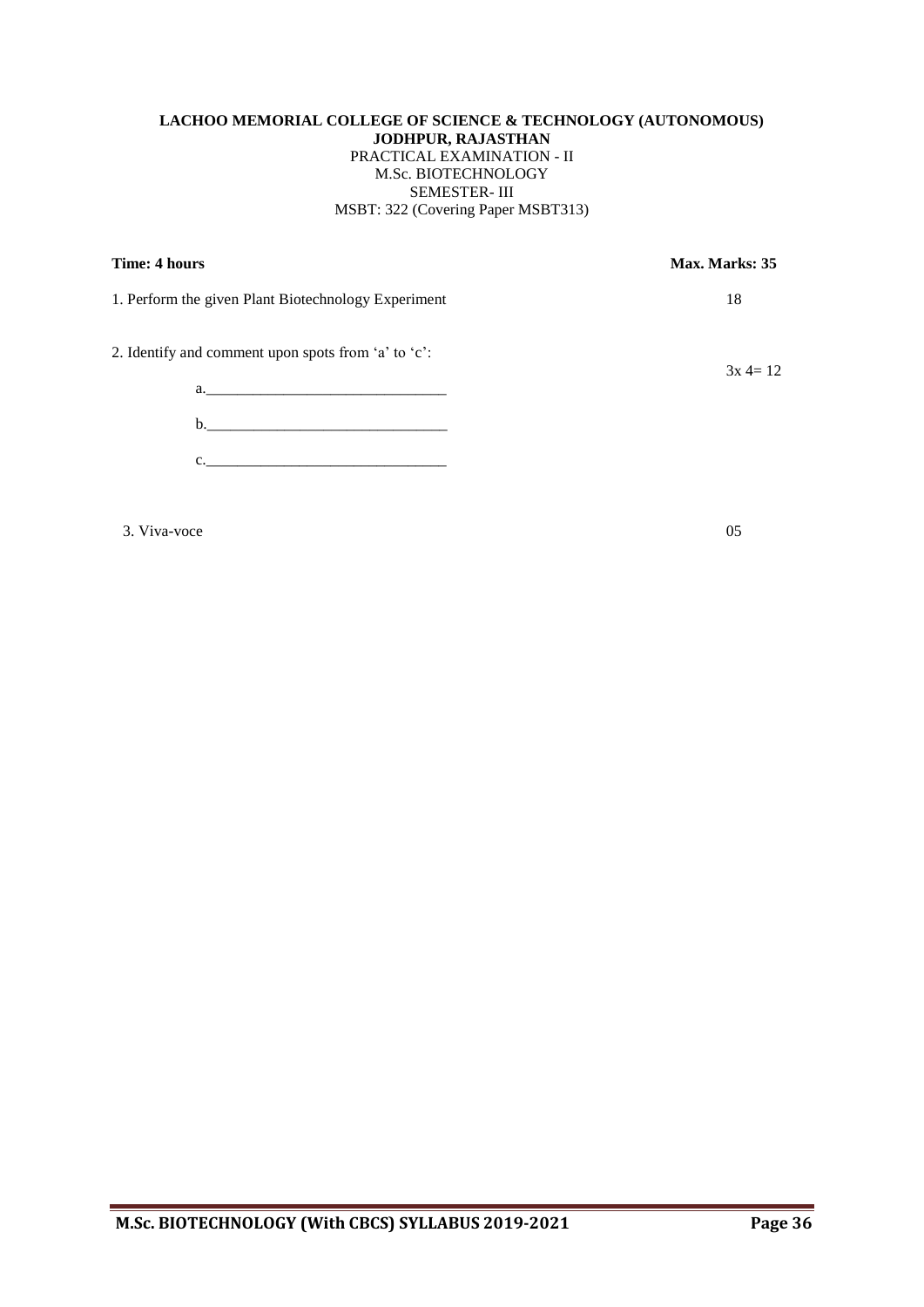**LACHOO MEMORIAL COLLEGE OF SCIENCE & TECHNOLOGY (AUTONOMOUS)**
**JODHPUR, RAJASTHAN**
PRACTICAL EXAMINATION - II
M.Sc. BIOTECHNOLOGY
SEMESTER- III
MSBT: 322 (Covering Paper MSBT313)

**Time: 4 hours** **Max. Marks: 35**

1. Perform the given Plant Biotechnology Experiment 18

2. Identify and comment upon spots from 'a' to 'c': 3x 4= 12

    a.\_\_\_\_\_\_\_\_\_\_\_\_\_\_\_\_\_\_\_\_\_\_\_\_\_\_\_\_\_\_

    b.\_\_\_\_\_\_\_\_\_\_\_\_\_\_\_\_\_\_\_\_\_\_\_\_\_\_\_\_\_\_

    c.\_\_\_\_\_\_\_\_\_\_\_\_\_\_\_\_\_\_\_\_\_\_\_\_\_\_\_\_\_\_

3. Viva-voce 05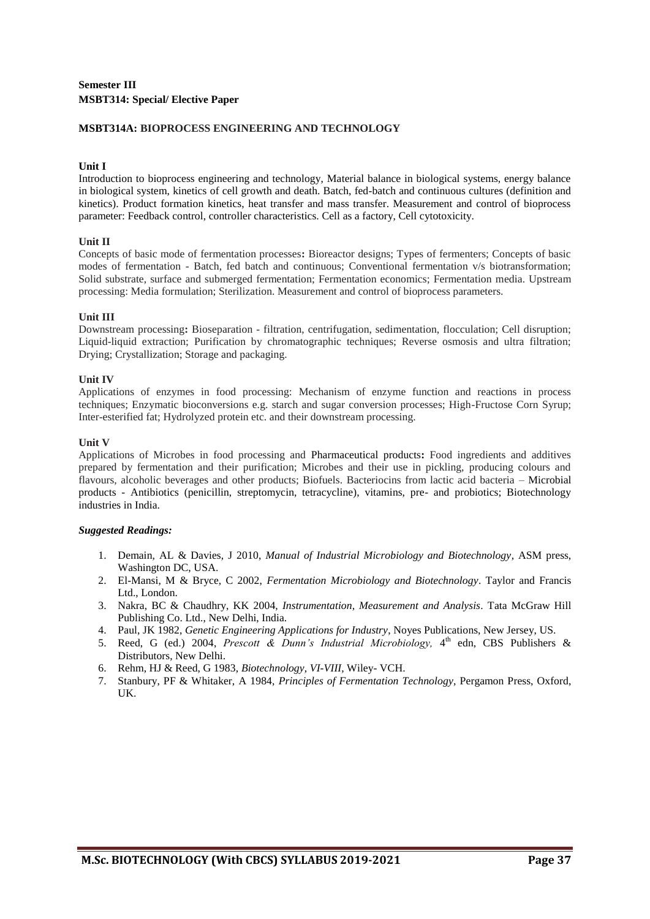**Semester III**
**MSBT314: Special/ Elective Paper**

**MSBT314A: BIOPROCESS ENGINEERING AND TECHNOLOGY**

**Unit I**

Introduction to bioprocess engineering and technology, Material balance in biological systems, energy balance in biological system, kinetics of cell growth and death. Batch, fed-batch and continuous cultures (definition and kinetics). Product formation kinetics, heat transfer and mass transfer. Measurement and control of bioprocess parameter: Feedback control, controller characteristics. Cell as a factory, Cell cytotoxicity.

**Unit II**

Concepts of basic mode of fermentation processes**:** Bioreactor designs; Types of fermenters; Concepts of basic modes of fermentation - Batch, fed batch and continuous; Conventional fermentation v/s biotransformation; Solid substrate, surface and submerged fermentation; Fermentation economics; Fermentation media. Upstream processing: Media formulation; Sterilization. Measurement and control of bioprocess parameters.

**Unit III**

Downstream processing**:** Bioseparation - filtration, centrifugation, sedimentation, flocculation; Cell disruption; Liquid-liquid extraction; Purification by chromatographic techniques; Reverse osmosis and ultra filtration; Drying; Crystallization; Storage and packaging.

**Unit IV**

Applications of enzymes in food processing: Mechanism of enzyme function and reactions in process techniques; Enzymatic bioconversions e.g. starch and sugar conversion processes; High-Fructose Corn Syrup; Inter-esterified fat; Hydrolyzed protein etc. and their downstream processing.

**Unit V**

Applications of Microbes in food processing and Pharmaceutical products**:** Food ingredients and additives prepared by fermentation and their purification; Microbes and their use in pickling, producing colours and flavours, alcoholic beverages and other products; Biofuels. Bacteriocins from lactic acid bacteria – Microbial products - Antibiotics (penicillin, streptomycin, tetracycline), vitamins, pre- and probiotics; Biotechnology industries in India.

***Suggested Readings:***

1. Demain, AL & Davies, J 2010, *Manual of Industrial Microbiology and Biotechnology*, ASM press, Washington DC, USA.
2. El-Mansi, M & Bryce, C 2002, *Fermentation Microbiology and Biotechnology*. Taylor and Francis Ltd., London.
3. Nakra, BC & Chaudhry, KK 2004, *Instrumentation, Measurement and Analysis*. Tata McGraw Hill Publishing Co. Ltd., New Delhi, India.
4. Paul, JK 1982, *Genetic Engineering Applications for Industry*, Noyes Publications, New Jersey, US.
5. Reed, G (ed.) 2004, *Prescott & Dunn's Industrial Microbiology,* 4th edn, CBS Publishers & Distributors, New Delhi.
6. Rehm, HJ & Reed, G 1983, *Biotechnology, VI-VIII*, Wiley- VCH.
7. Stanbury, PF & Whitaker, A 1984, *Principles of Fermentation Technology*, Pergamon Press, Oxford, UK.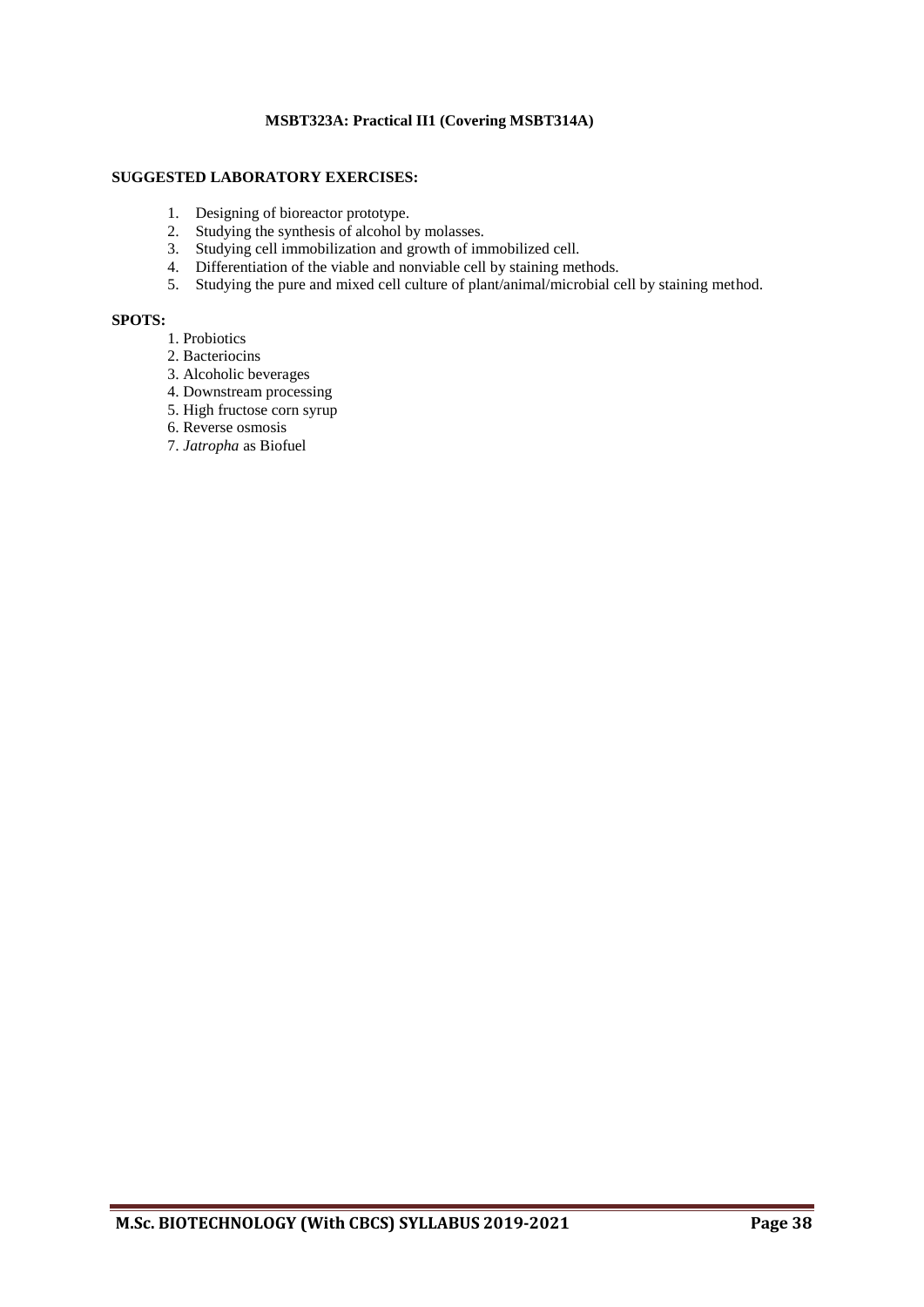### MSBT323A: Practical II1 (Covering MSBT314A)

**SUGGESTED LABORATORY EXERCISES:**

1. Designing of bioreactor prototype.
2. Studying the synthesis of alcohol by molasses.
3. Studying cell immobilization and growth of immobilized cell.
4. Differentiation of the viable and nonviable cell by staining methods.
5. Studying the pure and mixed cell culture of plant/animal/microbial cell by staining method.

**SPOTS:**

1. Probiotics
2. Bacteriocins
3. Alcoholic beverages
4. Downstream processing
5. High fructose corn syrup
6. Reverse osmosis
7. *Jatropha* as Biofuel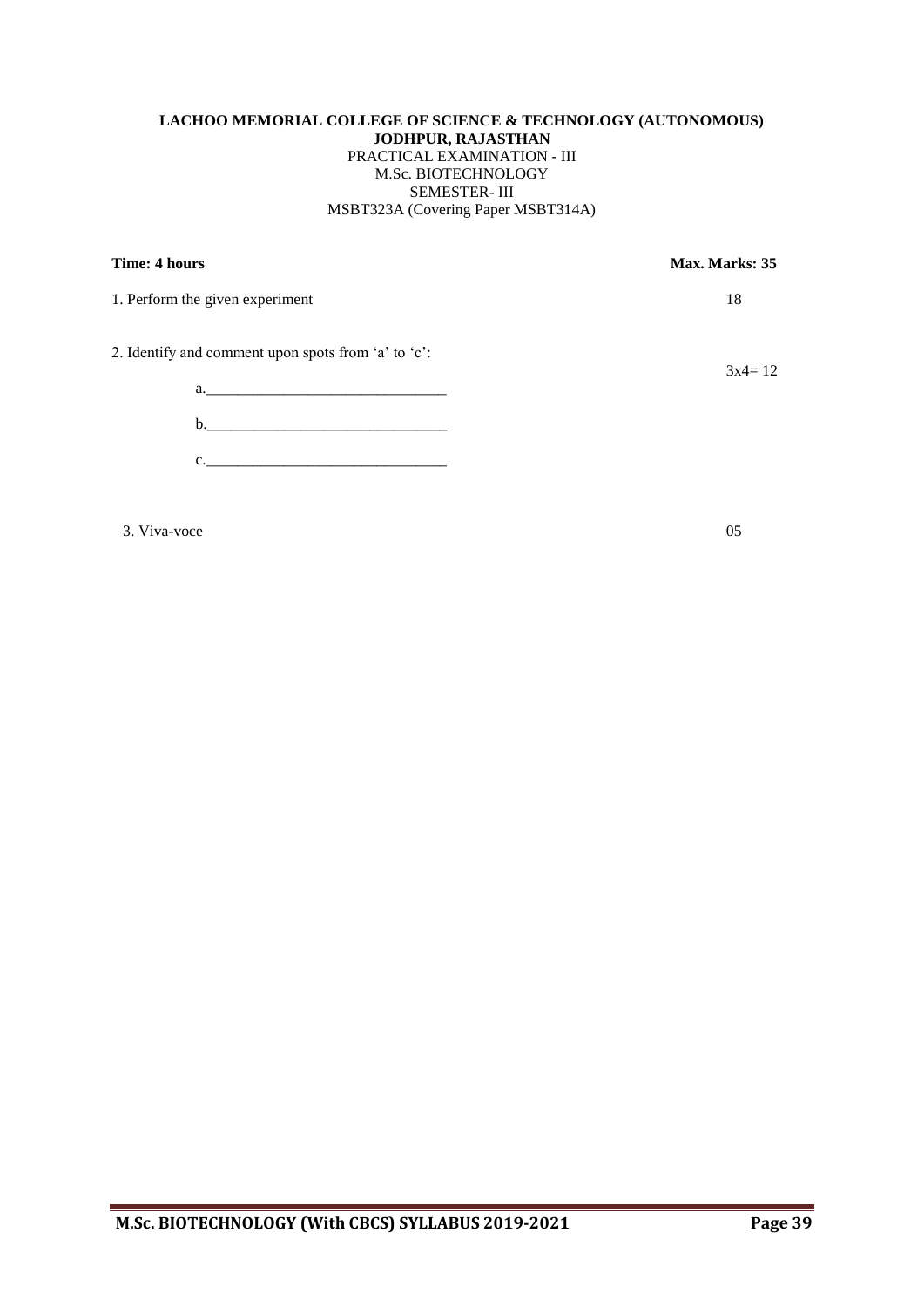**LACHOO MEMORIAL COLLEGE OF SCIENCE & TECHNOLOGY (AUTONOMOUS)**
**JODHPUR, RAJASTHAN**
PRACTICAL EXAMINATION - III
M.Sc. BIOTECHNOLOGY
SEMESTER- III
MSBT323A (Covering Paper MSBT314A)

**Time: 4 hours** **Max. Marks: 35**

1. Perform the given experiment 18

2. Identify and comment upon spots from 'a' to 'c': 3x4= 12

   a.______________________________

   b.______________________________

   c.______________________________

3. Viva-voce 05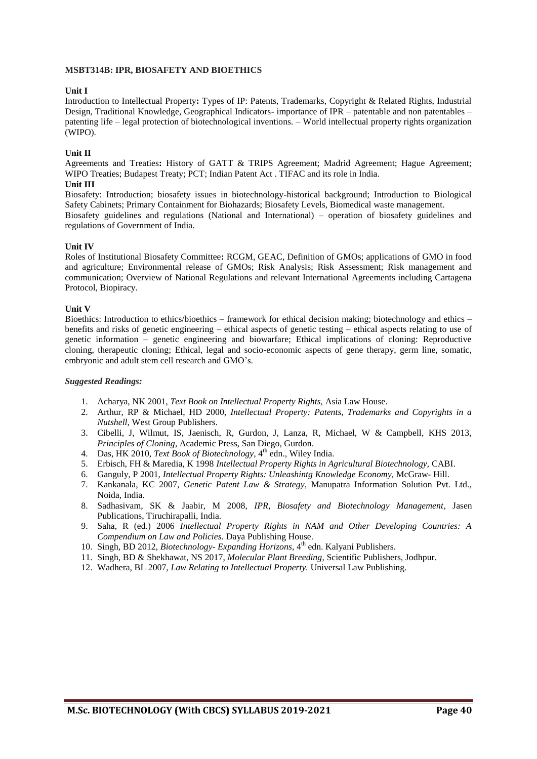**MSBT314B: IPR, BIOSAFETY AND BIOETHICS**

**Unit I**

Introduction to Intellectual Property**:** Types of IP: Patents, Trademarks, Copyright & Related Rights, Industrial Design, Traditional Knowledge, Geographical Indicators- importance of IPR – patentable and non patentables – patenting life – legal protection of biotechnological inventions. – World intellectual property rights organization (WIPO).

**Unit II**

Agreements and Treaties**:** History of GATT & TRIPS Agreement; Madrid Agreement; Hague Agreement; WIPO Treaties; Budapest Treaty; PCT; Indian Patent Act . TIFAC and its role in India.

**Unit III**

Biosafety: Introduction; biosafety issues in biotechnology-historical background; Introduction to Biological Safety Cabinets; Primary Containment for Biohazards; Biosafety Levels, Biomedical waste management.

Biosafety guidelines and regulations (National and International) – operation of biosafety guidelines and regulations of Government of India.

**Unit IV**

Roles of Institutional Biosafety Committee**:** RCGM, GEAC, Definition of GMOs; applications of GMO in food and agriculture; Environmental release of GMOs; Risk Analysis; Risk Assessment; Risk management and communication; Overview of National Regulations and relevant International Agreements including Cartagena Protocol, Biopiracy.

**Unit V**

Bioethics: Introduction to ethics/bioethics – framework for ethical decision making; biotechnology and ethics – benefits and risks of genetic engineering – ethical aspects of genetic testing – ethical aspects relating to use of genetic information – genetic engineering and biowarfare; Ethical implications of cloning: Reproductive cloning, therapeutic cloning; Ethical, legal and socio-economic aspects of gene therapy, germ line, somatic, embryonic and adult stem cell research and GMO's.

***Suggested Readings:***

1. Acharya, NK 2001, *Text Book on Intellectual Property Rights*, Asia Law House.
2. Arthur, RP & Michael, HD 2000, *Intellectual Property: Patents, Trademarks and Copyrights in a Nutshell*, West Group Publishers.
3. Cibelli, J, Wilmut, IS, Jaenisch, R, Gurdon, J, Lanza, R, Michael, W & Campbell, KHS 2013, *Principles of Cloning*, Academic Press, San Diego, Gurdon.
4. Das, HK 2010, *Text Book of Biotechnology*, 4th edn., Wiley India.
5. Erbisch, FH & Maredia, K 1998 *Intellectual Property Rights in Agricultural Biotechnology*, CABI.
6. Ganguly, P 2001, *Intellectual Property Rights: Unleashintg Knowledge Economy*, McGraw- Hill.
7. Kankanala, KC 2007, *Genetic Patent Law & Strategy*, Manupatra Information Solution Pvt. Ltd., Noida, India.
8. Sadhasivam, SK & Jaabir, M 2008, *IPR, Biosafety and Biotechnology Management*, Jasen Publications, Tiruchirapalli, India.
9. Saha, R (ed.) 2006 *Intellectual Property Rights in NAM and Other Developing Countries: A Compendium on Law and Policies.* Daya Publishing House.
10. Singh, BD 2012, *Biotechnology- Expanding Horizons*, 4th edn. Kalyani Publishers.
11. Singh, BD & Shekhawat, NS 2017, *Molecular Plant Breeding*, Scientific Publishers, Jodhpur.
12. Wadhera, BL 2007, *Law Relating to Intellectual Property.* Universal Law Publishing.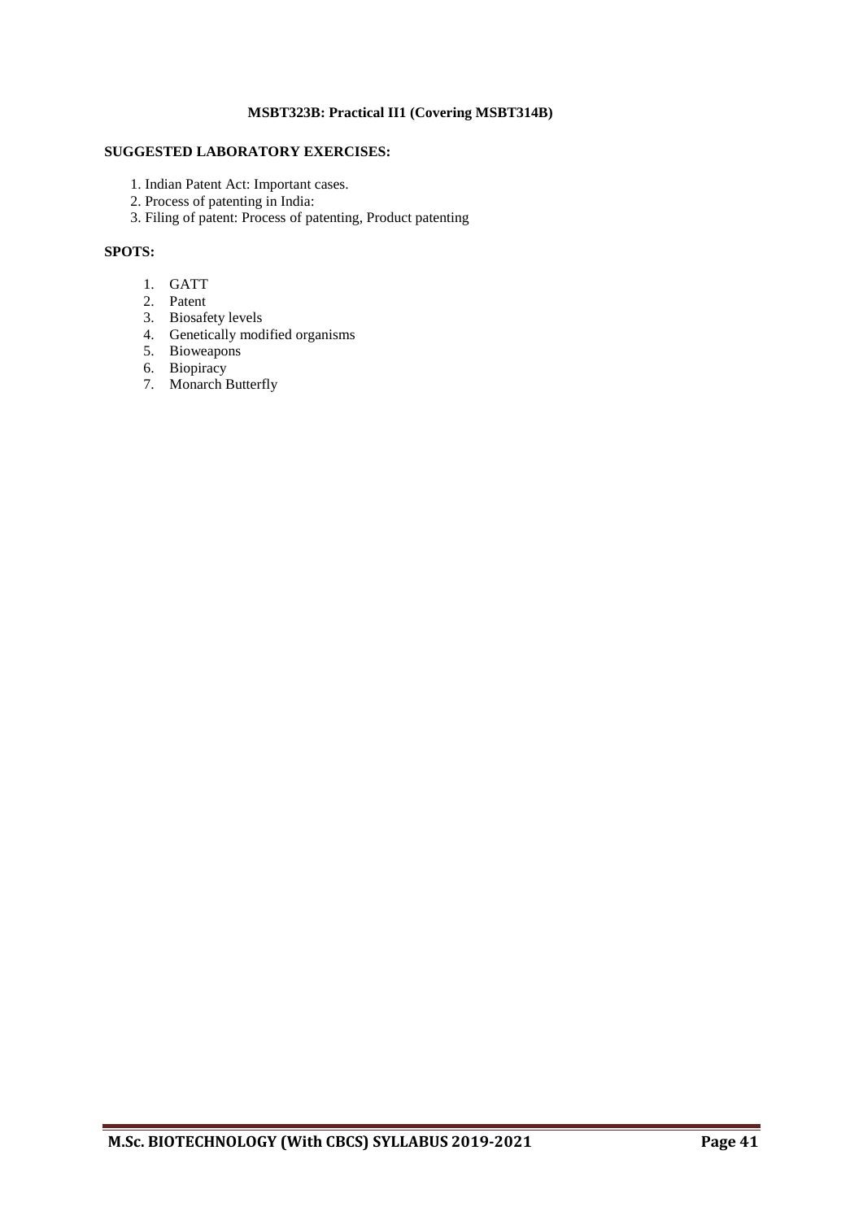**MSBT323B: Practical II1 (Covering MSBT314B)**

**SUGGESTED LABORATORY EXERCISES:**

1. Indian Patent Act: Important cases.
2. Process of patenting in India:
3. Filing of patent: Process of patenting, Product patenting

**SPOTS:**

1. GATT
2. Patent
3. Biosafety levels
4. Genetically modified organisms
5. Bioweapons
6. Biopiracy
7. Monarch Butterfly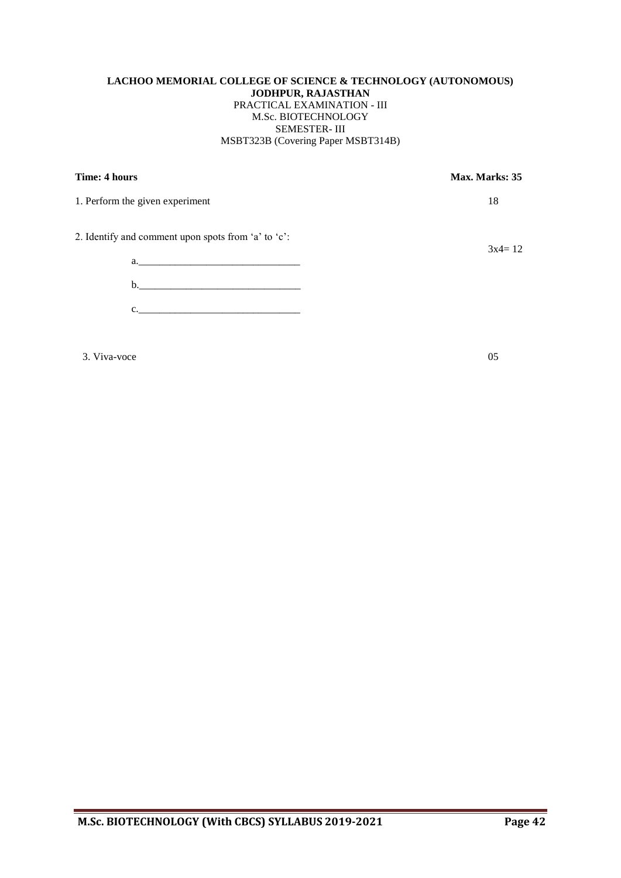**LACHOO MEMORIAL COLLEGE OF SCIENCE & TECHNOLOGY (AUTONOMOUS)**
**JODHPUR, RAJASTHAN**
PRACTICAL EXAMINATION - III
M.Sc. BIOTECHNOLOGY
SEMESTER- III
MSBT323B (Covering Paper MSBT314B)

**Time: 4 hours** **Max. Marks: 35**

1. Perform the given experiment 18

2. Identify and comment upon spots from 'a' to 'c': 3x4= 12

   a.______________________________

   b.______________________________

   c.______________________________

3. Viva-voce 05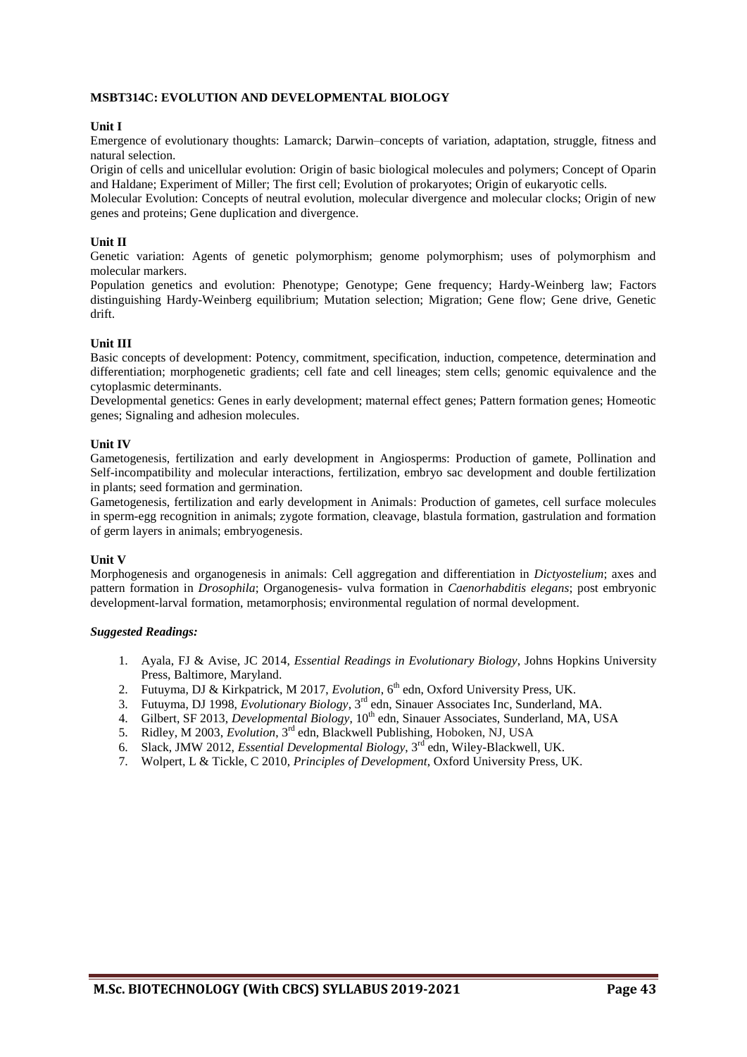## MSBT314C: EVOLUTION AND DEVELOPMENTAL BIOLOGY

### Unit I

Emergence of evolutionary thoughts: Lamarck; Darwin–concepts of variation, adaptation, struggle, fitness and natural selection.

Origin of cells and unicellular evolution: Origin of basic biological molecules and polymers; Concept of Oparin and Haldane; Experiment of Miller; The first cell; Evolution of prokaryotes; Origin of eukaryotic cells.

Molecular Evolution: Concepts of neutral evolution, molecular divergence and molecular clocks; Origin of new genes and proteins; Gene duplication and divergence.

### Unit II

Genetic variation: Agents of genetic polymorphism; genome polymorphism; uses of polymorphism and molecular markers.

Population genetics and evolution: Phenotype; Genotype; Gene frequency; Hardy-Weinberg law; Factors distinguishing Hardy-Weinberg equilibrium; Mutation selection; Migration; Gene flow; Gene drive, Genetic drift.

### Unit III

Basic concepts of development: Potency, commitment, specification, induction, competence, determination and differentiation; morphogenetic gradients; cell fate and cell lineages; stem cells; genomic equivalence and the cytoplasmic determinants.

Developmental genetics: Genes in early development; maternal effect genes; Pattern formation genes; Homeotic genes; Signaling and adhesion molecules.

### Unit IV

Gametogenesis, fertilization and early development in Angiosperms: Production of gamete, Pollination and Self-incompatibility and molecular interactions, fertilization, embryo sac development and double fertilization in plants; seed formation and germination.

Gametogenesis, fertilization and early development in Animals: Production of gametes, cell surface molecules in sperm-egg recognition in animals; zygote formation, cleavage, blastula formation, gastrulation and formation of germ layers in animals; embryogenesis.

### Unit V

Morphogenesis and organogenesis in animals: Cell aggregation and differentiation in *Dictyostelium*; axes and pattern formation in *Drosophila*; Organogenesis- vulva formation in *Caenorhabditis elegans*; post embryonic development-larval formation, metamorphosis; environmental regulation of normal development.

***Suggested Readings:***

1. Ayala, FJ & Avise, JC 2014, *Essential Readings in Evolutionary Biology*, Johns Hopkins University Press, Baltimore, Maryland.
2. Futuyma, DJ & Kirkpatrick, M 2017, *Evolution*, 6th edn, Oxford University Press, UK.
3. Futuyma, DJ 1998, *Evolutionary Biology*, 3rd edn, Sinauer Associates Inc, Sunderland, MA.
4. Gilbert, SF 2013, *Developmental Biology*, 10th edn, Sinauer Associates, Sunderland, MA, USA
5. Ridley, M 2003, *Evolution*, 3rd edn, Blackwell Publishing, Hoboken, NJ, USA
6. Slack, JMW 2012, *Essential Developmental Biology*, 3rd edn, Wiley-Blackwell, UK.
7. Wolpert, L & Tickle, C 2010, *Principles of Development*, Oxford University Press, UK.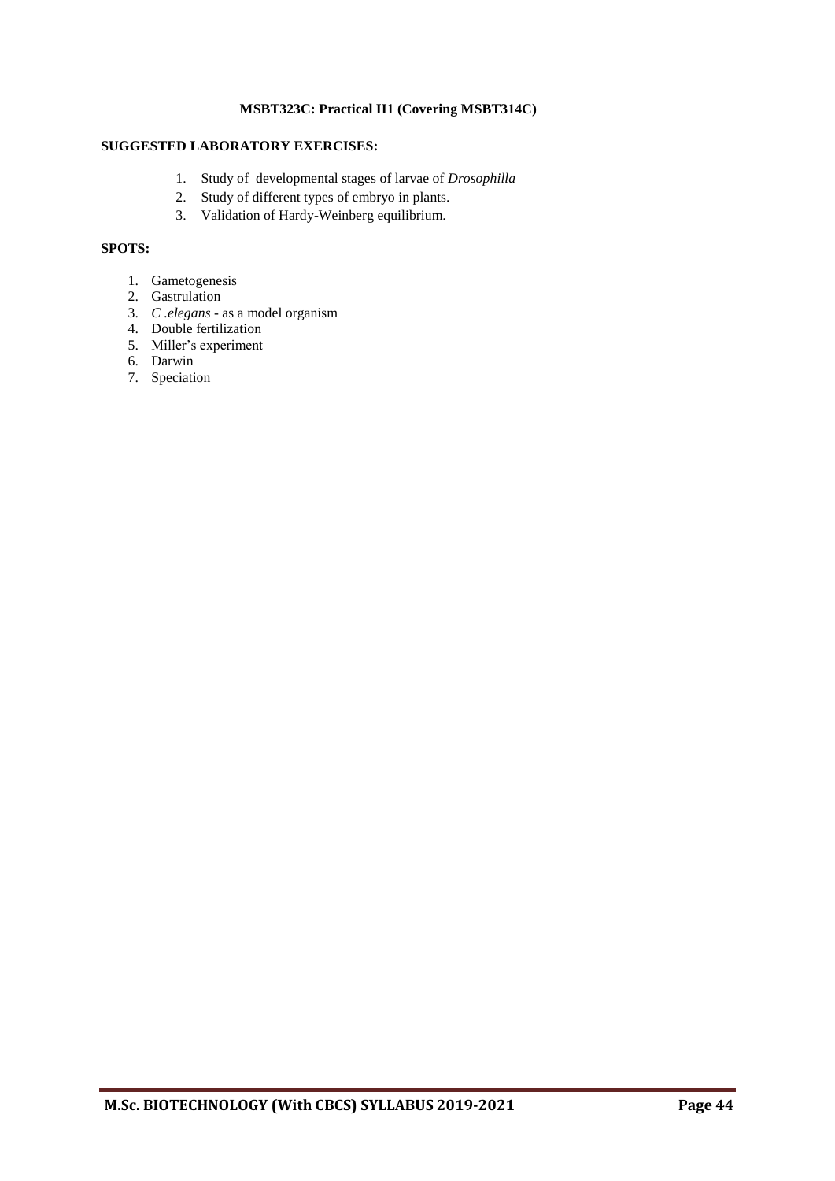**MSBT323C: Practical II1 (Covering MSBT314C)**

**SUGGESTED LABORATORY EXERCISES:**

1. Study of developmental stages of larvae of *Drosophilla*
2. Study of different types of embryo in plants.
3. Validation of Hardy-Weinberg equilibrium.

**SPOTS:**

1. Gametogenesis
2. Gastrulation
3. *C .elegans* - as a model organism
4. Double fertilization
5. Miller's experiment
6. Darwin
7. Speciation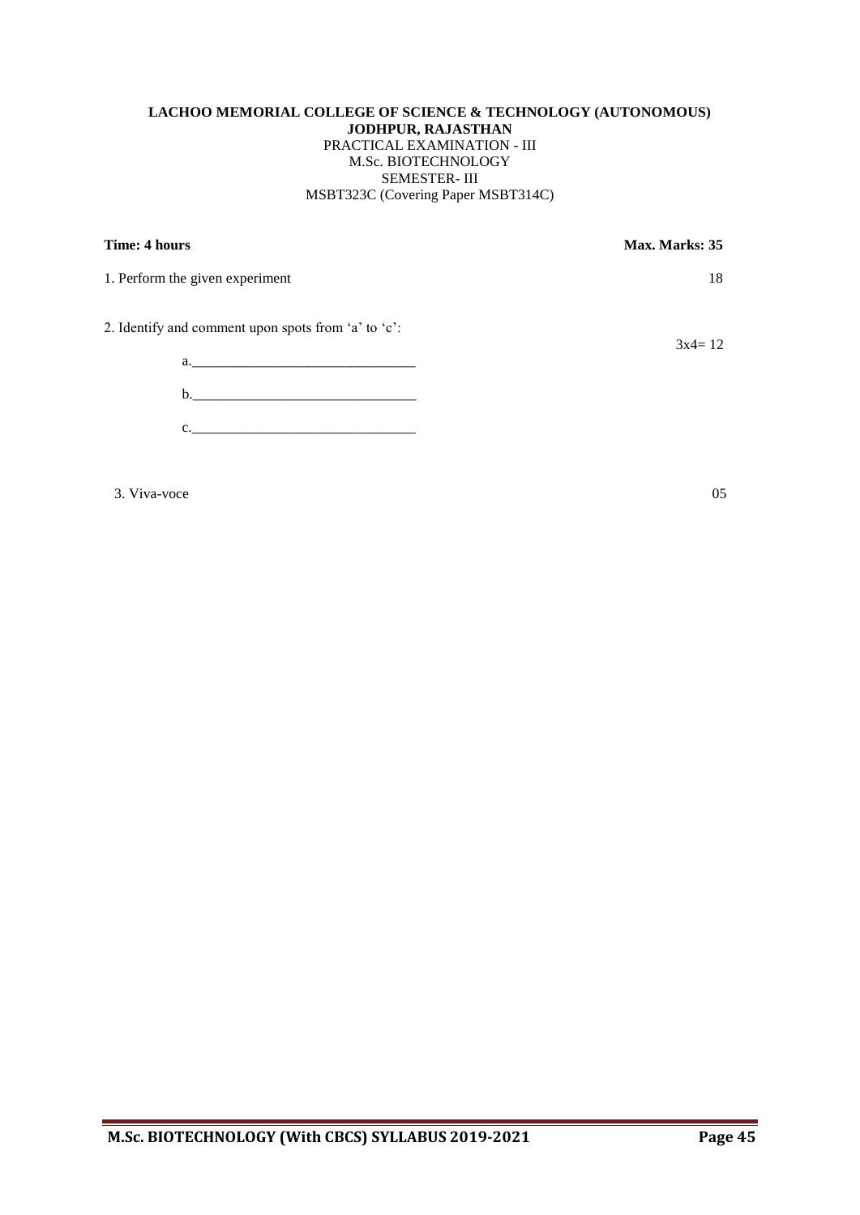**LACHOO MEMORIAL COLLEGE OF SCIENCE & TECHNOLOGY (AUTONOMOUS)**
**JODHPUR, RAJASTHAN**
PRACTICAL EXAMINATION - III
M.Sc. BIOTECHNOLOGY
SEMESTER- III
MSBT323C (Covering Paper MSBT314C)

**Time: 4 hours** **Max. Marks: 35**

1. Perform the given experiment 18

2. Identify and comment upon spots from 'a' to 'c': 3x4= 12

   a.______________________________

   b.______________________________

   c.______________________________

3. Viva-voce 05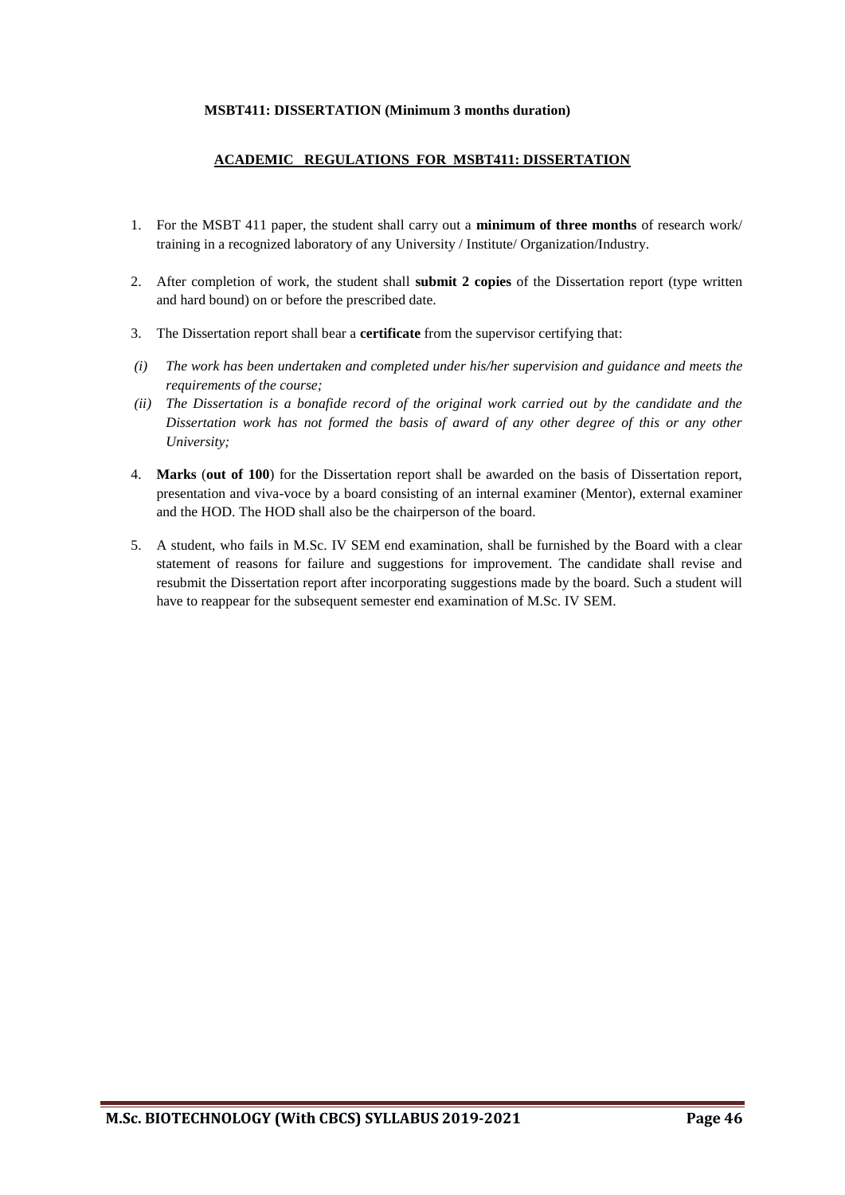**MSBT411: DISSERTATION (Minimum 3 months duration)**

## ACADEMIC REGULATIONS FOR MSBT411: DISSERTATION

1. For the MSBT 411 paper, the student shall carry out a **minimum of three months** of research work/ training in a recognized laboratory of any University / Institute/ Organization/Industry.

2. After completion of work, the student shall **submit 2 copies** of the Dissertation report (type written and hard bound) on or before the prescribed date.

3. The Dissertation report shall bear a **certificate** from the supervisor certifying that:

   *(i) The work has been undertaken and completed under his/her supervision and guidance and meets the requirements of the course;*

   *(ii) The Dissertation is a bonafide record of the original work carried out by the candidate and the Dissertation work has not formed the basis of award of any other degree of this or any other University;*

4. **Marks** (**out of 100**) for the Dissertation report shall be awarded on the basis of Dissertation report, presentation and viva-voce by a board consisting of an internal examiner (Mentor), external examiner and the HOD. The HOD shall also be the chairperson of the board.

5. A student, who fails in M.Sc. IV SEM end examination, shall be furnished by the Board with a clear statement of reasons for failure and suggestions for improvement. The candidate shall revise and resubmit the Dissertation report after incorporating suggestions made by the board. Such a student will have to reappear for the subsequent semester end examination of M.Sc. IV SEM.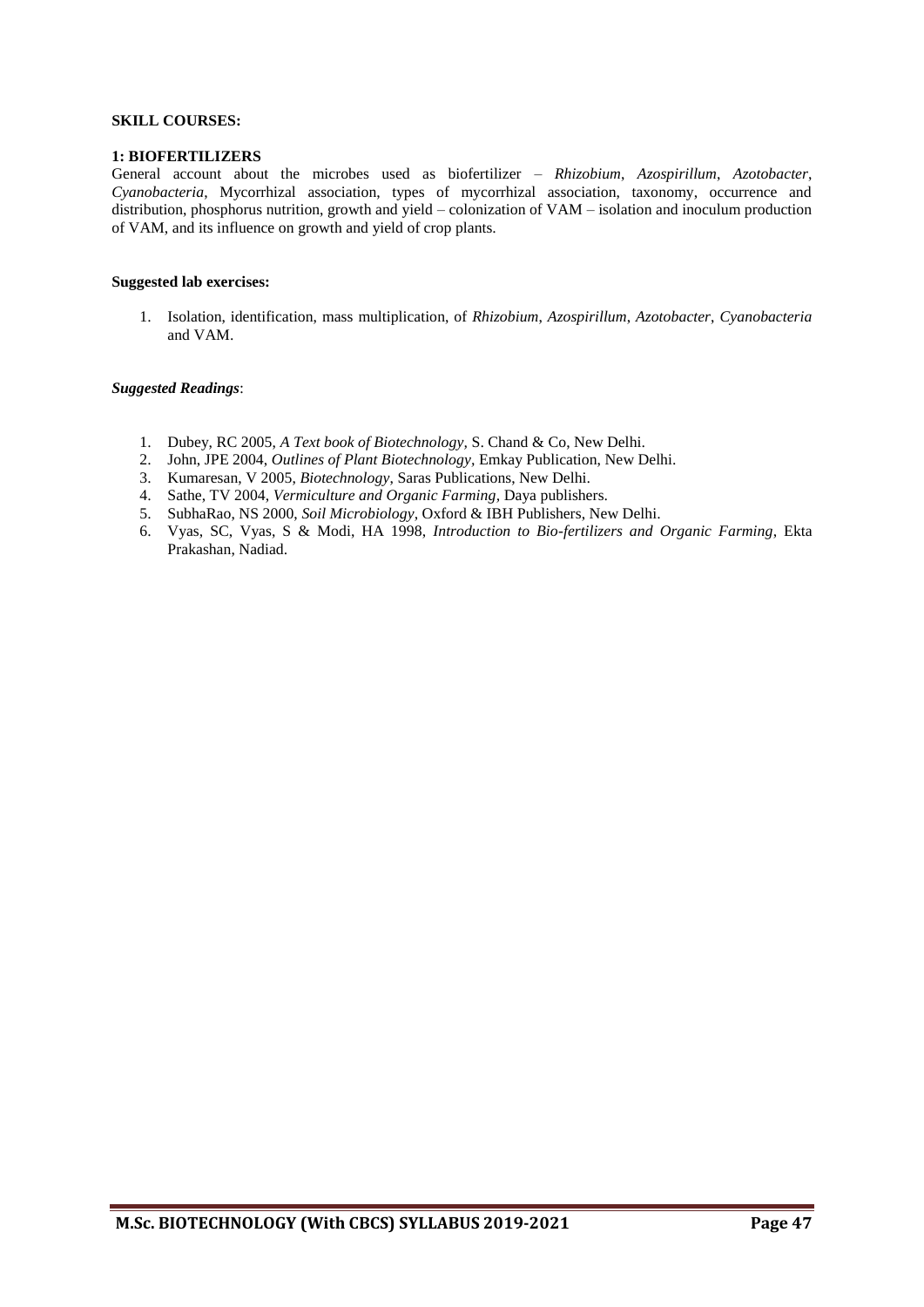**SKILL COURSES:**

**1: BIOFERTILIZERS**

General account about the microbes used as biofertilizer – *Rhizobium*, *Azospirillum*, *Azotobacter*, *Cyanobacteria*, Mycorrhizal association, types of mycorrhizal association, taxonomy, occurrence and distribution, phosphorus nutrition, growth and yield – colonization of VAM – isolation and inoculum production of VAM, and its influence on growth and yield of crop plants.

**Suggested lab exercises:**

1. Isolation, identification, mass multiplication, of *Rhizobium*, *Azospirillum*, *Azotobacter*, *Cyanobacteria* and VAM.

***Suggested Readings***:

1. Dubey, RC 2005, *A Text book of Biotechnology*, S. Chand & Co, New Delhi.
2. John, JPE 2004, *Outlines of Plant Biotechnology*, Emkay Publication, New Delhi.
3. Kumaresan, V 2005, *Biotechnology*, Saras Publications, New Delhi.
4. Sathe, TV 2004, *Vermiculture and Organic Farming*, Daya publishers.
5. SubhaRao, NS 2000, *Soil Microbiology*, Oxford & IBH Publishers, New Delhi.
6. Vyas, SC, Vyas, S & Modi, HA 1998, *Introduction to Bio-fertilizers and Organic Farming*, Ekta Prakashan, Nadiad.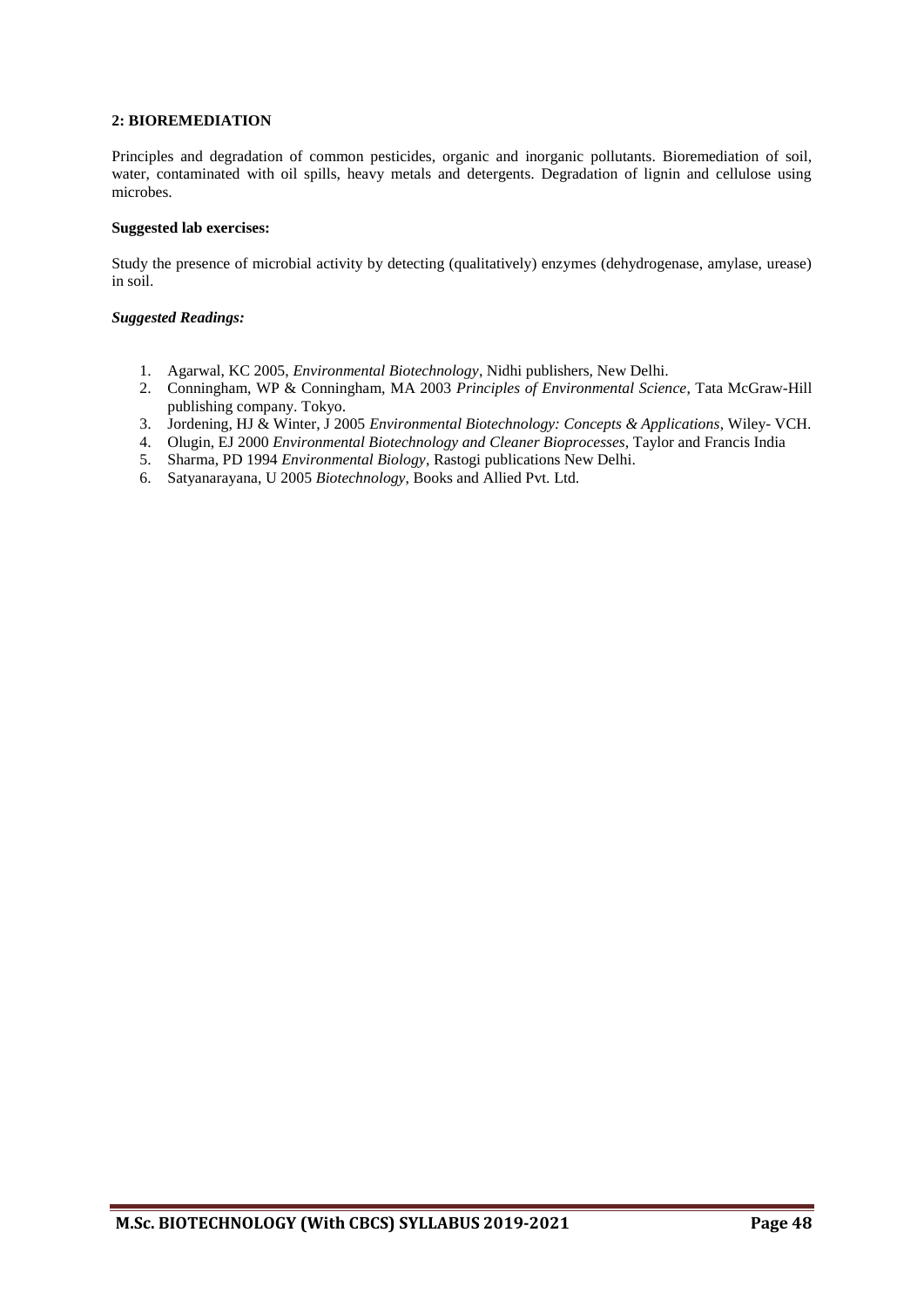**2: BIOREMEDIATION**

Principles and degradation of common pesticides, organic and inorganic pollutants. Bioremediation of soil, water, contaminated with oil spills, heavy metals and detergents. Degradation of lignin and cellulose using microbes.

**Suggested lab exercises:**

Study the presence of microbial activity by detecting (qualitatively) enzymes (dehydrogenase, amylase, urease) in soil.

***Suggested Readings:***

1. Agarwal, KC 2005, *Environmental Biotechnology*, Nidhi publishers, New Delhi.
2. Conningham, WP & Conningham, MA 2003 *Principles of Environmental Science*, Tata McGraw-Hill publishing company. Tokyo.
3. Jordening, HJ & Winter, J 2005 *Environmental Biotechnology: Concepts & Applications*, Wiley- VCH.
4. Olugin, EJ 2000 *Environmental Biotechnology and Cleaner Bioprocesses*, Taylor and Francis India
5. Sharma, PD 1994 *Environmental Biology*, Rastogi publications New Delhi.
6. Satyanarayana, U 2005 *Biotechnology*, Books and Allied Pvt. Ltd.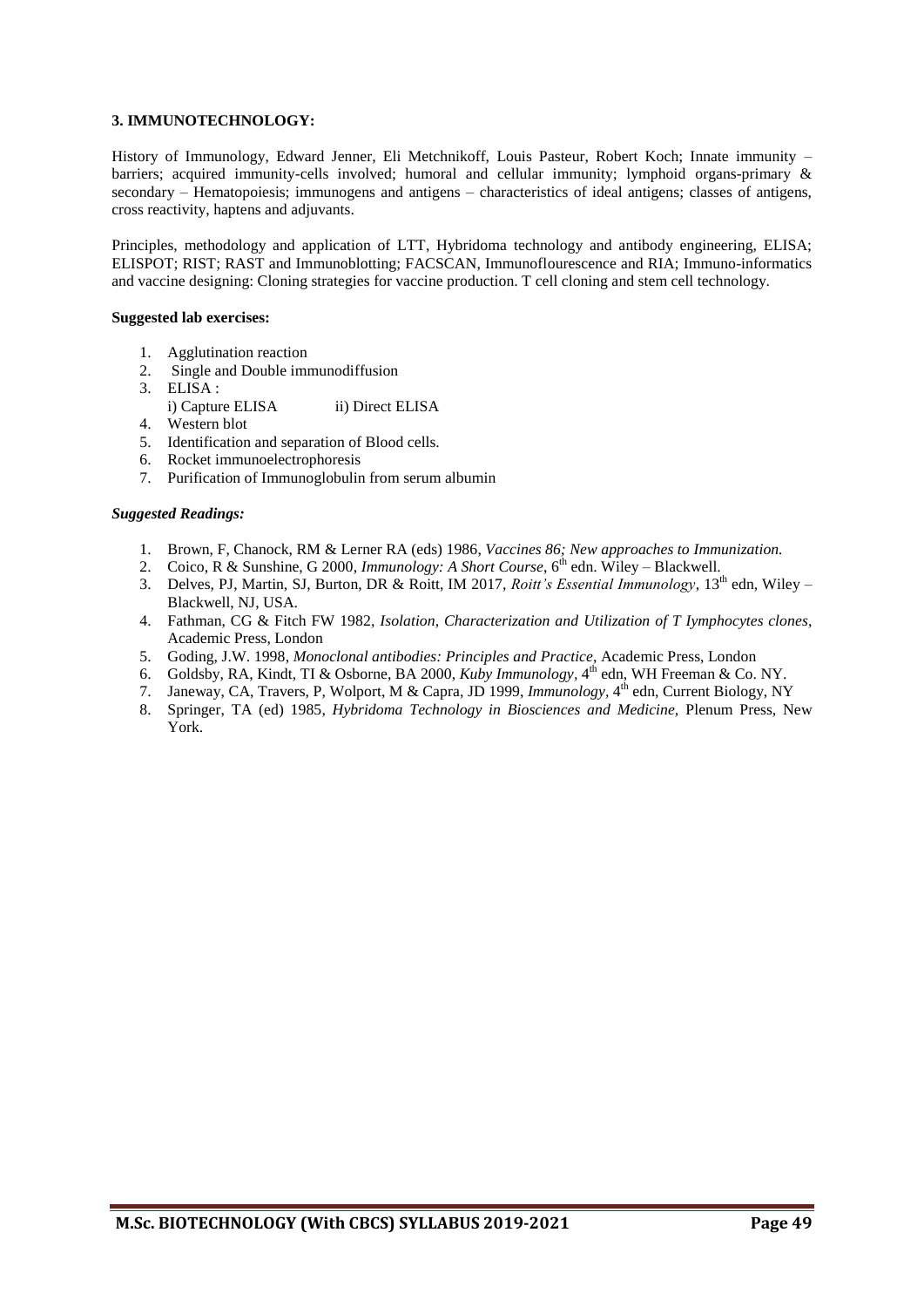**3. IMMUNOTECHNOLOGY:**

History of Immunology, Edward Jenner, Eli Metchnikoff, Louis Pasteur, Robert Koch; Innate immunity – barriers; acquired immunity-cells involved; humoral and cellular immunity; lymphoid organs-primary & secondary – Hematopoiesis; immunogens and antigens – characteristics of ideal antigens; classes of antigens, cross reactivity, haptens and adjuvants.

Principles, methodology and application of LTT, Hybridoma technology and antibody engineering, ELISA; ELISPOT; RIST; RAST and Immunoblotting; FACSCAN, Immunoflourescence and RIA; Immuno-informatics and vaccine designing: Cloning strategies for vaccine production. T cell cloning and stem cell technology.

**Suggested lab exercises:**

1. Agglutination reaction
2. Single and Double immunodiffusion
3. ELISA :
   i) Capture ELISA ii) Direct ELISA
4. Western blot
5. Identification and separation of Blood cells.
6. Rocket immunoelectrophoresis
7. Purification of Immunoglobulin from serum albumin

***Suggested Readings:***

1. Brown, F, Chanock, RM & Lerner RA (eds) 1986, *Vaccines 86; New approaches to Immunization.*
2. Coico, R & Sunshine, G 2000, *Immunology: A Short Course*, 6th edn. Wiley – Blackwell.
3. Delves, PJ, Martin, SJ, Burton, DR & Roitt, IM 2017, *Roitt's Essential Immunology*, 13th edn, Wiley – Blackwell, NJ, USA.
4. Fathman, CG & Fitch FW 1982, *Isolation, Characterization and Utilization of T lymphocytes clones*, Academic Press, London
5. Goding, J.W. 1998, *Monoclonal antibodies: Principles and Practice*, Academic Press, London
6. Goldsby, RA, Kindt, TI & Osborne, BA 2000, *Kuby Immunology*, 4th edn, WH Freeman & Co. NY.
7. Janeway, CA, Travers, P, Wolport, M & Capra, JD 1999, *Immunology*, 4th edn, Current Biology, NY
8. Springer, TA (ed) 1985, *Hybridoma Technology in Biosciences and Medicine,* Plenum Press, New York.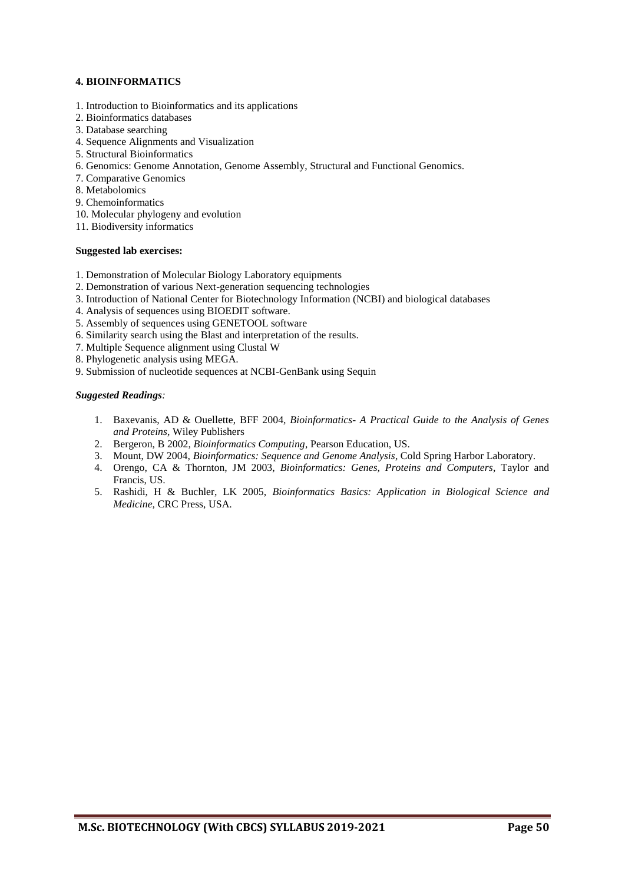**4. BIOINFORMATICS**

1. Introduction to Bioinformatics and its applications
2. Bioinformatics databases
3. Database searching
4. Sequence Alignments and Visualization
5. Structural Bioinformatics
6. Genomics: Genome Annotation, Genome Assembly, Structural and Functional Genomics.
7. Comparative Genomics
8. Metabolomics
9. Chemoinformatics
10. Molecular phylogeny and evolution
11. Biodiversity informatics

**Suggested lab exercises:**

1. Demonstration of Molecular Biology Laboratory equipments
2. Demonstration of various Next-generation sequencing technologies
3. Introduction of National Center for Biotechnology Information (NCBI) and biological databases
4. Analysis of sequences using BIOEDIT software.
5. Assembly of sequences using GENETOOL software
6. Similarity search using the Blast and interpretation of the results.
7. Multiple Sequence alignment using Clustal W
8. Phylogenetic analysis using MEGA.
9. Submission of nucleotide sequences at NCBI-GenBank using Sequin

***Suggested Readings:***

1. Baxevanis, AD & Ouellette, BFF 2004, *Bioinformatics- A Practical Guide to the Analysis of Genes and Proteins*, Wiley Publishers
2. Bergeron, B 2002, *Bioinformatics Computing*, Pearson Education, US.
3. Mount, DW 2004, *Bioinformatics: Sequence and Genome Analysis*, Cold Spring Harbor Laboratory.
4. Orengo, CA & Thornton, JM 2003, *Bioinformatics: Genes, Proteins and Computers*, Taylor and Francis, US.
5. Rashidi, H & Buchler, LK 2005, *Bioinformatics Basics: Application in Biological Science and Medicine,* CRC Press, USA.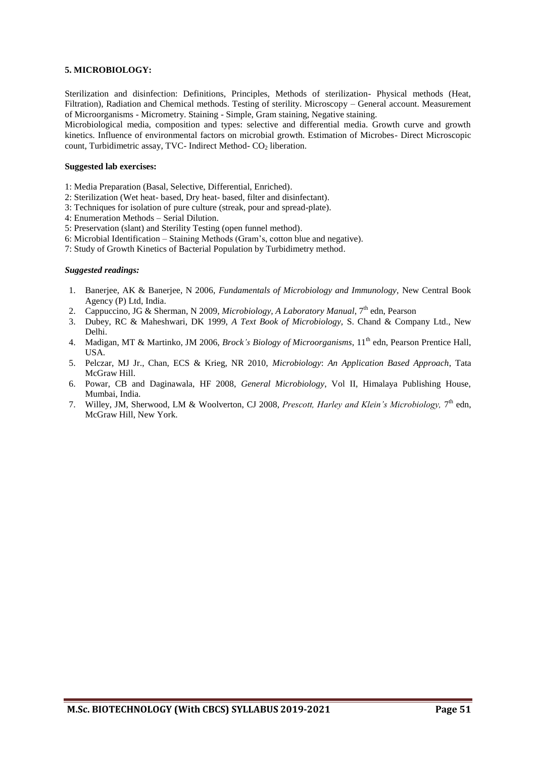**5. MICROBIOLOGY:**

Sterilization and disinfection: Definitions, Principles, Methods of sterilization- Physical methods (Heat, Filtration), Radiation and Chemical methods. Testing of sterility. Microscopy – General account. Measurement of Microorganisms - Micrometry. Staining - Simple, Gram staining, Negative staining.

Microbiological media, composition and types: selective and differential media. Growth curve and growth kinetics. Influence of environmental factors on microbial growth. Estimation of Microbes- Direct Microscopic count, Turbidimetric assay, TVC- Indirect Method- $CO_2$ liberation.

**Suggested lab exercises:**

1: Media Preparation (Basal, Selective, Differential, Enriched).
2: Sterilization (Wet heat- based, Dry heat- based, filter and disinfectant).
3: Techniques for isolation of pure culture (streak, pour and spread-plate).
4: Enumeration Methods – Serial Dilution.
5: Preservation (slant) and Sterility Testing (open funnel method).
6: Microbial Identification – Staining Methods (Gram's, cotton blue and negative).
7: Study of Growth Kinetics of Bacterial Population by Turbidimetry method.

***Suggested readings:***

1. Banerjee, AK & Banerjee, N 2006, *Fundamentals of Microbiology and Immunology*, New Central Book Agency (P) Ltd, India.
2. Cappuccino, JG & Sherman, N 2009, *Microbiology, A Laboratory Manual*, 7th edn, Pearson
3. Dubey, RC & Maheshwari, DK 1999, *A Text Book of Microbiology,* S. Chand & Company Ltd., New Delhi.
4. Madigan, MT & Martinko, JM 2006, *Brock's Biology of Microorganisms*, 11th edn, Pearson Prentice Hall, USA.
5. Pelczar, MJ Jr., Chan, ECS & Krieg, NR 2010, *Microbiology*: *An Application Based Approach*, Tata McGraw Hill.
6. Powar, CB and Daginawala, HF 2008, *General Microbiology*, Vol II, Himalaya Publishing House, Mumbai, India.
7. Willey, JM, Sherwood, LM & Woolverton, CJ 2008, *Prescott, Harley and Klein's Microbiology,* 7th edn, McGraw Hill, New York.